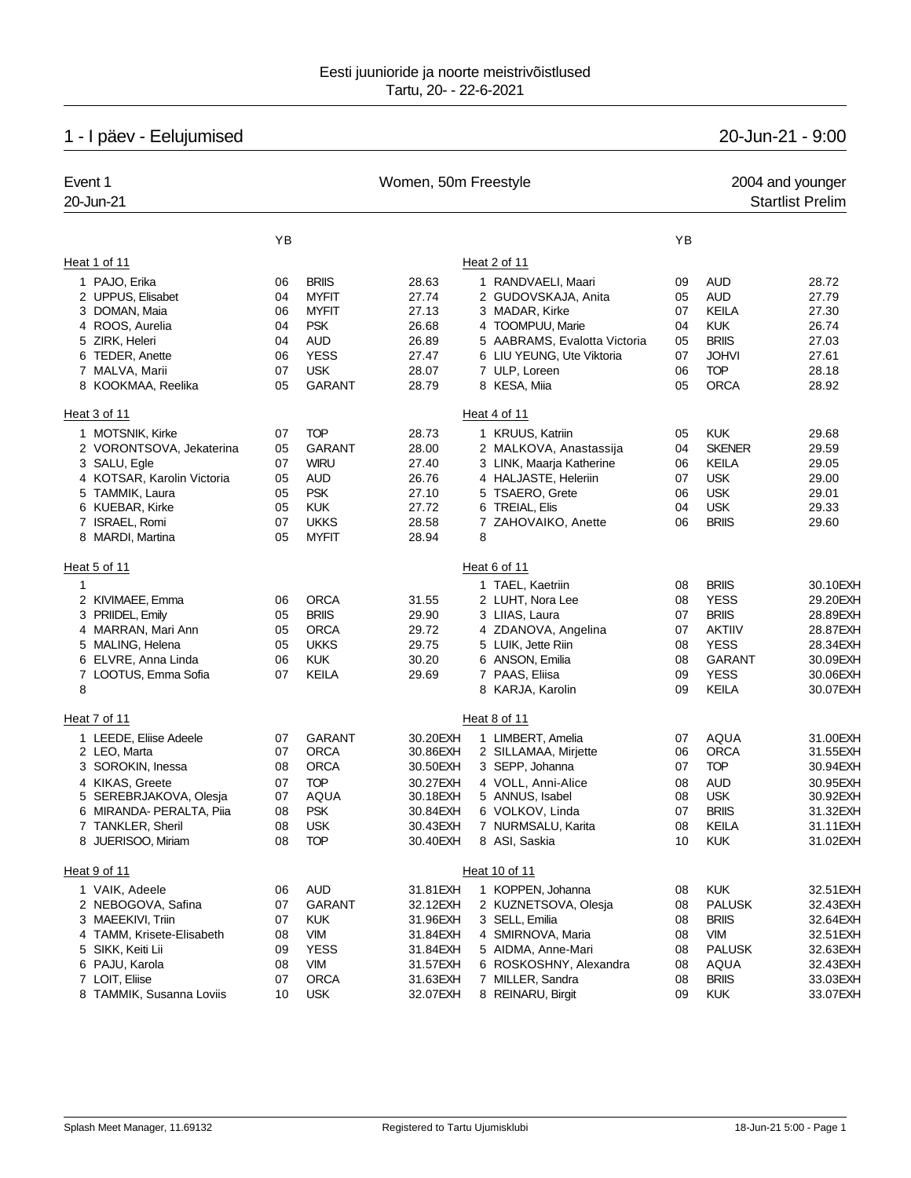Eesti juunioride ja noorte meistrivõistlused
Tartu, 20- - 22-6-2021

# 1 - I päev - Eelujumised

20-Jun-21 - 9:00

## Event 1 — Women, 50m Freestyle — 2004 and younger

20-Jun-21 — Startlist Prelim

### Heat 1 of 11

| Lane | Name | YB | Club | Time |
|---|---|---|---|---|
| 1 | PAJO, Erika | 06 | BRIIS | 28.63 |
| 2 | UPPUS, Elisabet | 04 | MYFIT | 27.74 |
| 3 | DOMAN, Maia | 06 | MYFIT | 27.13 |
| 4 | ROOS, Aurelia | 04 | PSK | 26.68 |
| 5 | ZIRK, Heleri | 04 | AUD | 26.89 |
| 6 | TEDER, Anette | 06 | YESS | 27.47 |
| 7 | MALVA, Marii | 07 | USK | 28.07 |
| 8 | KOOKMAA, Reelika | 05 | GARANT | 28.79 |

### Heat 2 of 11

| Lane | Name | YB | Club | Time |
|---|---|---|---|---|
| 1 | RANDVAELI, Maari | 09 | AUD | 28.72 |
| 2 | GUDOVSKAJA, Anita | 05 | AUD | 27.79 |
| 3 | MADAR, Kirke | 07 | KEILA | 27.30 |
| 4 | TOOMPUU, Marie | 04 | KUK | 26.74 |
| 5 | AABRAMS, Evalotta Victoria | 05 | BRIIS | 27.03 |
| 6 | LIU YEUNG, Ute Viktoria | 07 | JOHVI | 27.61 |
| 7 | ULP, Loreen | 06 | TOP | 28.18 |
| 8 | KESA, Miia | 05 | ORCA | 28.92 |

### Heat 3 of 11

| Lane | Name | YB | Club | Time |
|---|---|---|---|---|
| 1 | MOTSNIK, Kirke | 07 | TOP | 28.73 |
| 2 | VORONTSOVA, Jekaterina | 05 | GARANT | 28.00 |
| 3 | SALU, Egle | 07 | WIRU | 27.40 |
| 4 | KOTSAR, Karolin Victoria | 05 | AUD | 26.76 |
| 5 | TAMMIK, Laura | 05 | PSK | 27.10 |
| 6 | KUEBAR, Kirke | 05 | KUK | 27.72 |
| 7 | ISRAEL, Romi | 07 | UKKS | 28.58 |
| 8 | MARDI, Martina | 05 | MYFIT | 28.94 |

### Heat 4 of 11

| Lane | Name | YB | Club | Time |
|---|---|---|---|---|
| 1 | KRUUS, Katriin | 05 | KUK | 29.68 |
| 2 | MALKOVA, Anastassija | 04 | SKENER | 29.59 |
| 3 | LINK, Maarja Katherine | 06 | KEILA | 29.05 |
| 4 | HALJASTE, Heleriin | 07 | USK | 29.00 |
| 5 | TSAERO, Grete | 06 | USK | 29.01 |
| 6 | TREIAL, Elis | 04 | USK | 29.33 |
| 7 | ZAHOVAIKO, Anette | 06 | BRIIS | 29.60 |
| 8 | | | | |

### Heat 5 of 11

| Lane | Name | YB | Club | Time |
|---|---|---|---|---|
| 1 | | | | |
| 2 | KIVIMAEE, Emma | 06 | ORCA | 31.55 |
| 3 | PRIIDEL, Emily | 05 | BRIIS | 29.90 |
| 4 | MARRAN, Mari Ann | 05 | ORCA | 29.72 |
| 5 | MALING, Helena | 05 | UKKS | 29.75 |
| 6 | ELVRE, Anna Linda | 06 | KUK | 30.20 |
| 7 | LOOTUS, Emma Sofia | 07 | KEILA | 29.69 |
| 8 | | | | |

### Heat 6 of 11

| Lane | Name | YB | Club | Time |
|---|---|---|---|---|
| 1 | TAEL, Kaetriin | 08 | BRIIS | 30.10EXH |
| 2 | LUHT, Nora Lee | 08 | YESS | 29.20EXH |
| 3 | LIIAS, Laura | 07 | BRIIS | 28.89EXH |
| 4 | ZDANOVA, Angelina | 07 | AKTIIV | 28.87EXH |
| 5 | LUIK, Jette Riin | 08 | YESS | 28.34EXH |
| 6 | ANSON, Emilia | 08 | GARANT | 30.09EXH |
| 7 | PAAS, Eliisa | 09 | YESS | 30.06EXH |
| 8 | KARJA, Karolin | 09 | KEILA | 30.07EXH |

### Heat 7 of 11

| Lane | Name | YB | Club | Time |
|---|---|---|---|---|
| 1 | LEEDE, Eliise Adeele | 07 | GARANT | 30.20EXH |
| 2 | LEO, Marta | 07 | ORCA | 30.86EXH |
| 3 | SOROKIN, Inessa | 08 | ORCA | 30.50EXH |
| 4 | KIKAS, Greete | 07 | TOP | 30.27EXH |
| 5 | SEREBRJAKOVA, Olesja | 07 | AQUA | 30.18EXH |
| 6 | MIRANDA- PERALTA, Piia | 08 | PSK | 30.84EXH |
| 7 | TANKLER, Sheril | 08 | USK | 30.43EXH |
| 8 | JUERISOO, Miriam | 08 | TOP | 30.40EXH |

### Heat 8 of 11

| Lane | Name | YB | Club | Time |
|---|---|---|---|---|
| 1 | LIMBERT, Amelia | 07 | AQUA | 31.00EXH |
| 2 | SILLAMAA, Mirjette | 06 | ORCA | 31.55EXH |
| 3 | SEPP, Johanna | 07 | TOP | 30.94EXH |
| 4 | VOLL, Anni-Alice | 08 | AUD | 30.95EXH |
| 5 | ANNUS, Isabel | 08 | USK | 30.92EXH |
| 6 | VOLKOV, Linda | 07 | BRIIS | 31.32EXH |
| 7 | NURMSALU, Karita | 08 | KEILA | 31.11EXH |
| 8 | ASI, Saskia | 10 | KUK | 31.02EXH |

### Heat 9 of 11

| Lane | Name | YB | Club | Time |
|---|---|---|---|---|
| 1 | VAIK, Adeele | 06 | AUD | 31.81EXH |
| 2 | NEBOGOVA, Safina | 07 | GARANT | 32.12EXH |
| 3 | MAEEKIVI, Triin | 07 | KUK | 31.96EXH |
| 4 | TAMM, Krisete-Elisabeth | 08 | VIM | 31.84EXH |
| 5 | SIKK, Keiti Lii | 09 | YESS | 31.84EXH |
| 6 | PAJU, Karola | 08 | VIM | 31.57EXH |
| 7 | LOIT, Eliise | 07 | ORCA | 31.63EXH |
| 8 | TAMMIK, Susanna Loviis | 10 | USK | 32.07EXH |

### Heat 10 of 11

| Lane | Name | YB | Club | Time |
|---|---|---|---|---|
| 1 | KOPPEN, Johanna | 08 | KUK | 32.51EXH |
| 2 | KUZNETSOVA, Olesja | 08 | PALUSK | 32.43EXH |
| 3 | SELL, Emilia | 08 | BRIIS | 32.64EXH |
| 4 | SMIRNOVA, Maria | 08 | VIM | 32.51EXH |
| 5 | AIDMA, Anne-Mari | 08 | PALUSK | 32.63EXH |
| 6 | ROSKOSHNY, Alexandra | 08 | AQUA | 32.43EXH |
| 7 | MILLER, Sandra | 08 | BRIIS | 33.03EXH |
| 8 | REINARU, Birgit | 09 | KUK | 33.07EXH |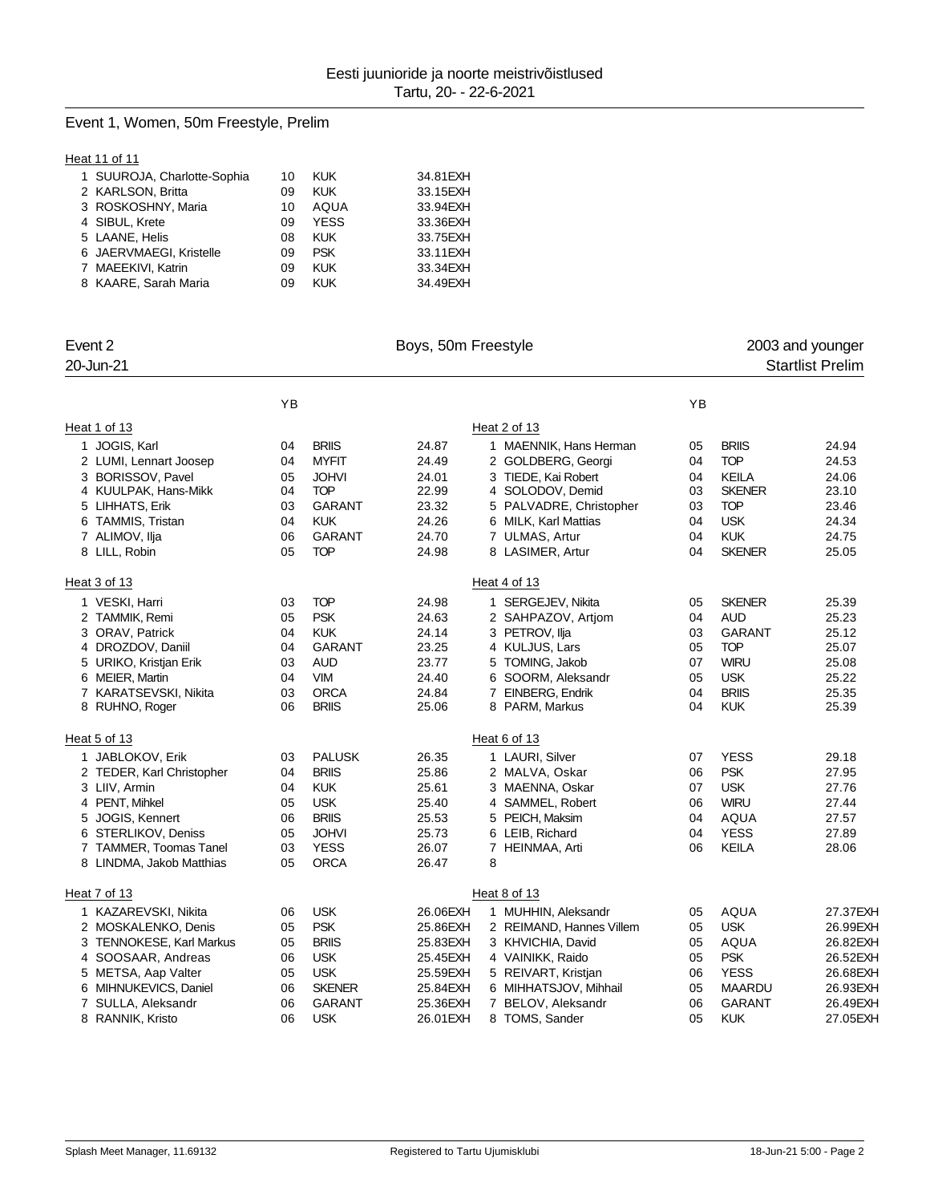Eesti juunioride ja noorte meistrivõistlused
Tartu, 20- - 22-6-2021

## Event 1, Women, 50m Freestyle, Prelim

Heat 11 of 11

| | Name | YB | Club | Time |
|---|---|---|---|---|
| 1 | SUUROJA, Charlotte-Sophia | 10 | KUK | 34.81EXH |
| 2 | KARLSON, Britta | 09 | KUK | 33.15EXH |
| 3 | ROSKOSHNY, Maria | 10 | AQUA | 33.94EXH |
| 4 | SIBUL, Krete | 09 | YESS | 33.36EXH |
| 5 | LAANE, Helis | 08 | KUK | 33.75EXH |
| 6 | JAERVMAEGI, Kristelle | 09 | PSK | 33.11EXH |
| 7 | MAEEKIVI, Katrin | 09 | KUK | 33.34EXH |
| 8 | KAARE, Sarah Maria | 09 | KUK | 34.49EXH |

## Event 2 — Boys, 50m Freestyle — 2003 and younger

20-Jun-21 — Startlist Prelim

Heat 1 of 13

| | Name | YB | Club | Time |
|---|---|---|---|---|
| 1 | JOGIS, Karl | 04 | BRIIS | 24.87 |
| 2 | LUMI, Lennart Joosep | 04 | MYFIT | 24.49 |
| 3 | BORISSOV, Pavel | 05 | JOHVI | 24.01 |
| 4 | KUULPAK, Hans-Mikk | 04 | TOP | 22.99 |
| 5 | LIHHATS, Erik | 03 | GARANT | 23.32 |
| 6 | TAMMIS, Tristan | 04 | KUK | 24.26 |
| 7 | ALIMOV, Ilja | 06 | GARANT | 24.70 |
| 8 | LILL, Robin | 05 | TOP | 24.98 |

Heat 2 of 13

| | Name | YB | Club | Time |
|---|---|---|---|---|
| 1 | MAENNIK, Hans Herman | 05 | BRIIS | 24.94 |
| 2 | GOLDBERG, Georgi | 04 | TOP | 24.53 |
| 3 | TIEDE, Kai Robert | 04 | KEILA | 24.06 |
| 4 | SOLODOV, Demid | 03 | SKENER | 23.10 |
| 5 | PALVADRE, Christopher | 03 | TOP | 23.46 |
| 6 | MILK, Karl Mattias | 04 | USK | 24.34 |
| 7 | ULMAS, Artur | 04 | KUK | 24.75 |
| 8 | LASIMER, Artur | 04 | SKENER | 25.05 |

Heat 3 of 13

| | Name | YB | Club | Time |
|---|---|---|---|---|
| 1 | VESKI, Harri | 03 | TOP | 24.98 |
| 2 | TAMMIK, Remi | 05 | PSK | 24.63 |
| 3 | ORAV, Patrick | 04 | KUK | 24.14 |
| 4 | DROZDOV, Daniil | 04 | GARANT | 23.25 |
| 5 | URIKO, Kristjan Erik | 03 | AUD | 23.77 |
| 6 | MEIER, Martin | 04 | VIM | 24.40 |
| 7 | KARATSEVSKI, Nikita | 03 | ORCA | 24.84 |
| 8 | RUHNO, Roger | 06 | BRIIS | 25.06 |

Heat 4 of 13

| | Name | YB | Club | Time |
|---|---|---|---|---|
| 1 | SERGEJEV, Nikita | 05 | SKENER | 25.39 |
| 2 | SAHPAZOV, Artjom | 04 | AUD | 25.23 |
| 3 | PETROV, Ilja | 03 | GARANT | 25.12 |
| 4 | KULJUS, Lars | 05 | TOP | 25.07 |
| 5 | TOMING, Jakob | 07 | WIRU | 25.08 |
| 6 | SOORM, Aleksandr | 05 | USK | 25.22 |
| 7 | EINBERG, Endrik | 04 | BRIIS | 25.35 |
| 8 | PARM, Markus | 04 | KUK | 25.39 |

Heat 5 of 13

| | Name | YB | Club | Time |
|---|---|---|---|---|
| 1 | JABLOKOV, Erik | 03 | PALUSK | 26.35 |
| 2 | TEDER, Karl Christopher | 04 | BRIIS | 25.86 |
| 3 | LIIV, Armin | 04 | KUK | 25.61 |
| 4 | PENT, Mihkel | 05 | USK | 25.40 |
| 5 | JOGIS, Kennert | 06 | BRIIS | 25.53 |
| 6 | STERLIKOV, Deniss | 05 | JOHVI | 25.73 |
| 7 | TAMMER, Toomas Tanel | 03 | YESS | 26.07 |
| 8 | LINDMA, Jakob Matthias | 05 | ORCA | 26.47 |

Heat 6 of 13

| | Name | YB | Club | Time |
|---|---|---|---|---|
| 1 | LAURI, Silver | 07 | YESS | 29.18 |
| 2 | MALVA, Oskar | 06 | PSK | 27.95 |
| 3 | MAENNA, Oskar | 07 | USK | 27.76 |
| 4 | SAMMEL, Robert | 06 | WIRU | 27.44 |
| 5 | PEICH, Maksim | 04 | AQUA | 27.57 |
| 6 | LEIB, Richard | 04 | YESS | 27.89 |
| 7 | HEINMAA, Arti | 06 | KEILA | 28.06 |
| 8 | | | | |

Heat 7 of 13

| | Name | YB | Club | Time |
|---|---|---|---|---|
| 1 | KAZAREVSKI, Nikita | 06 | USK | 26.06EXH |
| 2 | MOSKALENKO, Denis | 05 | PSK | 25.86EXH |
| 3 | TENNOKESE, Karl Markus | 05 | BRIIS | 25.83EXH |
| 4 | SOOSAAR, Andreas | 06 | USK | 25.45EXH |
| 5 | METSA, Aap Valter | 05 | USK | 25.59EXH |
| 6 | MIHNUKEVICS, Daniel | 06 | SKENER | 25.84EXH |
| 7 | SULLA, Aleksandr | 06 | GARANT | 25.36EXH |
| 8 | RANNIK, Kristo | 06 | USK | 26.01EXH |

Heat 8 of 13

| | Name | YB | Club | Time |
|---|---|---|---|---|
| 1 | MUHHIN, Aleksandr | 05 | AQUA | 27.37EXH |
| 2 | REIMAND, Hannes Villem | 05 | USK | 26.99EXH |
| 3 | KHVICHIA, David | 05 | AQUA | 26.82EXH |
| 4 | VAINIKK, Raido | 05 | PSK | 26.52EXH |
| 5 | REIVART, Kristjan | 06 | YESS | 26.68EXH |
| 6 | MIHHATSJOV, Mihhail | 05 | MAARDU | 26.93EXH |
| 7 | BELOV, Aleksandr | 06 | GARANT | 26.49EXH |
| 8 | TOMS, Sander | 05 | KUK | 27.05EXH |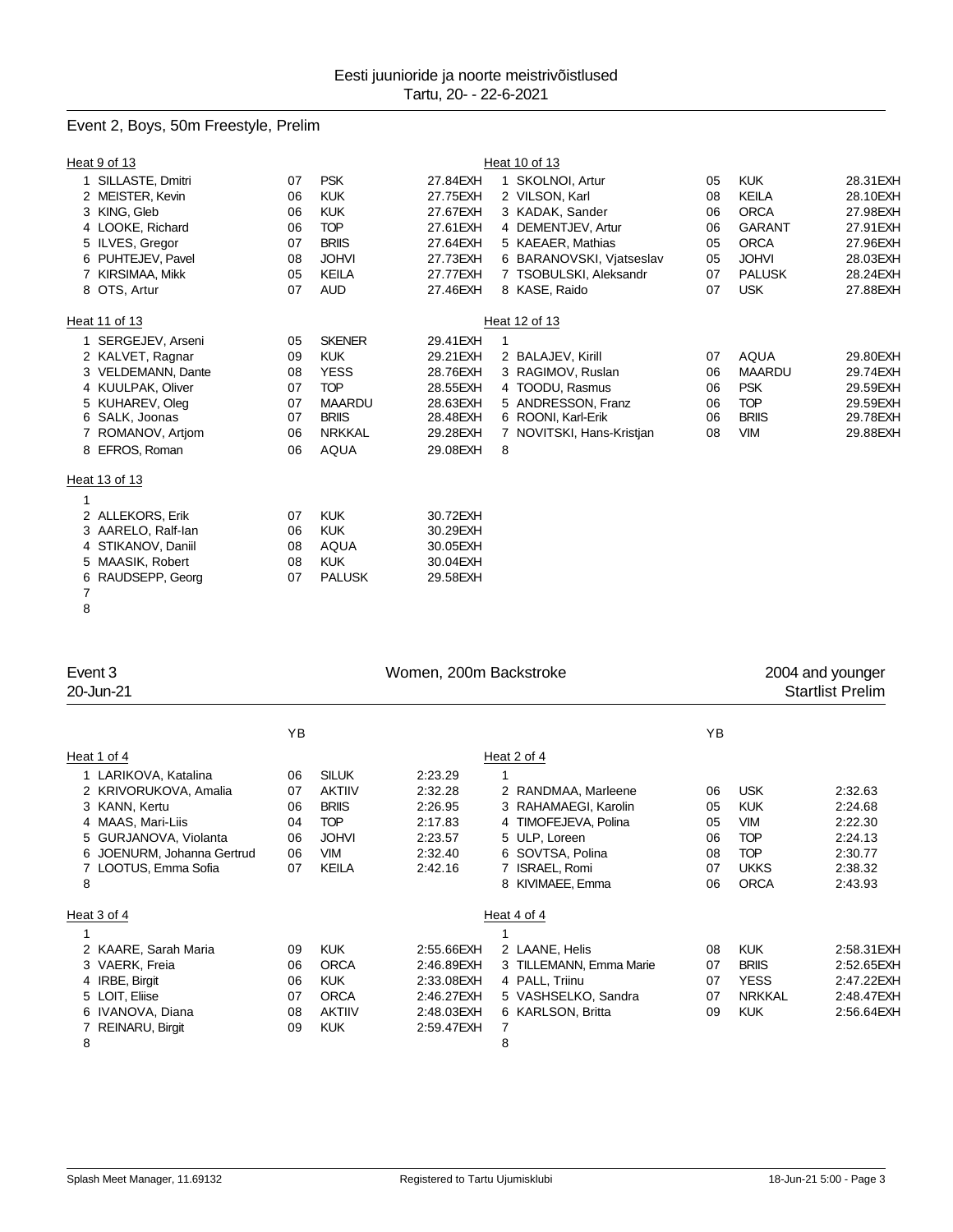Eesti juunioride ja noorte meistrivõistlused
Tartu, 20- - 22-6-2021

## Event 2, Boys, 50m Freestyle, Prelim

### Heat 9 of 13

| Lane | Name | YB | Club | Time |
|---|---|---|---|---|
| 1 | SILLASTE, Dmitri | 07 | PSK | 27.84EXH |
| 2 | MEISTER, Kevin | 06 | KUK | 27.75EXH |
| 3 | KING, Gleb | 06 | KUK | 27.67EXH |
| 4 | LOOKE, Richard | 06 | TOP | 27.61EXH |
| 5 | ILVES, Gregor | 07 | BRIIS | 27.64EXH |
| 6 | PUHTEJEV, Pavel | 08 | JOHVI | 27.73EXH |
| 7 | KIRSIMAA, Mikk | 05 | KEILA | 27.77EXH |
| 8 | OTS, Artur | 07 | AUD | 27.46EXH |

### Heat 10 of 13

| Lane | Name | YB | Club | Time |
|---|---|---|---|---|
| 1 | SKOLNOI, Artur | 05 | KUK | 28.31EXH |
| 2 | VILSON, Karl | 08 | KEILA | 28.10EXH |
| 3 | KADAK, Sander | 06 | ORCA | 27.98EXH |
| 4 | DEMENTJEV, Artur | 06 | GARANT | 27.91EXH |
| 5 | KAEAER, Mathias | 05 | ORCA | 27.96EXH |
| 6 | BARANOVSKI, Vjatseslav | 05 | JOHVI | 28.03EXH |
| 7 | TSOBULSKI, Aleksandr | 07 | PALUSK | 28.24EXH |
| 8 | KASE, Raido | 07 | USK | 27.88EXH |

### Heat 11 of 13

| Lane | Name | YB | Club | Time |
|---|---|---|---|---|
| 1 | SERGEJEV, Arseni | 05 | SKENER | 29.41EXH |
| 2 | KALVET, Ragnar | 09 | KUK | 29.21EXH |
| 3 | VELDEMANN, Dante | 08 | YESS | 28.76EXH |
| 4 | KUULPAK, Oliver | 07 | TOP | 28.55EXH |
| 5 | KUHAREV, Oleg | 07 | MAARDU | 28.63EXH |
| 6 | SALK, Joonas | 07 | BRIIS | 28.48EXH |
| 7 | ROMANOV, Artjom | 06 | NRKKAL | 29.28EXH |
| 8 | EFROS, Roman | 06 | AQUA | 29.08EXH |

### Heat 12 of 13

| Lane | Name | YB | Club | Time |
|---|---|---|---|---|
| 1 | | | | |
| 2 | BALAJEV, Kirill | 07 | AQUA | 29.80EXH |
| 3 | RAGIMOV, Ruslan | 06 | MAARDU | 29.74EXH |
| 4 | TOODU, Rasmus | 06 | PSK | 29.59EXH |
| 5 | ANDRESSON, Franz | 06 | TOP | 29.59EXH |
| 6 | ROONI, Karl-Erik | 06 | BRIIS | 29.78EXH |
| 7 | NOVITSKI, Hans-Kristjan | 08 | VIM | 29.88EXH |
| 8 | | | | |

### Heat 13 of 13

| Lane | Name | YB | Club | Time |
|---|---|---|---|---|
| 1 | | | | |
| 2 | ALLEKORS, Erik | 07 | KUK | 30.72EXH |
| 3 | AARELO, Ralf-Ian | 06 | KUK | 30.29EXH |
| 4 | STIKANOV, Daniil | 08 | AQUA | 30.05EXH |
| 5 | MAASIK, Robert | 08 | KUK | 30.04EXH |
| 6 | RAUDSEPP, Georg | 07 | PALUSK | 29.58EXH |
| 7 | | | | |
| 8 | | | | |

## Event 3 — Women, 200m Backstroke — 2004 and younger

20-Jun-21 — Startlist Prelim

### Heat 1 of 4

| Lane | Name | YB | Club | Time |
|---|---|---|---|---|
| 1 | LARIKOVA, Katalina | 06 | SILUK | 2:23.29 |
| 2 | KRIVORUKOVA, Amalia | 07 | AKTIIV | 2:32.28 |
| 3 | KANN, Kertu | 06 | BRIIS | 2:26.95 |
| 4 | MAAS, Mari-Liis | 04 | TOP | 2:17.83 |
| 5 | GURJANOVA, Violanta | 06 | JOHVI | 2:23.57 |
| 6 | JOENURM, Johanna Gertrud | 06 | VIM | 2:32.40 |
| 7 | LOOTUS, Emma Sofia | 07 | KEILA | 2:42.16 |
| 8 | | | | |

### Heat 2 of 4

| Lane | Name | YB | Club | Time |
|---|---|---|---|---|
| 1 | | | | |
| 2 | RANDMAA, Marleene | 06 | USK | 2:32.63 |
| 3 | RAHAMAEGI, Karolin | 05 | KUK | 2:24.68 |
| 4 | TIMOFEJEVA, Polina | 05 | VIM | 2:22.30 |
| 5 | ULP, Loreen | 06 | TOP | 2:24.13 |
| 6 | SOVTSA, Polina | 08 | TOP | 2:30.77 |
| 7 | ISRAEL, Romi | 07 | UKKS | 2:38.32 |
| 8 | KIVIMAEE, Emma | 06 | ORCA | 2:43.93 |

### Heat 3 of 4

| Lane | Name | YB | Club | Time |
|---|---|---|---|---|
| 1 | | | | |
| 2 | KAARE, Sarah Maria | 09 | KUK | 2:55.66EXH |
| 3 | VAERK, Freia | 06 | ORCA | 2:46.89EXH |
| 4 | IRBE, Birgit | 06 | KUK | 2:33.08EXH |
| 5 | LOIT, Eliise | 07 | ORCA | 2:46.27EXH |
| 6 | IVANOVA, Diana | 08 | AKTIIV | 2:48.03EXH |
| 7 | REINARU, Birgit | 09 | KUK | 2:59.47EXH |
| 8 | | | | |

### Heat 4 of 4

| Lane | Name | YB | Club | Time |
|---|---|---|---|---|
| 1 | | | | |
| 2 | LAANE, Helis | 08 | KUK | 2:58.31EXH |
| 3 | TILLEMANN, Emma Marie | 07 | BRIIS | 2:52.65EXH |
| 4 | PALL, Triinu | 07 | YESS | 2:47.22EXH |
| 5 | VASHSELKO, Sandra | 07 | NRKKAL | 2:48.47EXH |
| 6 | KARLSON, Britta | 09 | KUK | 2:56.64EXH |
| 7 | | | | |
| 8 | | | | |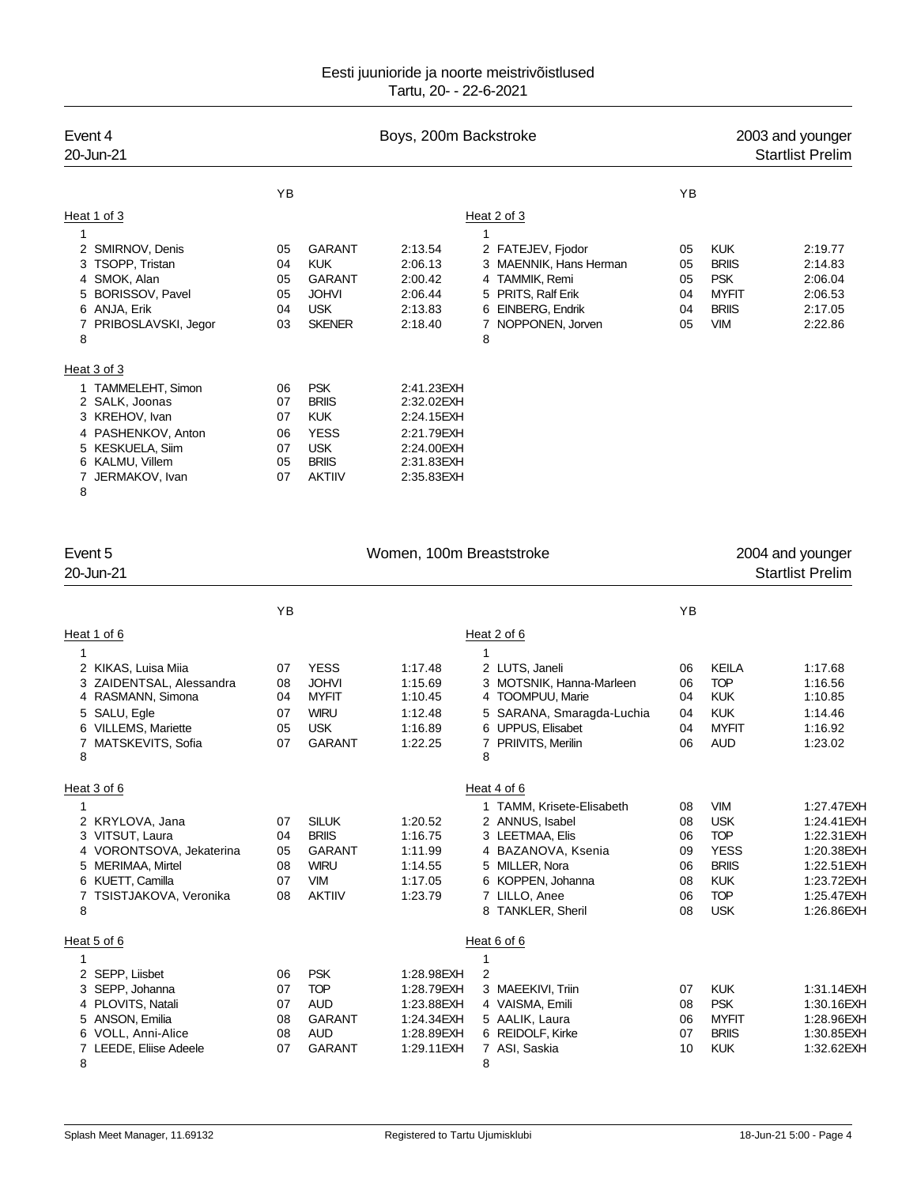Eesti juunioride ja noorte meistrivõistlused
Tartu, 20- - 22-6-2021

## Event 4 — Boys, 200m Backstroke — 2003 and younger

20-Jun-21 — Startlist Prelim

### Heat 1 of 3

| Lane | Name | YB | Club | Time |
|---|---|---|---|---|
| 1 | | | | |
| 2 | SMIRNOV, Denis | 05 | GARANT | 2:13.54 |
| 3 | TSOPP, Tristan | 04 | KUK | 2:06.13 |
| 4 | SMOK, Alan | 05 | GARANT | 2:00.42 |
| 5 | BORISSOV, Pavel | 05 | JOHVI | 2:06.44 |
| 6 | ANJA, Erik | 04 | USK | 2:13.83 |
| 7 | PRIBOSLAVSKI, Jegor | 03 | SKENER | 2:18.40 |
| 8 | | | | |

### Heat 2 of 3

| Lane | Name | YB | Club | Time |
|---|---|---|---|---|
| 1 | | | | |
| 2 | FATEJEV, Fjodor | 05 | KUK | 2:19.77 |
| 3 | MAENNIK, Hans Herman | 05 | BRIIS | 2:14.83 |
| 4 | TAMMIK, Remi | 05 | PSK | 2:06.04 |
| 5 | PRITS, Ralf Erik | 04 | MYFIT | 2:06.53 |
| 6 | EINBERG, Endrik | 04 | BRIIS | 2:17.05 |
| 7 | NOPPONEN, Jorven | 05 | VIM | 2:22.86 |
| 8 | | | | |

### Heat 3 of 3

| Lane | Name | YB | Club | Time |
|---|---|---|---|---|
| 1 | TAMMELEHT, Simon | 06 | PSK | 2:41.23EXH |
| 2 | SALK, Joonas | 07 | BRIIS | 2:32.02EXH |
| 3 | KREHOV, Ivan | 07 | KUK | 2:24.15EXH |
| 4 | PASHENKOV, Anton | 06 | YESS | 2:21.79EXH |
| 5 | KESKUELA, Siim | 07 | USK | 2:24.00EXH |
| 6 | KALMU, Villem | 05 | BRIIS | 2:31.83EXH |
| 7 | JERMAKOV, Ivan | 07 | AKTIIV | 2:35.83EXH |
| 8 | | | | |

## Event 5 — Women, 100m Breaststroke — 2004 and younger

20-Jun-21 — Startlist Prelim

### Heat 1 of 6

| Lane | Name | YB | Club | Time |
|---|---|---|---|---|
| 1 | | | | |
| 2 | KIKAS, Luisa Miia | 07 | YESS | 1:17.48 |
| 3 | ZAIDENTSAL, Alessandra | 08 | JOHVI | 1:15.69 |
| 4 | RASMANN, Simona | 04 | MYFIT | 1:10.45 |
| 5 | SALU, Egle | 07 | WIRU | 1:12.48 |
| 6 | VILLEMS, Mariette | 05 | USK | 1:16.89 |
| 7 | MATSKEVITS, Sofia | 07 | GARANT | 1:22.25 |
| 8 | | | | |

### Heat 2 of 6

| Lane | Name | YB | Club | Time |
|---|---|---|---|---|
| 1 | | | | |
| 2 | LUTS, Janeli | 06 | KEILA | 1:17.68 |
| 3 | MOTSNIK, Hanna-Marleen | 06 | TOP | 1:16.56 |
| 4 | TOOMPUU, Marie | 04 | KUK | 1:10.85 |
| 5 | SARANA, Smaragda-Luchia | 04 | KUK | 1:14.46 |
| 6 | UPPUS, Elisabet | 04 | MYFIT | 1:16.92 |
| 7 | PRIIVITS, Merilin | 06 | AUD | 1:23.02 |
| 8 | | | | |

### Heat 3 of 6

| Lane | Name | YB | Club | Time |
|---|---|---|---|---|
| 1 | | | | |
| 2 | KRYLOVA, Jana | 07 | SILUK | 1:20.52 |
| 3 | VITSUT, Laura | 04 | BRIIS | 1:16.75 |
| 4 | VORONTSOVA, Jekaterina | 05 | GARANT | 1:11.99 |
| 5 | MERIMAA, Mirtel | 08 | WIRU | 1:14.55 |
| 6 | KUETT, Camilla | 07 | VIM | 1:17.05 |
| 7 | TSISTJAKOVA, Veronika | 08 | AKTIIV | 1:23.79 |
| 8 | | | | |

### Heat 4 of 6

| Lane | Name | YB | Club | Time |
|---|---|---|---|---|
| 1 | TAMM, Krisete-Elisabeth | 08 | VIM | 1:27.47EXH |
| 2 | ANNUS, Isabel | 08 | USK | 1:24.41EXH |
| 3 | LEETMAA, Elis | 06 | TOP | 1:22.31EXH |
| 4 | BAZANOVA, Ksenia | 09 | YESS | 1:20.38EXH |
| 5 | MILLER, Nora | 06 | BRIIS | 1:22.51EXH |
| 6 | KOPPEN, Johanna | 08 | KUK | 1:23.72EXH |
| 7 | LILLO, Anee | 06 | TOP | 1:25.47EXH |
| 8 | TANKLER, Sheril | 08 | USK | 1:26.86EXH |

### Heat 5 of 6

| Lane | Name | YB | Club | Time |
|---|---|---|---|---|
| 1 | | | | |
| 2 | SEPP, Liisbet | 06 | PSK | 1:28.98EXH |
| 3 | SEPP, Johanna | 07 | TOP | 1:28.79EXH |
| 4 | PLOVITS, Natali | 07 | AUD | 1:23.88EXH |
| 5 | ANSON, Emilia | 08 | GARANT | 1:24.34EXH |
| 6 | VOLL, Anni-Alice | 08 | AUD | 1:28.89EXH |
| 7 | LEEDE, Eliise Adeele | 07 | GARANT | 1:29.11EXH |
| 8 | | | | |

### Heat 6 of 6

| Lane | Name | YB | Club | Time |
|---|---|---|---|---|
| 1 | | | | |
| 2 | | | | |
| 3 | MAEEKIVI, Triin | 07 | KUK | 1:31.14EXH |
| 4 | VAISMA, Emili | 08 | PSK | 1:30.16EXH |
| 5 | AALIK, Laura | 06 | MYFIT | 1:28.96EXH |
| 6 | REIDOLF, Kirke | 07 | BRIIS | 1:30.85EXH |
| 7 | ASI, Saskia | 10 | KUK | 1:32.62EXH |
| 8 | | | | |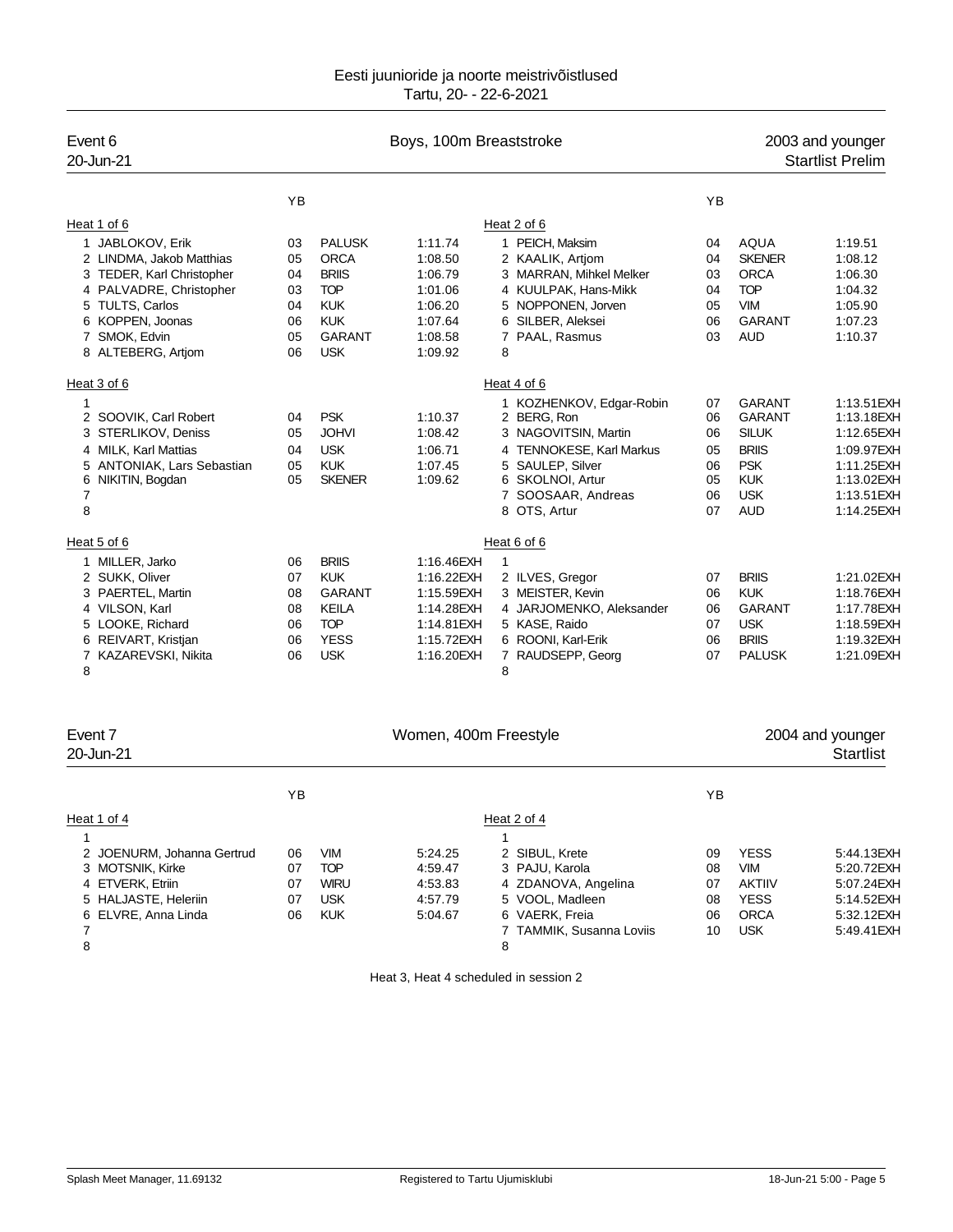Eesti juunioride ja noorte meistrivõistlused
Tartu, 20- - 22-6-2021

## Event 6 — Boys, 100m Breaststroke — 2003 and younger

20-Jun-21 — Startlist Prelim

### Heat 1 of 6

| Lane | Name | YB | Club | Time |
|---|---|---|---|---|
| 1 | JABLOKOV, Erik | 03 | PALUSK | 1:11.74 |
| 2 | LINDMA, Jakob Matthias | 05 | ORCA | 1:08.50 |
| 3 | TEDER, Karl Christopher | 04 | BRIIS | 1:06.79 |
| 4 | PALVADRE, Christopher | 03 | TOP | 1:01.06 |
| 5 | TULTS, Carlos | 04 | KUK | 1:06.20 |
| 6 | KOPPEN, Joonas | 06 | KUK | 1:07.64 |
| 7 | SMOK, Edvin | 05 | GARANT | 1:08.58 |
| 8 | ALTEBERG, Artjom | 06 | USK | 1:09.92 |

### Heat 2 of 6

| Lane | Name | YB | Club | Time |
|---|---|---|---|---|
| 1 | PEICH, Maksim | 04 | AQUA | 1:19.51 |
| 2 | KAALIK, Artjom | 04 | SKENER | 1:08.12 |
| 3 | MARRAN, Mihkel Melker | 03 | ORCA | 1:06.30 |
| 4 | KUULPAK, Hans-Mikk | 04 | TOP | 1:04.32 |
| 5 | NOPPONEN, Jorven | 05 | VIM | 1:05.90 |
| 6 | SILBER, Aleksei | 06 | GARANT | 1:07.23 |
| 7 | PAAL, Rasmus | 03 | AUD | 1:10.37 |
| 8 | | | | |

### Heat 3 of 6

| Lane | Name | YB | Club | Time |
|---|---|---|---|---|
| 1 | | | | |
| 2 | SOOVIK, Carl Robert | 04 | PSK | 1:10.37 |
| 3 | STERLIKOV, Deniss | 05 | JOHVI | 1:08.42 |
| 4 | MILK, Karl Mattias | 04 | USK | 1:06.71 |
| 5 | ANTONIAK, Lars Sebastian | 05 | KUK | 1:07.45 |
| 6 | NIKITIN, Bogdan | 05 | SKENER | 1:09.62 |
| 7 | | | | |
| 8 | | | | |

### Heat 4 of 6

| Lane | Name | YB | Club | Time |
|---|---|---|---|---|
| 1 | KOZHENKOV, Edgar-Robin | 07 | GARANT | 1:13.51EXH |
| 2 | BERG, Ron | 06 | GARANT | 1:13.18EXH |
| 3 | NAGOVITSIN, Martin | 06 | SILUK | 1:12.65EXH |
| 4 | TENNOKESE, Karl Markus | 05 | BRIIS | 1:09.97EXH |
| 5 | SAULEP, Silver | 06 | PSK | 1:11.25EXH |
| 6 | SKOLNOI, Artur | 05 | KUK | 1:13.02EXH |
| 7 | SOOSAAR, Andreas | 06 | USK | 1:13.51EXH |
| 8 | OTS, Artur | 07 | AUD | 1:14.25EXH |

### Heat 5 of 6

| Lane | Name | YB | Club | Time |
|---|---|---|---|---|
| 1 | MILLER, Jarko | 06 | BRIIS | 1:16.46EXH |
| 2 | SUKK, Oliver | 07 | KUK | 1:16.22EXH |
| 3 | PAERTEL, Martin | 08 | GARANT | 1:15.59EXH |
| 4 | VILSON, Karl | 08 | KEILA | 1:14.28EXH |
| 5 | LOOKE, Richard | 06 | TOP | 1:14.81EXH |
| 6 | REIVART, Kristjan | 06 | YESS | 1:15.72EXH |
| 7 | KAZAREVSKI, Nikita | 06 | USK | 1:16.20EXH |
| 8 | | | | |

### Heat 6 of 6

| Lane | Name | YB | Club | Time |
|---|---|---|---|---|
| 1 | | | | |
| 2 | ILVES, Gregor | 07 | BRIIS | 1:21.02EXH |
| 3 | MEISTER, Kevin | 06 | KUK | 1:18.76EXH |
| 4 | JARJOMENKO, Aleksander | 06 | GARANT | 1:17.78EXH |
| 5 | KASE, Raido | 07 | USK | 1:18.59EXH |
| 6 | ROONI, Karl-Erik | 06 | BRIIS | 1:19.32EXH |
| 7 | RAUDSEPP, Georg | 07 | PALUSK | 1:21.09EXH |
| 8 | | | | |

## Event 7 — Women, 400m Freestyle — 2004 and younger

20-Jun-21 — Startlist

### Heat 1 of 4

| Lane | Name | YB | Club | Time |
|---|---|---|---|---|
| 1 | | | | |
| 2 | JOENURM, Johanna Gertrud | 06 | VIM | 5:24.25 |
| 3 | MOTSNIK, Kirke | 07 | TOP | 4:59.47 |
| 4 | ETVERK, Etriin | 07 | WIRU | 4:53.83 |
| 5 | HALJASTE, Heleriin | 07 | USK | 4:57.79 |
| 6 | ELVRE, Anna Linda | 06 | KUK | 5:04.67 |
| 7 | | | | |
| 8 | | | | |

### Heat 2 of 4

| Lane | Name | YB | Club | Time |
|---|---|---|---|---|
| 1 | | | | |
| 2 | SIBUL, Krete | 09 | YESS | 5:44.13EXH |
| 3 | PAJU, Karola | 08 | VIM | 5:20.72EXH |
| 4 | ZDANOVA, Angelina | 07 | AKTIIV | 5:07.24EXH |
| 5 | VOOL, Madleen | 08 | YESS | 5:14.52EXH |
| 6 | VAERK, Freia | 06 | ORCA | 5:32.12EXH |
| 7 | TAMMIK, Susanna Loviis | 10 | USK | 5:49.41EXH |
| 8 | | | | |

Heat 3, Heat 4 scheduled in session 2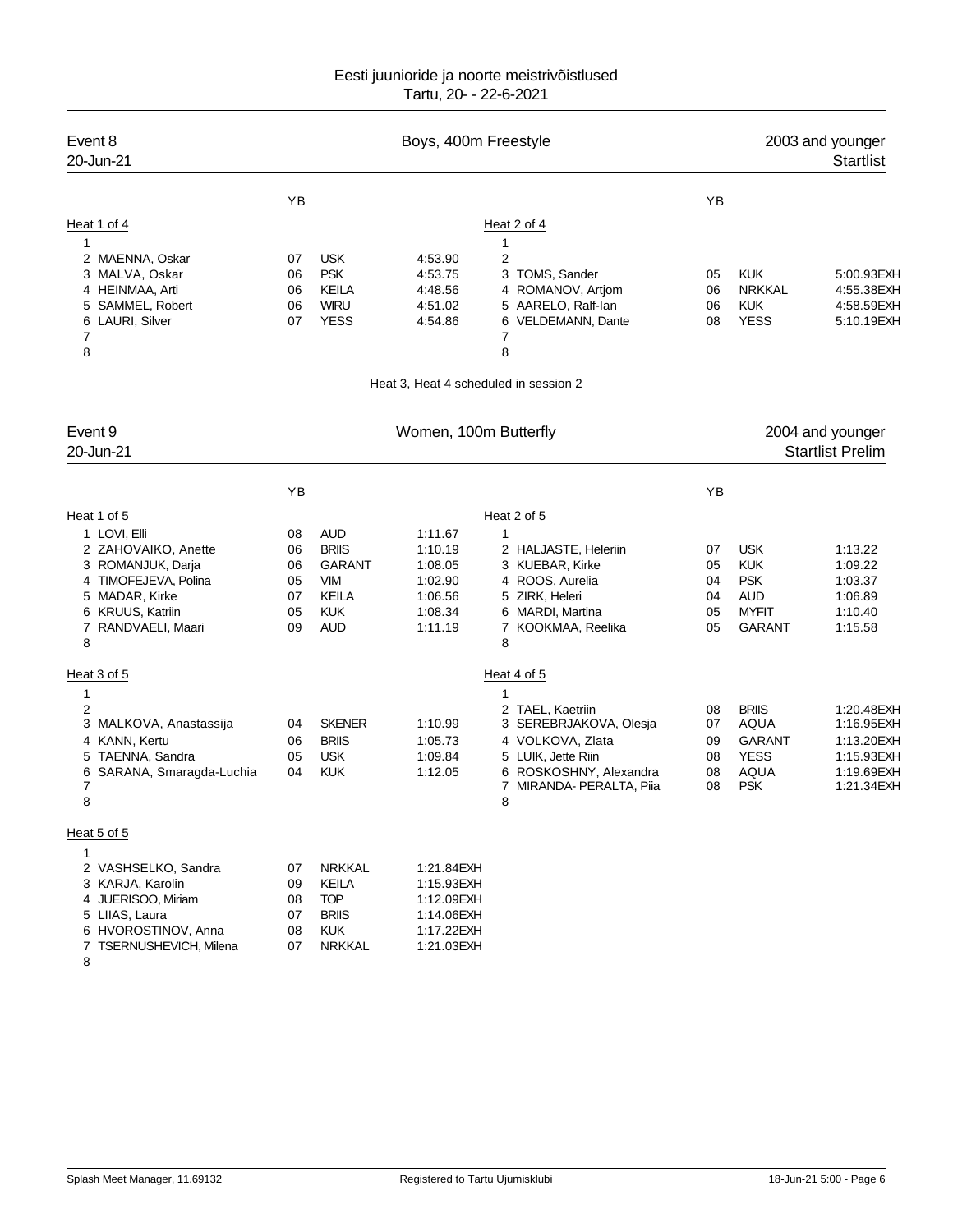Eesti juunioride ja noorte meistrivõistlused
Tartu, 20- - 22-6-2021

## Event 8 — Boys, 400m Freestyle — 2003 and younger

20-Jun-21 — Startlist

**Heat 1 of 4**

| Lane | Name | YB | Club | Time |
|---|---|---|---|---|
| 1 | | | | |
| 2 | MAENNA, Oskar | 07 | USK | 4:53.90 |
| 3 | MALVA, Oskar | 06 | PSK | 4:53.75 |
| 4 | HEINMAA, Arti | 06 | KEILA | 4:48.56 |
| 5 | SAMMEL, Robert | 06 | WIRU | 4:51.02 |
| 6 | LAURI, Silver | 07 | YESS | 4:54.86 |
| 7 | | | | |
| 8 | | | | |

**Heat 2 of 4**

| Lane | Name | YB | Club | Time |
|---|---|---|---|---|
| 1 | | | | |
| 2 | | | | |
| 3 | TOMS, Sander | 05 | KUK | 5:00.93EXH |
| 4 | ROMANOV, Artjom | 06 | NRKKAL | 4:55.38EXH |
| 5 | AARELO, Ralf-Ian | 06 | KUK | 4:58.59EXH |
| 6 | VELDEMANN, Dante | 08 | YESS | 5:10.19EXH |
| 7 | | | | |
| 8 | | | | |

Heat 3, Heat 4 scheduled in session 2

## Event 9 — Women, 100m Butterfly — 2004 and younger

20-Jun-21 — Startlist Prelim

**Heat 1 of 5**

| Lane | Name | YB | Club | Time |
|---|---|---|---|---|
| 1 | LOVI, Elli | 08 | AUD | 1:11.67 |
| 2 | ZAHOVAIKO, Anette | 06 | BRIIS | 1:10.19 |
| 3 | ROMANJUK, Darja | 06 | GARANT | 1:08.05 |
| 4 | TIMOFEJEVA, Polina | 05 | VIM | 1:02.90 |
| 5 | MADAR, Kirke | 07 | KEILA | 1:06.56 |
| 6 | KRUUS, Katriin | 05 | KUK | 1:08.34 |
| 7 | RANDVAELI, Maari | 09 | AUD | 1:11.19 |
| 8 | | | | |

**Heat 2 of 5**

| Lane | Name | YB | Club | Time |
|---|---|---|---|---|
| 1 | | | | |
| 2 | HALJASTE, Heleriin | 07 | USK | 1:13.22 |
| 3 | KUEBAR, Kirke | 05 | KUK | 1:09.22 |
| 4 | ROOS, Aurelia | 04 | PSK | 1:03.37 |
| 5 | ZIRK, Heleri | 04 | AUD | 1:06.89 |
| 6 | MARDI, Martina | 05 | MYFIT | 1:10.40 |
| 7 | KOOKMAA, Reelika | 05 | GARANT | 1:15.58 |
| 8 | | | | |

**Heat 3 of 5**

| Lane | Name | YB | Club | Time |
|---|---|---|---|---|
| 1 | | | | |
| 2 | | | | |
| 3 | MALKOVA, Anastassija | 04 | SKENER | 1:10.99 |
| 4 | KANN, Kertu | 06 | BRIIS | 1:05.73 |
| 5 | TAENNA, Sandra | 05 | USK | 1:09.84 |
| 6 | SARANA, Smaragda-Luchia | 04 | KUK | 1:12.05 |
| 7 | | | | |
| 8 | | | | |

**Heat 4 of 5**

| Lane | Name | YB | Club | Time |
|---|---|---|---|---|
| 1 | | | | |
| 2 | TAEL, Kaetriin | 08 | BRIIS | 1:20.48EXH |
| 3 | SEREBRJAKOVA, Olesja | 07 | AQUA | 1:16.95EXH |
| 4 | VOLKOVA, Zlata | 09 | GARANT | 1:13.20EXH |
| 5 | LUIK, Jette Riin | 08 | YESS | 1:15.93EXH |
| 6 | ROSKOSHNY, Alexandra | 08 | AQUA | 1:19.69EXH |
| 7 | MIRANDA- PERALTA, Piia | 08 | PSK | 1:21.34EXH |
| 8 | | | | |

**Heat 5 of 5**

| Lane | Name | YB | Club | Time |
|---|---|---|---|---|
| 1 | | | | |
| 2 | VASHSELKO, Sandra | 07 | NRKKAL | 1:21.84EXH |
| 3 | KARJA, Karolin | 09 | KEILA | 1:15.93EXH |
| 4 | JUERISOO, Miriam | 08 | TOP | 1:12.09EXH |
| 5 | LIIAS, Laura | 07 | BRIIS | 1:14.06EXH |
| 6 | HVOROSTINOV, Anna | 08 | KUK | 1:17.22EXH |
| 7 | TSERNUSHEVICH, Milena | 07 | NRKKAL | 1:21.03EXH |
| 8 | | | | |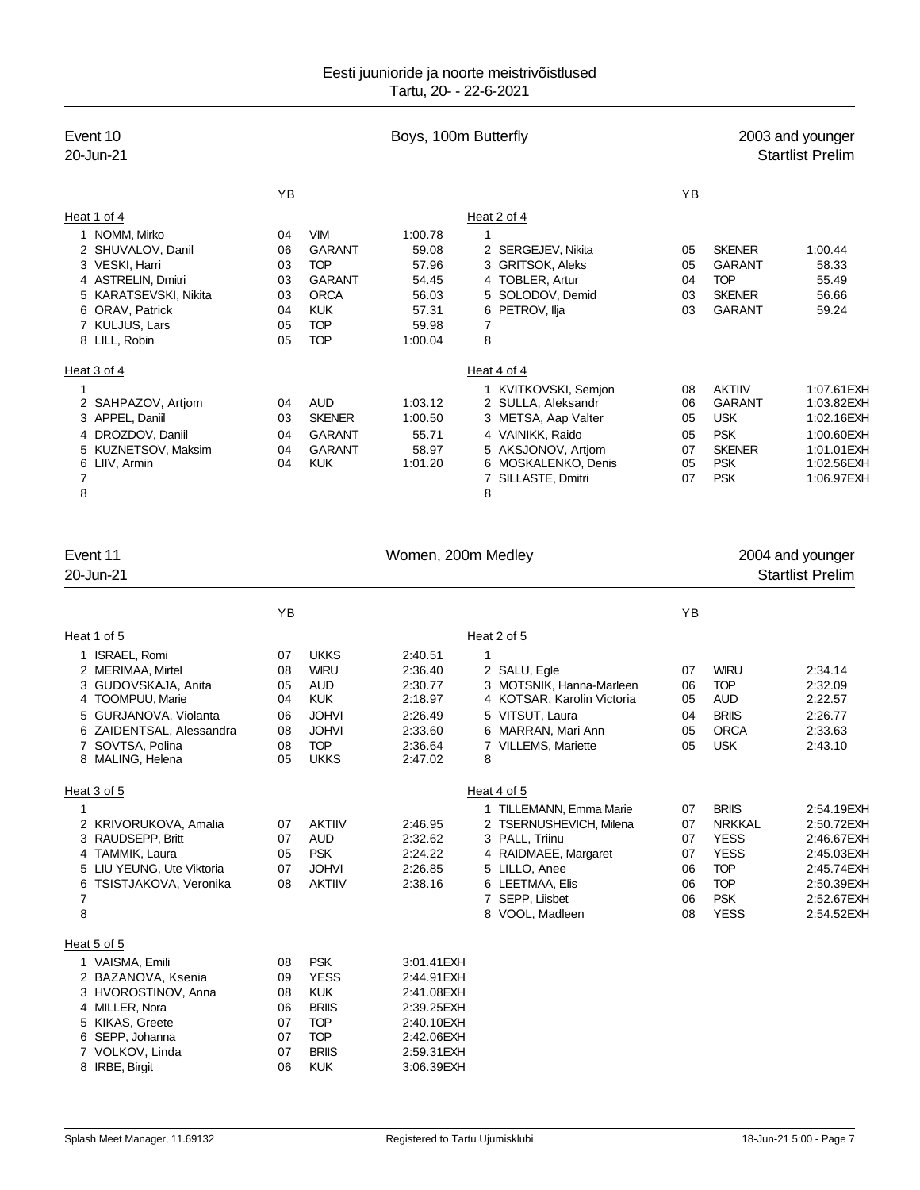Eesti juunioride ja noorte meistrivõistlused
Tartu, 20- - 22-6-2021

## Event 10 — Boys, 100m Butterfly — 2003 and younger

20-Jun-21 — Startlist Prelim

### Heat 1 of 4

| Lane | Name | YB | Club | Time |
|---|---|---|---|---|
| 1 | NOMM, Mirko | 04 | VIM | 1:00.78 |
| 2 | SHUVALOV, Danil | 06 | GARANT | 59.08 |
| 3 | VESKI, Harri | 03 | TOP | 57.96 |
| 4 | ASTRELIN, Dmitri | 03 | GARANT | 54.45 |
| 5 | KARATSEVSKI, Nikita | 03 | ORCA | 56.03 |
| 6 | ORAV, Patrick | 04 | KUK | 57.31 |
| 7 | KULJUS, Lars | 05 | TOP | 59.98 |
| 8 | LILL, Robin | 05 | TOP | 1:00.04 |

### Heat 2 of 4

| Lane | Name | YB | Club | Time |
|---|---|---|---|---|
| 1 | | | | |
| 2 | SERGEJEV, Nikita | 05 | SKENER | 1:00.44 |
| 3 | GRITSOK, Aleks | 05 | GARANT | 58.33 |
| 4 | TOBLER, Artur | 04 | TOP | 55.49 |
| 5 | SOLODOV, Demid | 03 | SKENER | 56.66 |
| 6 | PETROV, Ilja | 03 | GARANT | 59.24 |
| 7 | | | | |
| 8 | | | | |

### Heat 3 of 4

| Lane | Name | YB | Club | Time |
|---|---|---|---|---|
| 1 | | | | |
| 2 | SAHPAZOV, Artjom | 04 | AUD | 1:03.12 |
| 3 | APPEL, Daniil | 03 | SKENER | 1:00.50 |
| 4 | DROZDOV, Daniil | 04 | GARANT | 55.71 |
| 5 | KUZNETSOV, Maksim | 04 | GARANT | 58.97 |
| 6 | LIIV, Armin | 04 | KUK | 1:01.20 |
| 7 | | | | |
| 8 | | | | |

### Heat 4 of 4

| Lane | Name | YB | Club | Time |
|---|---|---|---|---|
| 1 | KVITKOVSKI, Semjon | 08 | AKTIIV | 1:07.61EXH |
| 2 | SULLA, Aleksandr | 06 | GARANT | 1:03.82EXH |
| 3 | METSA, Aap Valter | 05 | USK | 1:02.16EXH |
| 4 | VAINIKK, Raido | 05 | PSK | 1:00.60EXH |
| 5 | AKSJONOV, Artjom | 07 | SKENER | 1:01.01EXH |
| 6 | MOSKALENKO, Denis | 05 | PSK | 1:02.56EXH |
| 7 | SILLASTE, Dmitri | 07 | PSK | 1:06.97EXH |
| 8 | | | | |

## Event 11 — Women, 200m Medley — 2004 and younger

20-Jun-21 — Startlist Prelim

### Heat 1 of 5

| Lane | Name | YB | Club | Time |
|---|---|---|---|---|
| 1 | ISRAEL, Romi | 07 | UKKS | 2:40.51 |
| 2 | MERIMAA, Mirtel | 08 | WIRU | 2:36.40 |
| 3 | GUDOVSKAJA, Anita | 05 | AUD | 2:30.77 |
| 4 | TOOMPUU, Marie | 04 | KUK | 2:18.97 |
| 5 | GURJANOVA, Violanta | 06 | JOHVI | 2:26.49 |
| 6 | ZAIDENTSAL, Alessandra | 08 | JOHVI | 2:33.60 |
| 7 | SOVTSA, Polina | 08 | TOP | 2:36.64 |
| 8 | MALING, Helena | 05 | UKKS | 2:47.02 |

### Heat 2 of 5

| Lane | Name | YB | Club | Time |
|---|---|---|---|---|
| 1 | | | | |
| 2 | SALU, Egle | 07 | WIRU | 2:34.14 |
| 3 | MOTSNIK, Hanna-Marleen | 06 | TOP | 2:32.09 |
| 4 | KOTSAR, Karolin Victoria | 05 | AUD | 2:22.57 |
| 5 | VITSUT, Laura | 04 | BRIIS | 2:26.77 |
| 6 | MARRAN, Mari Ann | 05 | ORCA | 2:33.63 |
| 7 | VILLEMS, Mariette | 05 | USK | 2:43.10 |
| 8 | | | | |

### Heat 3 of 5

| Lane | Name | YB | Club | Time |
|---|---|---|---|---|
| 1 | | | | |
| 2 | KRIVORUKOVA, Amalia | 07 | AKTIIV | 2:46.95 |
| 3 | RAUDSEPP, Britt | 07 | AUD | 2:32.62 |
| 4 | TAMMIK, Laura | 05 | PSK | 2:24.22 |
| 5 | LIU YEUNG, Ute Viktoria | 07 | JOHVI | 2:26.85 |
| 6 | TSISTJAKOVA, Veronika | 08 | AKTIIV | 2:38.16 |
| 7 | | | | |
| 8 | | | | |

### Heat 4 of 5

| Lane | Name | YB | Club | Time |
|---|---|---|---|---|
| 1 | TILLEMANN, Emma Marie | 07 | BRIIS | 2:54.19EXH |
| 2 | TSERNUSHEVICH, Milena | 07 | NRKKAL | 2:50.72EXH |
| 3 | PALL, Triinu | 07 | YESS | 2:46.67EXH |
| 4 | RAIDMAEE, Margaret | 07 | YESS | 2:45.03EXH |
| 5 | LILLO, Anee | 06 | TOP | 2:45.74EXH |
| 6 | LEETMAA, Elis | 06 | TOP | 2:50.39EXH |
| 7 | SEPP, Liisbet | 06 | PSK | 2:52.67EXH |
| 8 | VOOL, Madleen | 08 | YESS | 2:54.52EXH |

### Heat 5 of 5

| Lane | Name | YB | Club | Time |
|---|---|---|---|---|
| 1 | VAISMA, Emili | 08 | PSK | 3:01.41EXH |
| 2 | BAZANOVA, Ksenia | 09 | YESS | 2:44.91EXH |
| 3 | HVOROSTINOV, Anna | 08 | KUK | 2:41.08EXH |
| 4 | MILLER, Nora | 06 | BRIIS | 2:39.25EXH |
| 5 | KIKAS, Greete | 07 | TOP | 2:40.10EXH |
| 6 | SEPP, Johanna | 07 | TOP | 2:42.06EXH |
| 7 | VOLKOV, Linda | 07 | BRIIS | 2:59.31EXH |
| 8 | IRBE, Birgit | 06 | KUK | 3:06.39EXH |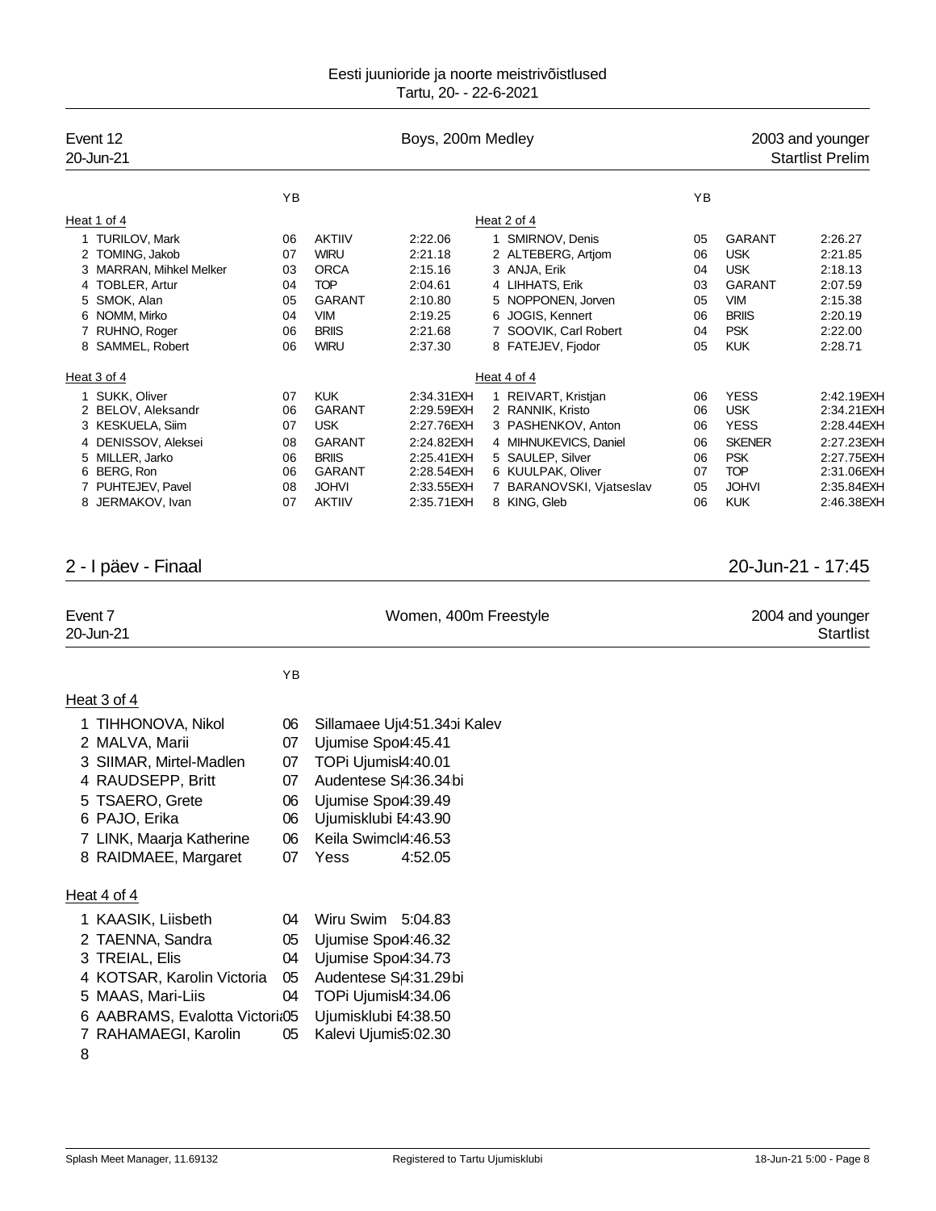Eesti juunioride ja noorte meistrivõistlused
Tartu, 20- - 22-6-2021

| Event 12 | Boys, 200m Medley | 2003 and younger |
|---|---|---|
| 20-Jun-21 | | Startlist Prelim |

**Heat 1 of 4**

| | | YB | | |
|---|---|---|---|---|
| 1 | TURILOV, Mark | 06 | AKTIIV | 2:22.06 |
| 2 | TOMING, Jakob | 07 | WIRU | 2:21.18 |
| 3 | MARRAN, Mihkel Melker | 03 | ORCA | 2:15.16 |
| 4 | TOBLER, Artur | 04 | TOP | 2:04.61 |
| 5 | SMOK, Alan | 05 | GARANT | 2:10.80 |
| 6 | NOMM, Mirko | 04 | VIM | 2:19.25 |
| 7 | RUHNO, Roger | 06 | BRIIS | 2:21.68 |
| 8 | SAMMEL, Robert | 06 | WIRU | 2:37.30 |

**Heat 2 of 4**

| | | YB | | |
|---|---|---|---|---|
| 1 | SMIRNOV, Denis | 05 | GARANT | 2:26.27 |
| 2 | ALTEBERG, Artjom | 06 | USK | 2:21.85 |
| 3 | ANJA, Erik | 04 | USK | 2:18.13 |
| 4 | LIHHATS, Erik | 03 | GARANT | 2:07.59 |
| 5 | NOPPONEN, Jorven | 05 | VIM | 2:15.38 |
| 6 | JOGIS, Kennert | 06 | BRIIS | 2:20.19 |
| 7 | SOOVIK, Carl Robert | 04 | PSK | 2:22.00 |
| 8 | FATEJEV, Fjodor | 05 | KUK | 2:28.71 |

**Heat 3 of 4**

| | | YB | | |
|---|---|---|---|---|
| 1 | SUKK, Oliver | 07 | KUK | 2:34.31EXH |
| 2 | BELOV, Aleksandr | 06 | GARANT | 2:29.59EXH |
| 3 | KESKKUELA, Siim | 07 | USK | 2:27.76EXH |
| 4 | DENISSOV, Aleksei | 08 | GARANT | 2:24.82EXH |
| 5 | MILLER, Jarko | 06 | BRIIS | 2:25.41EXH |
| 6 | BERG, Ron | 06 | GARANT | 2:28.54EXH |
| 7 | PUHTEJEV, Pavel | 08 | JOHVI | 2:33.55EXH |
| 8 | JERMAKOV, Ivan | 07 | AKTIIV | 2:35.71EXH |

**Heat 4 of 4**

| | | YB | | |
|---|---|---|---|---|
| 1 | REIVART, Kristjan | 06 | YESS | 2:42.19EXH |
| 2 | RANNIK, Kristo | 06 | USK | 2:34.21EXH |
| 3 | PASHENKOV, Anton | 06 | YESS | 2:28.44EXH |
| 4 | MIHNUKEVICS, Daniel | 06 | SKENER | 2:27.23EXH |
| 5 | SAULEP, Silver | 06 | PSK | 2:27.75EXH |
| 6 | KUULPAK, Oliver | 07 | TOP | 2:31.06EXH |
| 7 | BARANOVSKI, Vjatseslav | 05 | JOHVI | 2:35.84EXH |
| 8 | KING, Gleb | 06 | KUK | 2:46.38EXH |

## 2 - I päev - Finaal — 20-Jun-21 - 17:45

| Event 7 | Women, 400m Freestyle | 2004 and younger |
|---|---|---|
| 20-Jun-21 | | Startlist |

**Heat 3 of 4**

| | | YB | | |
|---|---|---|---|---|
| 1 | TIHHONOVA, Nikol | 06 | Sillamaee Uj Kalev | 4:51.34 |
| 2 | MALVA, Marii | 07 | Ujumise Spo | 4:45.41 |
| 3 | SIIMAR, Mirtel-Madlen | 07 | TOPi Ujumisl | 4:40.01 |
| 4 | RAUDSEPP, Britt | 07 | Audentese S bi | 4:36.34 |
| 5 | TSAERO, Grete | 06 | Ujumise Spo | 4:39.49 |
| 6 | PAJO, Erika | 06 | Ujumisklubi E | 4:43.90 |
| 7 | LINK, Maarja Katherine | 06 | Keila Swimcl | 4:46.53 |
| 8 | RAIDMAEE, Margaret | 07 | Yess | 4:52.05 |

**Heat 4 of 4**

| | | YB | | |
|---|---|---|---|---|
| 1 | KAASIK, Liisbeth | 04 | Wiru Swim | 5:04.83 |
| 2 | TAENNA, Sandra | 05 | Ujumise Spo | 4:46.32 |
| 3 | TREIAL, Elis | 04 | Ujumise Spo | 4:34.73 |
| 4 | KOTSAR, Karolin Victoria | 05 | Audentese S bi | 4:31.29 |
| 5 | MAAS, Mari-Liis | 04 | TOPi Ujumisl | 4:34.06 |
| 6 | AABRAMS, Evalotta Victori | 05 | Ujumisklubi E | 4:38.50 |
| 7 | RAHAMAEGI, Karolin | 05 | Kalevi Ujumis | 5:02.30 |
| 8 | | | | |

Splash Meet Manager, 11.69132 — Registered to Tartu Ujumisklubi — 18-Jun-21 5:00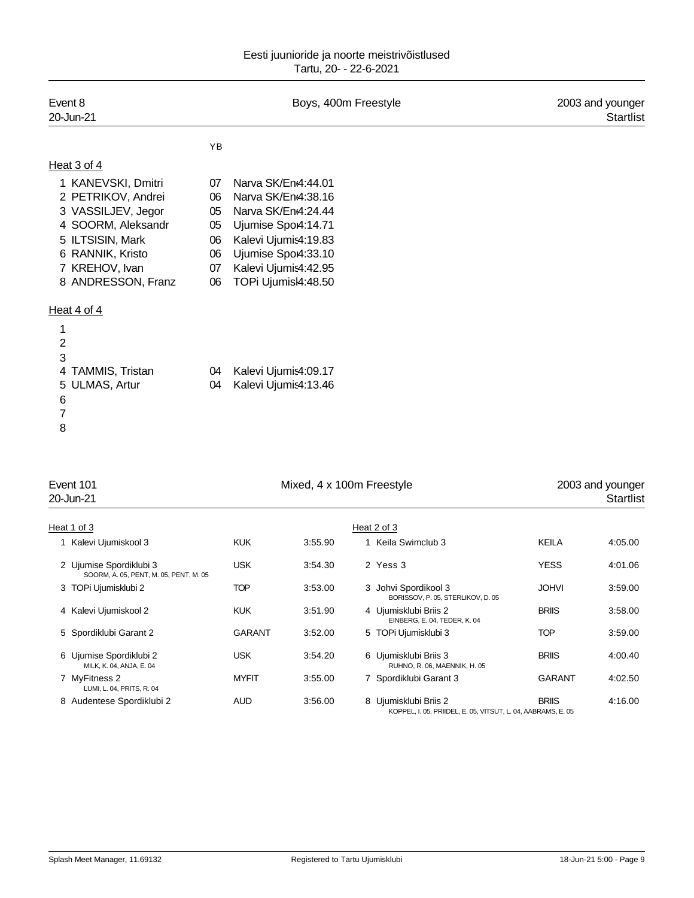Eesti juunioride ja noorte meistrivõistlused
Tartu, 20- - 22-6-2021

Event 8 — Boys, 400m Freestyle — 2003 and younger
20-Jun-21 — Startlist

### Heat 3 of 4

| Lane | Name | YB | Club | Time |
|---|---|---|---|---|
| 1 | KANEVSKI, Dmitri | 07 | Narva SK/En | 4:44.01 |
| 2 | PETRIKOV, Andrei | 06 | Narva SK/En | 4:38.16 |
| 3 | VASSILJEV, Jegor | 05 | Narva SK/En | 4:24.44 |
| 4 | SOORM, Aleksandr | 05 | Ujumise Spo | 4:14.71 |
| 5 | ILTSISIN, Mark | 06 | Kalevi Ujumis | 4:19.83 |
| 6 | RANNIK, Kristo | 06 | Ujumise Spo | 4:33.10 |
| 7 | KREHOV, Ivan | 07 | Kalevi Ujumis | 4:42.95 |
| 8 | ANDRESSON, Franz | 06 | TOPi Ujumisk | 4:48.50 |

### Heat 4 of 4

| Lane | Name | YB | Club | Time |
|---|---|---|---|---|
| 1 | | | | |
| 2 | | | | |
| 3 | | | | |
| 4 | TAMMIS, Tristan | 04 | Kalevi Ujumis | 4:09.17 |
| 5 | ULMAS, Artur | 04 | Kalevi Ujumis | 4:13.46 |
| 6 | | | | |
| 7 | | | | |
| 8 | | | | |

Event 101 — Mixed, 4 x 100m Freestyle — 2003 and younger
20-Jun-21 — Startlist

### Heat 1 of 3

| Lane | Team | Code | Time |
|---|---|---|---|
| 1 | Kalevi Ujumiskool 3 | KUK | 3:55.90 |
| 2 | Ujumise Spordiklubi 3<br>SOORM, A. 05, PENT, M. 05, PENT, M. 05 | USK | 3:54.30 |
| 3 | TOPi Ujumisklubi 2 | TOP | 3:53.00 |
| 4 | Kalevi Ujumiskool 2 | KUK | 3:51.90 |
| 5 | Spordiklubi Garant 2 | GARANT | 3:52.00 |
| 6 | Ujumise Spordiklubi 2<br>MILK, K. 04, ANJA, E. 04 | USK | 3:54.20 |
| 7 | MyFitness 2<br>LUMI, L. 04, PRITS, R. 04 | MYFIT | 3:55.00 |
| 8 | Audentese Spordiklubi 2 | AUD | 3:56.00 |

### Heat 2 of 3

| Lane | Team | Code | Time |
|---|---|---|---|
| 1 | Keila Swimclub 3 | KEILA | 4:05.00 |
| 2 | Yess 3 | YESS | 4:01.06 |
| 3 | Johvi Spordikool 3<br>BORISSOV, P. 05, STERLIKOV, D. 05 | JOHVI | 3:59.00 |
| 4 | Ujumisklubi Briis 2<br>EINBERG, E. 04, TEDER, K. 04 | BRIIS | 3:58.00 |
| 5 | TOPi Ujumisklubi 3 | TOP | 3:59.00 |
| 6 | Ujumisklubi Briis 3<br>RUHNO, R. 06, MAENNIK, H. 05 | BRIIS | 4:00.40 |
| 7 | Spordiklubi Garant 3 | GARANT | 4:02.50 |
| 8 | Ujumisklubi Briis 2<br>KOPPEL, I. 05, PRIIDEL, E. 05, VITSUT, L. 04, AABRAMS, E. 05 | BRIIS | 4:16.00 |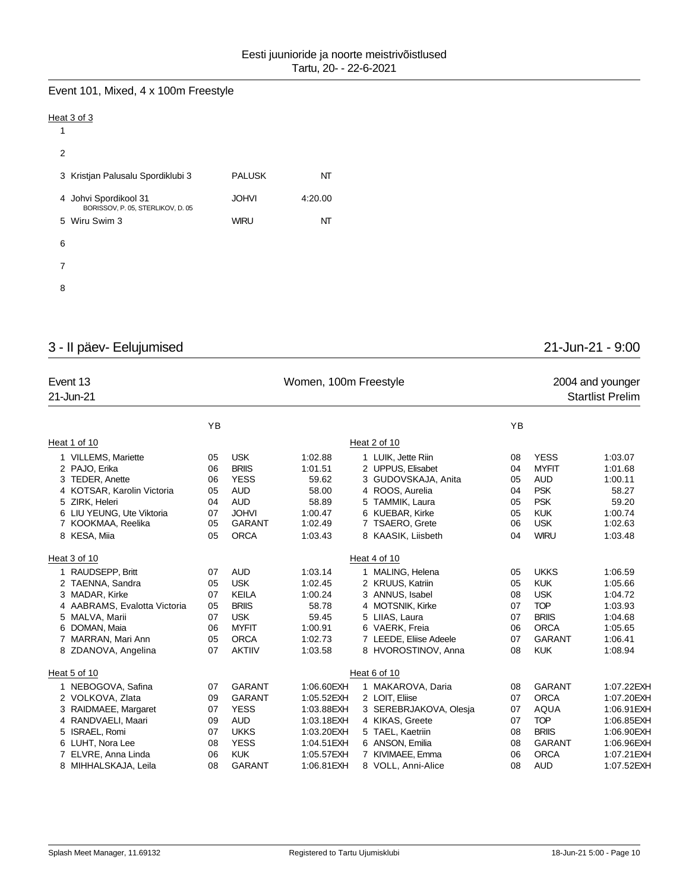Eesti juunioride ja noorte meistrivõistlused
Tartu, 20- - 22-6-2021

## Event 101, Mixed, 4 x 100m Freestyle

Heat 3 of 3

| Lane | Team | Club | Time |
|---|---|---|---|
| 1 | | | |
| 2 | | | |
| 3 | Kristjan Palusalu Spordiklubi 3 | PALUSK | NT |
| 4 | Johvi Spordikool 31<br>BORISSOV, P. 05, STERLIKOV, D. 05 | JOHVI | 4:20.00 |
| 5 | Wiru Swim 3 | WIRU | NT |
| 6 | | | |
| 7 | | | |
| 8 | | | |

# 3 - II päev- Eelujumised

21-Jun-21 - 9:00

## Event 13 — Women, 100m Freestyle — 2004 and younger

21-Jun-21 — Startlist Prelim

Heat 1 of 10

| Lane | Name | YB | Club | Time |
|---|---|---|---|---|
| 1 | VILLEMS, Mariette | 05 | USK | 1:02.88 |
| 2 | PAJO, Erika | 06 | BRIIS | 1:01.51 |
| 3 | TEDER, Anette | 06 | YESS | 59.62 |
| 4 | KOTSAR, Karolin Victoria | 05 | AUD | 58.00 |
| 5 | ZIRK, Heleri | 04 | AUD | 58.89 |
| 6 | LIU YEUNG, Ute Viktoria | 07 | JOHVI | 1:00.47 |
| 7 | KOOKMAA, Reelika | 05 | GARANT | 1:02.49 |
| 8 | KESA, Miia | 05 | ORCA | 1:03.43 |

Heat 2 of 10

| Lane | Name | YB | Club | Time |
|---|---|---|---|---|
| 1 | LUIK, Jette Riin | 08 | YESS | 1:03.07 |
| 2 | UPPUS, Elisabet | 04 | MYFIT | 1:01.68 |
| 3 | GUDOVSKAJA, Anita | 05 | AUD | 1:00.11 |
| 4 | ROOS, Aurelia | 04 | PSK | 58.27 |
| 5 | TAMMIK, Laura | 05 | PSK | 59.20 |
| 6 | KUEBAR, Kirke | 05 | KUK | 1:00.74 |
| 7 | TSAERO, Grete | 06 | USK | 1:02.63 |
| 8 | KAASIK, Liisbeth | 04 | WIRU | 1:03.48 |

Heat 3 of 10

| Lane | Name | YB | Club | Time |
|---|---|---|---|---|
| 1 | RAUDSEPP, Britt | 07 | AUD | 1:03.14 |
| 2 | TAENNA, Sandra | 05 | USK | 1:02.45 |
| 3 | MADAR, Kirke | 07 | KEILA | 1:00.24 |
| 4 | AABRAMS, Evalotta Victoria | 05 | BRIIS | 58.78 |
| 5 | MALVA, Marii | 07 | USK | 59.45 |
| 6 | DOMAN, Maia | 06 | MYFIT | 1:00.91 |
| 7 | MARRAN, Mari Ann | 05 | ORCA | 1:02.73 |
| 8 | ZDANOVA, Angelina | 07 | AKTIIV | 1:03.58 |

Heat 4 of 10

| Lane | Name | YB | Club | Time |
|---|---|---|---|---|
| 1 | MALING, Helena | 05 | UKKS | 1:06.59 |
| 2 | KRUUS, Katriin | 05 | KUK | 1:05.66 |
| 3 | ANNUS, Isabel | 08 | USK | 1:04.72 |
| 4 | MOTSNIK, Kirke | 07 | TOP | 1:03.93 |
| 5 | LIIAS, Laura | 07 | BRIIS | 1:04.68 |
| 6 | VAERK, Freia | 06 | ORCA | 1:05.65 |
| 7 | LEEDE, Eliise Adeele | 07 | GARANT | 1:06.41 |
| 8 | HVOROSTINOV, Anna | 08 | KUK | 1:08.94 |

Heat 5 of 10

| Lane | Name | YB | Club | Time |
|---|---|---|---|---|
| 1 | NEBOGOVA, Safina | 07 | GARANT | 1:06.60EXH |
| 2 | VOLKOVA, Zlata | 09 | GARANT | 1:05.52EXH |
| 3 | RAIDMAEE, Margaret | 07 | YESS | 1:03.88EXH |
| 4 | RANDVAELI, Maari | 09 | AUD | 1:03.18EXH |
| 5 | ISRAEL, Romi | 07 | UKKS | 1:03.20EXH |
| 6 | LUHT, Nora Lee | 08 | YESS | 1:04.51EXH |
| 7 | ELVRE, Anna Linda | 06 | KUK | 1:05.57EXH |
| 8 | MIHHALSKAJA, Leila | 08 | GARANT | 1:06.81EXH |

Heat 6 of 10

| Lane | Name | YB | Club | Time |
|---|---|---|---|---|
| 1 | MAKAROVA, Daria | 08 | GARANT | 1:07.22EXH |
| 2 | LOIT, Eliise | 07 | ORCA | 1:07.20EXH |
| 3 | SEREBRJAKOVA, Olesja | 07 | AQUA | 1:06.91EXH |
| 4 | KIKAS, Greete | 07 | TOP | 1:06.85EXH |
| 5 | TAEL, Kaetriin | 08 | BRIIS | 1:06.90EXH |
| 6 | ANSON, Emilia | 08 | GARANT | 1:06.96EXH |
| 7 | KIVIMAEE, Emma | 06 | ORCA | 1:07.21EXH |
| 8 | VOLL, Anni-Alice | 08 | AUD | 1:07.52EXH |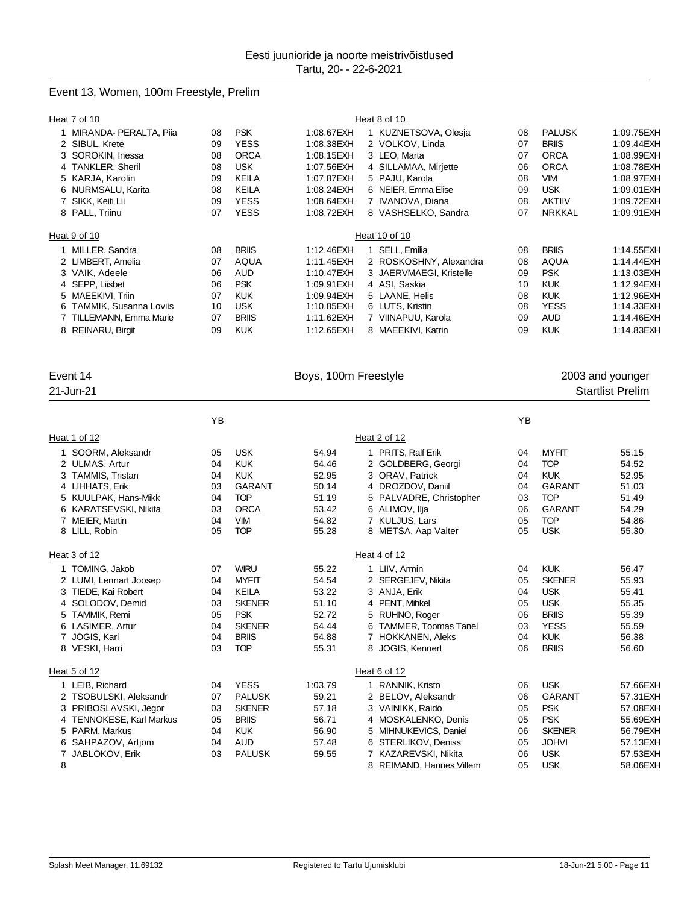Eesti juunioride ja noorte meistrivõistlused
Tartu, 20- - 22-6-2021

## Event 13, Women, 100m Freestyle, Prelim

Heat 7 of 10

| | Name | YB | Club | Time |
|---|---|---|---|---|
| 1 | MIRANDA- PERALTA, Piia | 08 | PSK | 1:08.67EXH |
| 2 | SIBUL, Krete | 09 | YESS | 1:08.38EXH |
| 3 | SOROKIN, Inessa | 08 | ORCA | 1:08.15EXH |
| 4 | TANKLER, Sheril | 08 | USK | 1:07.56EXH |
| 5 | KARJA, Karolin | 09 | KEILA | 1:07.87EXH |
| 6 | NURMSALU, Karita | 08 | KEILA | 1:08.24EXH |
| 7 | SIKK, Keiti Lii | 09 | YESS | 1:08.64EXH |
| 8 | PALL, Triinu | 07 | YESS | 1:08.72EXH |

Heat 8 of 10

| | Name | YB | Club | Time |
|---|---|---|---|---|
| 1 | KUZNETSOVA, Olesja | 08 | PALUSK | 1:09.75EXH |
| 2 | VOLKOV, Linda | 07 | BRIIS | 1:09.44EXH |
| 3 | LEO, Marta | 07 | ORCA | 1:08.99EXH |
| 4 | SILLAMAA, Mirjette | 06 | ORCA | 1:08.78EXH |
| 5 | PAJU, Karola | 08 | VIM | 1:08.97EXH |
| 6 | NEIER, Emma Elise | 09 | USK | 1:09.01EXH |
| 7 | IVANOVA, Diana | 08 | AKTIIV | 1:09.72EXH |
| 8 | VASHSELKO, Sandra | 07 | NRKKAL | 1:09.91EXH |

Heat 9 of 10

| | Name | YB | Club | Time |
|---|---|---|---|---|
| 1 | MILLER, Sandra | 08 | BRIIS | 1:12.46EXH |
| 2 | LIMBERT, Amelia | 07 | AQUA | 1:11.45EXH |
| 3 | VAIK, Adeele | 06 | AUD | 1:10.47EXH |
| 4 | SEPP, Liisbet | 06 | PSK | 1:09.91EXH |
| 5 | MAEEKIVI, Triin | 07 | KUK | 1:09.94EXH |
| 6 | TAMMIK, Susanna Loviis | 10 | USK | 1:10.85EXH |
| 7 | TILLEMANN, Emma Marie | 07 | BRIIS | 1:11.62EXH |
| 8 | REINARU, Birgit | 09 | KUK | 1:12.65EXH |

Heat 10 of 10

| | Name | YB | Club | Time |
|---|---|---|---|---|
| 1 | SELL, Emilia | 08 | BRIIS | 1:14.55EXH |
| 2 | ROSKOSHNY, Alexandra | 08 | AQUA | 1:14.44EXH |
| 3 | JAERVMAEGI, Kristelle | 09 | PSK | 1:13.03EXH |
| 4 | ASI, Saskia | 10 | KUK | 1:12.94EXH |
| 5 | LAANE, Helis | 08 | KUK | 1:12.96EXH |
| 6 | LUTS, Kristin | 08 | YESS | 1:14.33EXH |
| 7 | VIINAPUU, Karola | 09 | AUD | 1:14.46EXH |
| 8 | MAEEKIVI, Katrin | 09 | KUK | 1:14.83EXH |

## Event 14 — Boys, 100m Freestyle — 2003 and younger

21-Jun-21 — Startlist Prelim

Heat 1 of 12

| | Name | YB | Club | Time |
|---|---|---|---|---|
| 1 | SOORM, Aleksandr | 05 | USK | 54.94 |
| 2 | ULMAS, Artur | 04 | KUK | 54.46 |
| 3 | TAMMIS, Tristan | 04 | KUK | 52.95 |
| 4 | LIHHATS, Erik | 03 | GARANT | 50.14 |
| 5 | KUULPAK, Hans-Mikk | 04 | TOP | 51.19 |
| 6 | KARATSEVSKI, Nikita | 03 | ORCA | 53.42 |
| 7 | MEIER, Martin | 04 | VIM | 54.82 |
| 8 | LILL, Robin | 05 | TOP | 55.28 |

Heat 2 of 12

| | Name | YB | Club | Time |
|---|---|---|---|---|
| 1 | PRITS, Ralf Erik | 04 | MYFIT | 55.15 |
| 2 | GOLDBERG, Georgi | 04 | TOP | 54.52 |
| 3 | ORAV, Patrick | 04 | KUK | 52.95 |
| 4 | DROZDOV, Daniil | 04 | GARANT | 51.03 |
| 5 | PALVADRE, Christopher | 03 | TOP | 51.49 |
| 6 | ALIMOV, Ilja | 06 | GARANT | 54.29 |
| 7 | KULJUS, Lars | 05 | TOP | 54.86 |
| 8 | METSA, Aap Valter | 05 | USK | 55.30 |

Heat 3 of 12

| | Name | YB | Club | Time |
|---|---|---|---|---|
| 1 | TOMING, Jakob | 07 | WIRU | 55.22 |
| 2 | LUMI, Lennart Joosep | 04 | MYFIT | 54.54 |
| 3 | TIEDE, Kai Robert | 04 | KEILA | 53.22 |
| 4 | SOLODOV, Demid | 03 | SKENER | 51.10 |
| 5 | TAMMIK, Remi | 05 | PSK | 52.72 |
| 6 | LASIMER, Artur | 04 | SKENER | 54.44 |
| 7 | JOGIS, Karl | 04 | BRIIS | 54.88 |
| 8 | VESKI, Harri | 03 | TOP | 55.31 |

Heat 4 of 12

| | Name | YB | Club | Time |
|---|---|---|---|---|
| 1 | LIIV, Armin | 04 | KUK | 56.47 |
| 2 | SERGEJEV, Nikita | 05 | SKENER | 55.93 |
| 3 | ANJA, Erik | 04 | USK | 55.41 |
| 4 | PENT, Mihkel | 05 | USK | 55.35 |
| 5 | RUHNO, Roger | 06 | BRIIS | 55.39 |
| 6 | TAMMER, Toomas Tanel | 03 | YESS | 55.59 |
| 7 | HOKKANEN, Aleks | 04 | KUK | 56.38 |
| 8 | JOGIS, Kennert | 06 | BRIIS | 56.60 |

Heat 5 of 12

| | Name | YB | Club | Time |
|---|---|---|---|---|
| 1 | LEIB, Richard | 04 | YESS | 1:03.79 |
| 2 | TSOBULSKI, Aleksandr | 07 | PALUSK | 59.21 |
| 3 | PRIBOSLAVSKI, Jegor | 03 | SKENER | 57.18 |
| 4 | TENNOKESE, Karl Markus | 05 | BRIIS | 56.71 |
| 5 | PARM, Markus | 04 | KUK | 56.90 |
| 6 | SAHPAZOV, Artjom | 04 | AUD | 57.48 |
| 7 | JABLOKOV, Erik | 03 | PALUSK | 59.55 |
| 8 | | | | |

Heat 6 of 12

| | Name | YB | Club | Time |
|---|---|---|---|---|
| 1 | RANNIK, Kristo | 06 | USK | 57.66EXH |
| 2 | BELOV, Aleksandr | 06 | GARANT | 57.31EXH |
| 3 | VAINIKK, Raido | 05 | PSK | 57.08EXH |
| 4 | MOSKALENKO, Denis | 05 | PSK | 55.69EXH |
| 5 | MIHNUKEVICS, Daniel | 06 | SKENER | 56.79EXH |
| 6 | STERLIKOV, Deniss | 05 | JOHVI | 57.13EXH |
| 7 | KAZAREVSKI, Nikita | 06 | USK | 57.53EXH |
| 8 | REIMAND, Hannes Villem | 05 | USK | 58.06EXH |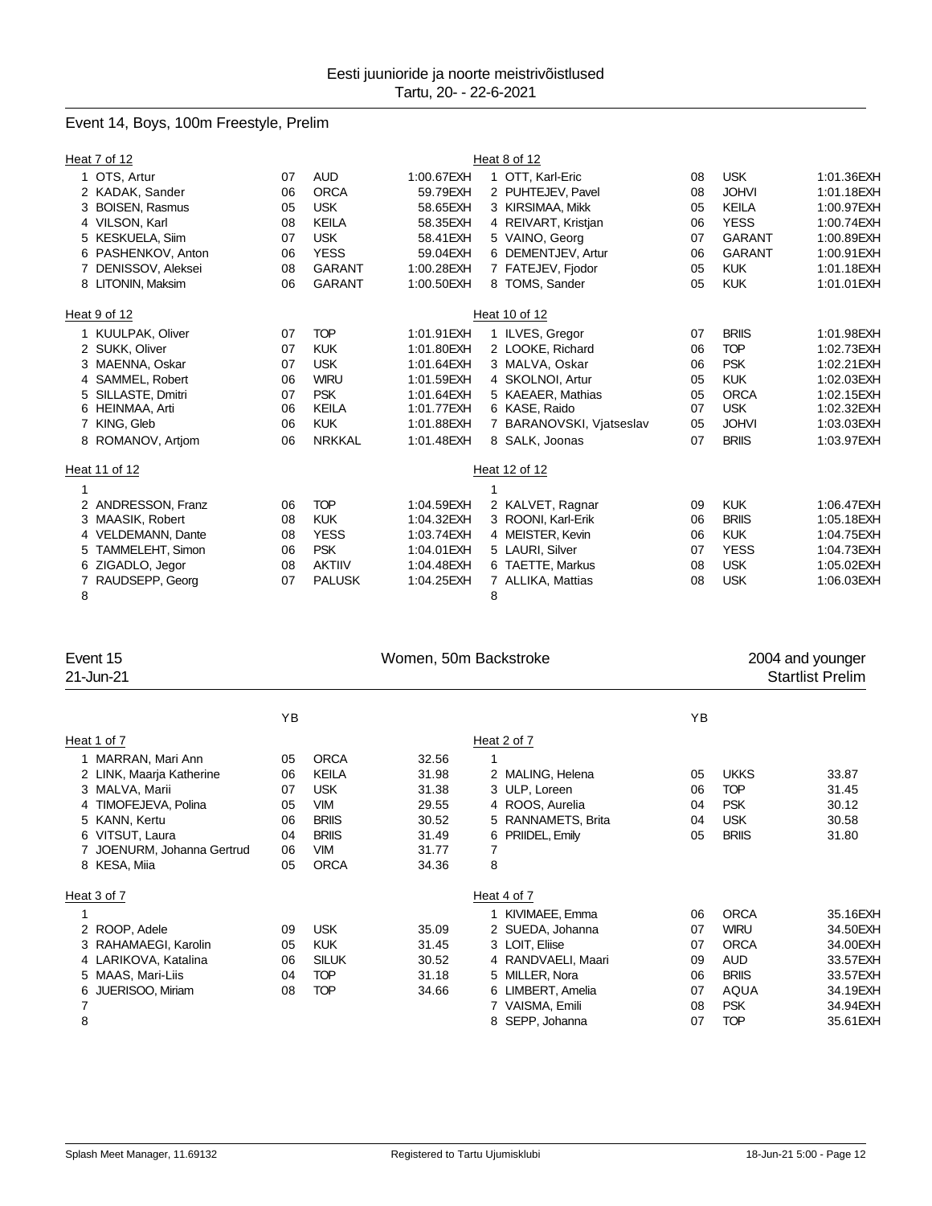Eesti juunioride ja noorte meistrivõistlused
Tartu, 20- - 22-6-2021

## Event 14, Boys, 100m Freestyle, Prelim

**Heat 7 of 12**

| Lane | Name | YB | Club | Entry |
|---|---|---|---|---|
| 1 | OTS, Artur | 07 | AUD | 1:00.67EXH |
| 2 | KADAK, Sander | 06 | ORCA | 59.79EXH |
| 3 | BOISEN, Rasmus | 05 | USK | 58.65EXH |
| 4 | VILSON, Karl | 08 | KEILA | 58.35EXH |
| 5 | KESKUELA, Siim | 07 | USK | 58.41EXH |
| 6 | PASHENKOV, Anton | 06 | YESS | 59.04EXH |
| 7 | DENISSOV, Aleksei | 08 | GARANT | 1:00.28EXH |
| 8 | LITONIN, Maksim | 06 | GARANT | 1:00.50EXH |

**Heat 8 of 12**

| Lane | Name | YB | Club | Entry |
|---|---|---|---|---|
| 1 | OTT, Karl-Eric | 08 | USK | 1:01.36EXH |
| 2 | PUHTEJEV, Pavel | 08 | JOHVI | 1:01.18EXH |
| 3 | KIRSIMAA, Mikk | 05 | KEILA | 1:00.97EXH |
| 4 | REIVART, Kristjan | 06 | YESS | 1:00.74EXH |
| 5 | VAINO, Georg | 07 | GARANT | 1:00.89EXH |
| 6 | DEMENTJEV, Artur | 06 | GARANT | 1:00.91EXH |
| 7 | FATEJEV, Fjodor | 05 | KUK | 1:01.18EXH |
| 8 | TOMS, Sander | 05 | KUK | 1:01.01EXH |

**Heat 9 of 12**

| Lane | Name | YB | Club | Entry |
|---|---|---|---|---|
| 1 | KUULPAK, Oliver | 07 | TOP | 1:01.91EXH |
| 2 | SUKK, Oliver | 07 | KUK | 1:01.80EXH |
| 3 | MAENNA, Oskar | 07 | USK | 1:01.64EXH |
| 4 | SAMMEL, Robert | 06 | WIRU | 1:01.59EXH |
| 5 | SILLASTE, Dmitri | 07 | PSK | 1:01.64EXH |
| 6 | HEINMAA, Arti | 06 | KEILA | 1:01.77EXH |
| 7 | KING, Gleb | 06 | KUK | 1:01.88EXH |
| 8 | ROMANOV, Artjom | 06 | NRKKAL | 1:01.48EXH |

**Heat 10 of 12**

| Lane | Name | YB | Club | Entry |
|---|---|---|---|---|
| 1 | ILVES, Gregor | 07 | BRIIS | 1:01.98EXH |
| 2 | LOOKE, Richard | 06 | TOP | 1:02.73EXH |
| 3 | MALVA, Oskar | 06 | PSK | 1:02.21EXH |
| 4 | SKOLNOI, Artur | 05 | KUK | 1:02.03EXH |
| 5 | KAEAER, Mathias | 05 | ORCA | 1:02.15EXH |
| 6 | KASE, Raido | 07 | USK | 1:02.32EXH |
| 7 | BARANOVSKI, Vjatseslav | 05 | JOHVI | 1:03.03EXH |
| 8 | SALK, Joonas | 07 | BRIIS | 1:03.97EXH |

**Heat 11 of 12**

| Lane | Name | YB | Club | Entry |
|---|---|---|---|---|
| 1 | | | | |
| 2 | ANDRESSON, Franz | 06 | TOP | 1:04.59EXH |
| 3 | MAASIK, Robert | 08 | KUK | 1:04.32EXH |
| 4 | VELDEMANN, Dante | 08 | YESS | 1:03.74EXH |
| 5 | TAMMELEHT, Simon | 06 | PSK | 1:04.01EXH |
| 6 | ZIGADLO, Jegor | 08 | AKTIIV | 1:04.48EXH |
| 7 | RAUDSEPP, Georg | 07 | PALUSK | 1:04.25EXH |
| 8 | | | | |

**Heat 12 of 12**

| Lane | Name | YB | Club | Entry |
|---|---|---|---|---|
| 1 | | | | |
| 2 | KALVET, Ragnar | 09 | KUK | 1:06.47EXH |
| 3 | ROONI, Karl-Erik | 06 | BRIIS | 1:05.18EXH |
| 4 | MEISTER, Kevin | 06 | KUK | 1:04.75EXH |
| 5 | LAURI, Silver | 07 | YESS | 1:04.73EXH |
| 6 | TAETTE, Markus | 08 | USK | 1:05.02EXH |
| 7 | ALLIKA, Mattias | 08 | USK | 1:06.03EXH |
| 8 | | | | |

## Event 15 — Women, 50m Backstroke — 2004 and younger

21-Jun-21 — Startlist Prelim

**Heat 1 of 7**

| Lane | Name | YB | Club | Entry |
|---|---|---|---|---|
| 1 | MARRAN, Mari Ann | 05 | ORCA | 32.56 |
| 2 | LINK, Maarja Katherine | 06 | KEILA | 31.98 |
| 3 | MALVA, Marii | 07 | USK | 31.38 |
| 4 | TIMOFEJEVA, Polina | 05 | VIM | 29.55 |
| 5 | KANN, Kertu | 06 | BRIIS | 30.52 |
| 6 | VITSUT, Laura | 04 | BRIIS | 31.49 |
| 7 | JOENURM, Johanna Gertrud | 06 | VIM | 31.77 |
| 8 | KESA, Miia | 05 | ORCA | 34.36 |

**Heat 2 of 7**

| Lane | Name | YB | Club | Entry |
|---|---|---|---|---|
| 1 | | | | |
| 2 | MALING, Helena | 05 | UKKS | 33.87 |
| 3 | ULP, Loreen | 06 | TOP | 31.45 |
| 4 | ROOS, Aurelia | 04 | PSK | 30.12 |
| 5 | RANNAMETS, Brita | 04 | USK | 30.58 |
| 6 | PRIIDEL, Emily | 05 | BRIIS | 31.80 |
| 7 | | | | |
| 8 | | | | |

**Heat 3 of 7**

| Lane | Name | YB | Club | Entry |
|---|---|---|---|---|
| 1 | | | | |
| 2 | ROOP, Adele | 09 | USK | 35.09 |
| 3 | RAHAMAEGI, Karolin | 05 | KUK | 31.45 |
| 4 | LARIKOVA, Katalina | 06 | SILUK | 30.52 |
| 5 | MAAS, Mari-Liis | 04 | TOP | 31.18 |
| 6 | JUERISOO, Miriam | 08 | TOP | 34.66 |
| 7 | | | | |
| 8 | | | | |

**Heat 4 of 7**

| Lane | Name | YB | Club | Entry |
|---|---|---|---|---|
| 1 | KIVIMAEE, Emma | 06 | ORCA | 35.16EXH |
| 2 | SUEDA, Johanna | 07 | WIRU | 34.50EXH |
| 3 | LOIT, Eliise | 07 | ORCA | 34.00EXH |
| 4 | RANDVAELI, Maari | 09 | AUD | 33.57EXH |
| 5 | MILLER, Nora | 06 | BRIIS | 33.57EXH |
| 6 | LIMBERT, Amelia | 07 | AQUA | 34.19EXH |
| 7 | VAISMA, Emili | 08 | PSK | 34.94EXH |
| 8 | SEPP, Johanna | 07 | TOP | 35.61EXH |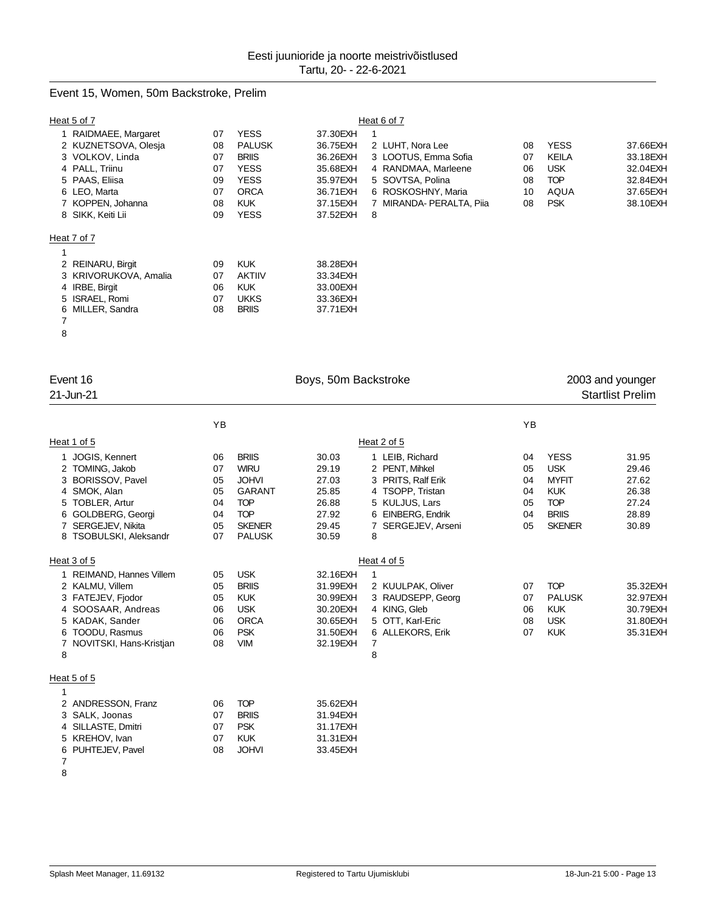Eesti juunioride ja noorte meistrivõistlused
Tartu, 20- - 22-6-2021

## Event 15, Women, 50m Backstroke, Prelim

**Heat 5 of 7**

| Lane | Name | YB | Club | Time |
|---|---|---|---|---|
| 1 | RAIDMAEE, Margaret | 07 | YESS | 37.30EXH |
| 2 | KUZNETSOVA, Olesja | 08 | PALUSK | 36.75EXH |
| 3 | VOLKOV, Linda | 07 | BRIIS | 36.26EXH |
| 4 | PALL, Triinu | 07 | YESS | 35.68EXH |
| 5 | PAAS, Eliisa | 09 | YESS | 35.97EXH |
| 6 | LEO, Marta | 07 | ORCA | 36.71EXH |
| 7 | KOPPEN, Johanna | 08 | KUK | 37.15EXH |
| 8 | SIKK, Keiti Lii | 09 | YESS | 37.52EXH |

**Heat 6 of 7**

| Lane | Name | YB | Club | Time |
|---|---|---|---|---|
| 1 | | | | |
| 2 | LUHT, Nora Lee | 08 | YESS | 37.66EXH |
| 3 | LOOTUS, Emma Sofia | 07 | KEILA | 33.18EXH |
| 4 | RANDMAA, Marleene | 06 | USK | 32.04EXH |
| 5 | SOVTSA, Polina | 08 | TOP | 32.84EXH |
| 6 | ROSKOSHNY, Maria | 10 | AQUA | 37.65EXH |
| 7 | MIRANDA- PERALTA, Piia | 08 | PSK | 38.10EXH |
| 8 | | | | |

**Heat 7 of 7**

| Lane | Name | YB | Club | Time |
|---|---|---|---|---|
| 1 | | | | |
| 2 | REINARU, Birgit | 09 | KUK | 38.28EXH |
| 3 | KRIVORUKOVA, Amalia | 07 | AKTIIV | 33.34EXH |
| 4 | IRBE, Birgit | 06 | KUK | 33.00EXH |
| 5 | ISRAEL, Romi | 07 | UKKS | 33.36EXH |
| 6 | MILLER, Sandra | 08 | BRIIS | 37.71EXH |
| 7 | | | | |
| 8 | | | | |

## Event 16 — Boys, 50m Backstroke — 2003 and younger

21-Jun-21 — Startlist Prelim

**Heat 1 of 5**

| Lane | Name | YB | Club | Time |
|---|---|---|---|---|
| 1 | JOGIS, Kennert | 06 | BRIIS | 30.03 |
| 2 | TOMING, Jakob | 07 | WIRU | 29.19 |
| 3 | BORISSOV, Pavel | 05 | JOHVI | 27.03 |
| 4 | SMOK, Alan | 05 | GARANT | 25.85 |
| 5 | TOBLER, Artur | 04 | TOP | 26.88 |
| 6 | GOLDBERG, Georgi | 04 | TOP | 27.92 |
| 7 | SERGEJEV, Nikita | 05 | SKENER | 29.45 |
| 8 | TSOBULSKI, Aleksandr | 07 | PALUSK | 30.59 |

**Heat 2 of 5**

| Lane | Name | YB | Club | Time |
|---|---|---|---|---|
| 1 | LEIB, Richard | 04 | YESS | 31.95 |
| 2 | PENT, Mihkel | 05 | USK | 29.46 |
| 3 | PRITS, Ralf Erik | 04 | MYFIT | 27.62 |
| 4 | TSOPP, Tristan | 04 | KUK | 26.38 |
| 5 | KULJUS, Lars | 05 | TOP | 27.24 |
| 6 | EINBERG, Endrik | 04 | BRIIS | 28.89 |
| 7 | SERGEJEV, Arseni | 05 | SKENER | 30.89 |
| 8 | | | | |

**Heat 3 of 5**

| Lane | Name | YB | Club | Time |
|---|---|---|---|---|
| 1 | REIMAND, Hannes Villem | 05 | USK | 32.16EXH |
| 2 | KALMU, Villem | 05 | BRIIS | 31.99EXH |
| 3 | FATEJEV, Fjodor | 05 | KUK | 30.99EXH |
| 4 | SOOSAAR, Andreas | 06 | USK | 30.20EXH |
| 5 | KADAK, Sander | 06 | ORCA | 30.65EXH |
| 6 | TOODU, Rasmus | 06 | PSK | 31.50EXH |
| 7 | NOVITSKI, Hans-Kristjan | 08 | VIM | 32.19EXH |
| 8 | | | | |

**Heat 4 of 5**

| Lane | Name | YB | Club | Time |
|---|---|---|---|---|
| 1 | | | | |
| 2 | KUULPAK, Oliver | 07 | TOP | 35.32EXH |
| 3 | RAUDSEPP, Georg | 07 | PALUSK | 32.97EXH |
| 4 | KING, Gleb | 06 | KUK | 30.79EXH |
| 5 | OTT, Karl-Eric | 08 | USK | 31.80EXH |
| 6 | ALLEKORS, Erik | 07 | KUK | 35.31EXH |
| 7 | | | | |
| 8 | | | | |

**Heat 5 of 5**

| Lane | Name | YB | Club | Time |
|---|---|---|---|---|
| 1 | | | | |
| 2 | ANDRESSON, Franz | 06 | TOP | 35.62EXH |
| 3 | SALK, Joonas | 07 | BRIIS | 31.94EXH |
| 4 | SILLASTE, Dmitri | 07 | PSK | 31.17EXH |
| 5 | KREHOV, Ivan | 07 | KUK | 31.31EXH |
| 6 | PUHTEJEV, Pavel | 08 | JOHVI | 33.45EXH |
| 7 | | | | |
| 8 | | | | |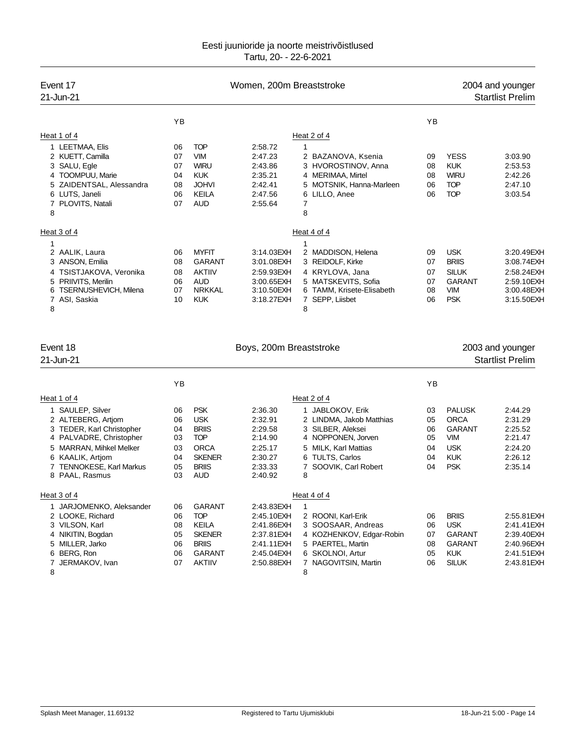Eesti juunioride ja noorte meistrivõistlused
Tartu, 20- - 22-6-2021

## Event 17 — Women, 200m Breaststroke — 2004 and younger
21-Jun-21 — Startlist Prelim

### Heat 1 of 4

| Lane | Name | YB | Club | Time |
|---|---|---|---|---|
| 1 | LEETMAA, Elis | 06 | TOP | 2:58.72 |
| 2 | KUETT, Camilla | 07 | VIM | 2:47.23 |
| 3 | SALU, Egle | 07 | WIRU | 2:43.86 |
| 4 | TOOMPUU, Marie | 04 | KUK | 2:35.21 |
| 5 | ZAIDENTSAL, Alessandra | 08 | JOHVI | 2:42.41 |
| 6 | LUTS, Janeli | 06 | KEILA | 2:47.56 |
| 7 | PLOVITS, Natali | 07 | AUD | 2:55.64 |
| 8 | | | | |

### Heat 2 of 4

| Lane | Name | YB | Club | Time |
|---|---|---|---|---|
| 1 | | | | |
| 2 | BAZANOVA, Ksenia | 09 | YESS | 3:03.90 |
| 3 | HVOROSTINOV, Anna | 08 | KUK | 2:53.53 |
| 4 | MERIMAA, Mirtel | 08 | WIRU | 2:42.26 |
| 5 | MOTSNIK, Hanna-Marleen | 06 | TOP | 2:47.10 |
| 6 | LILLO, Anee | 06 | TOP | 3:03.54 |
| 7 | | | | |
| 8 | | | | |

### Heat 3 of 4

| Lane | Name | YB | Club | Time |
|---|---|---|---|---|
| 1 | | | | |
| 2 | AALIK, Laura | 06 | MYFIT | 3:14.03EXH |
| 3 | ANSON, Emilia | 08 | GARANT | 3:01.08EXH |
| 4 | TSISTJAKOVA, Veronika | 08 | AKTIIV | 2:59.93EXH |
| 5 | PRIIVITS, Merilin | 06 | AUD | 3:00.65EXH |
| 6 | TSERNUSHEVICH, Milena | 07 | NRKKAL | 3:10.50EXH |
| 7 | ASI, Saskia | 10 | KUK | 3:18.27EXH |
| 8 | | | | |

### Heat 4 of 4

| Lane | Name | YB | Club | Time |
|---|---|---|---|---|
| 1 | | | | |
| 2 | MADDISON, Helena | 09 | USK | 3:20.49EXH |
| 3 | REIDOLF, Kirke | 07 | BRIIS | 3:08.74EXH |
| 4 | KRYLOVA, Jana | 07 | SILUK | 2:58.24EXH |
| 5 | MATSKEVITS, Sofia | 07 | GARANT | 2:59.10EXH |
| 6 | TAMM, Krisete-Elisabeth | 08 | VIM | 3:00.48EXH |
| 7 | SEPP, Liisbet | 06 | PSK | 3:15.50EXH |
| 8 | | | | |

## Event 18 — Boys, 200m Breaststroke — 2003 and younger
21-Jun-21 — Startlist Prelim

### Heat 1 of 4

| Lane | Name | YB | Club | Time |
|---|---|---|---|---|
| 1 | SAULEP, Silver | 06 | PSK | 2:36.30 |
| 2 | ALTEBERG, Artjom | 06 | USK | 2:32.91 |
| 3 | TEDER, Karl Christopher | 04 | BRIIS | 2:29.58 |
| 4 | PALVADRE, Christopher | 03 | TOP | 2:14.90 |
| 5 | MARRAN, Mihkel Melker | 03 | ORCA | 2:25.17 |
| 6 | KAALIK, Artjom | 04 | SKENER | 2:30.27 |
| 7 | TENNOKESE, Karl Markus | 05 | BRIIS | 2:33.33 |
| 8 | PAAL, Rasmus | 03 | AUD | 2:40.92 |

### Heat 2 of 4

| Lane | Name | YB | Club | Time |
|---|---|---|---|---|
| 1 | JABLOKOV, Erik | 03 | PALUSK | 2:44.29 |
| 2 | LINDMA, Jakob Matthias | 05 | ORCA | 2:31.29 |
| 3 | SILBER, Aleksei | 06 | GARANT | 2:25.52 |
| 4 | NOPPONEN, Jorven | 05 | VIM | 2:21.47 |
| 5 | MILK, Karl Mattias | 04 | USK | 2:24.20 |
| 6 | TULTS, Carlos | 04 | KUK | 2:26.12 |
| 7 | SOOVIK, Carl Robert | 04 | PSK | 2:35.14 |
| 8 | | | | |

### Heat 3 of 4

| Lane | Name | YB | Club | Time |
|---|---|---|---|---|
| 1 | JARJOMENKO, Aleksander | 06 | GARANT | 2:43.83EXH |
| 2 | LOOKE, Richard | 06 | TOP | 2:45.10EXH |
| 3 | VILSON, Karl | 08 | KEILA | 2:41.86EXH |
| 4 | NIKITIN, Bogdan | 05 | SKENER | 2:37.81EXH |
| 5 | MILLER, Jarko | 06 | BRIIS | 2:41.11EXH |
| 6 | BERG, Ron | 06 | GARANT | 2:45.04EXH |
| 7 | JERMAKOV, Ivan | 07 | AKTIIV | 2:50.88EXH |
| 8 | | | | |

### Heat 4 of 4

| Lane | Name | YB | Club | Time |
|---|---|---|---|---|
| 1 | | | | |
| 2 | ROONI, Karl-Erik | 06 | BRIIS | 2:55.81EXH |
| 3 | SOOSAAR, Andreas | 06 | USK | 2:41.41EXH |
| 4 | KOZHENKOV, Edgar-Robin | 07 | GARANT | 2:39.40EXH |
| 5 | PAERTEL, Martin | 08 | GARANT | 2:40.96EXH |
| 6 | SKOLNOI, Artur | 05 | KUK | 2:41.51EXH |
| 7 | NAGOVITSIN, Martin | 06 | SILUK | 2:43.81EXH |
| 8 | | | | |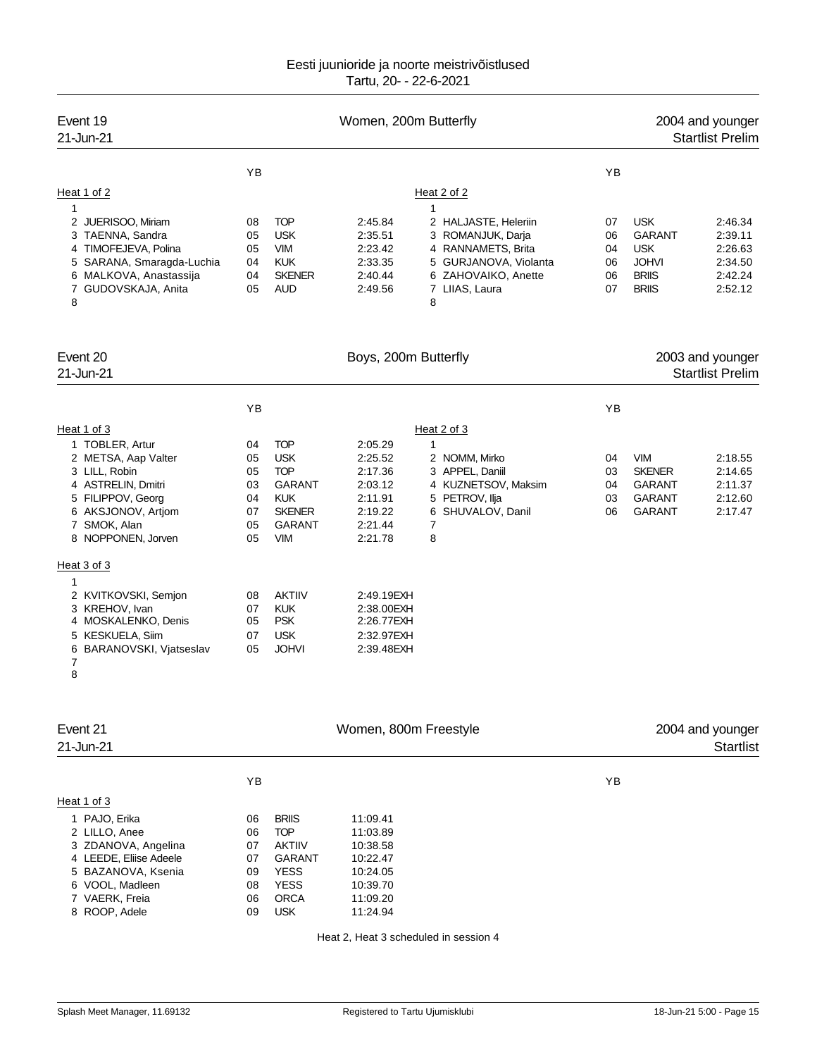Eesti juunioride ja noorte meistrivõistlused
Tartu, 20- - 22-6-2021

## Event 19 — Women, 200m Butterfly — 2004 and younger

21-Jun-21 — Startlist Prelim

### Heat 1 of 2

| Lane | Name | YB | Club | Time |
|---|---|---|---|---|
| 1 | | | | |
| 2 | JUERISOO, Miriam | 08 | TOP | 2:45.84 |
| 3 | TAENNA, Sandra | 05 | USK | 2:35.51 |
| 4 | TIMOFEJEVA, Polina | 05 | VIM | 2:23.42 |
| 5 | SARANA, Smaragda-Luchia | 04 | KUK | 2:33.35 |
| 6 | MALKOVA, Anastassija | 04 | SKENER | 2:40.44 |
| 7 | GUDOVSKAJA, Anita | 05 | AUD | 2:49.56 |
| 8 | | | | |

### Heat 2 of 2

| Lane | Name | YB | Club | Time |
|---|---|---|---|---|
| 1 | | | | |
| 2 | HALJASTE, Heleriin | 07 | USK | 2:46.34 |
| 3 | ROMANJUK, Darja | 06 | GARANT | 2:39.11 |
| 4 | RANNAMETS, Brita | 04 | USK | 2:26.63 |
| 5 | GURJANOVA, Violanta | 06 | JOHVI | 2:34.50 |
| 6 | ZAHOVAIKO, Anette | 06 | BRIIS | 2:42.24 |
| 7 | LIIAS, Laura | 07 | BRIIS | 2:52.12 |
| 8 | | | | |

## Event 20 — Boys, 200m Butterfly — 2003 and younger

21-Jun-21 — Startlist Prelim

### Heat 1 of 3

| Lane | Name | YB | Club | Time |
|---|---|---|---|---|
| 1 | TOBLER, Artur | 04 | TOP | 2:05.29 |
| 2 | METSA, Aap Valter | 05 | USK | 2:25.52 |
| 3 | LILL, Robin | 05 | TOP | 2:17.36 |
| 4 | ASTRELIN, Dmitri | 03 | GARANT | 2:03.12 |
| 5 | FILIPPOV, Georg | 04 | KUK | 2:11.91 |
| 6 | AKSJONOV, Artjom | 07 | SKENER | 2:19.22 |
| 7 | SMOK, Alan | 05 | GARANT | 2:21.44 |
| 8 | NOPPONEN, Jorven | 05 | VIM | 2:21.78 |

### Heat 2 of 3

| Lane | Name | YB | Club | Time |
|---|---|---|---|---|
| 1 | | | | |
| 2 | NOMM, Mirko | 04 | VIM | 2:18.55 |
| 3 | APPEL, Daniil | 03 | SKENER | 2:14.65 |
| 4 | KUZNETSOV, Maksim | 04 | GARANT | 2:11.37 |
| 5 | PETROV, Ilja | 03 | GARANT | 2:12.60 |
| 6 | SHUVALOV, Danil | 06 | GARANT | 2:17.47 |
| 7 | | | | |
| 8 | | | | |

### Heat 3 of 3

| Lane | Name | YB | Club | Time |
|---|---|---|---|---|
| 1 | | | | |
| 2 | KVITKOVSKI, Semjon | 08 | AKTIIV | 2:49.19EXH |
| 3 | KREHOV, Ivan | 07 | KUK | 2:38.00EXH |
| 4 | MOSKALENKO, Denis | 05 | PSK | 2:26.77EXH |
| 5 | KESKUELA, Siim | 07 | USK | 2:32.97EXH |
| 6 | BARANOVSKI, Vjatseslav | 05 | JOHVI | 2:39.48EXH |
| 7 | | | | |
| 8 | | | | |

## Event 21 — Women, 800m Freestyle — 2004 and younger

21-Jun-21 — Startlist

### Heat 1 of 3

| Lane | Name | YB | Club | Time |
|---|---|---|---|---|
| 1 | PAJO, Erika | 06 | BRIIS | 11:09.41 |
| 2 | LILLO, Anee | 06 | TOP | 11:03.89 |
| 3 | ZDANOVA, Angelina | 07 | AKTIIV | 10:38.58 |
| 4 | LEEDE, Eliise Adeele | 07 | GARANT | 10:22.47 |
| 5 | BAZANOVA, Ksenia | 09 | YESS | 10:24.05 |
| 6 | VOOL, Madleen | 08 | YESS | 10:39.70 |
| 7 | VAERK, Freia | 06 | ORCA | 11:09.20 |
| 8 | ROOP, Adele | 09 | USK | 11:24.94 |

Heat 2, Heat 3 scheduled in session 4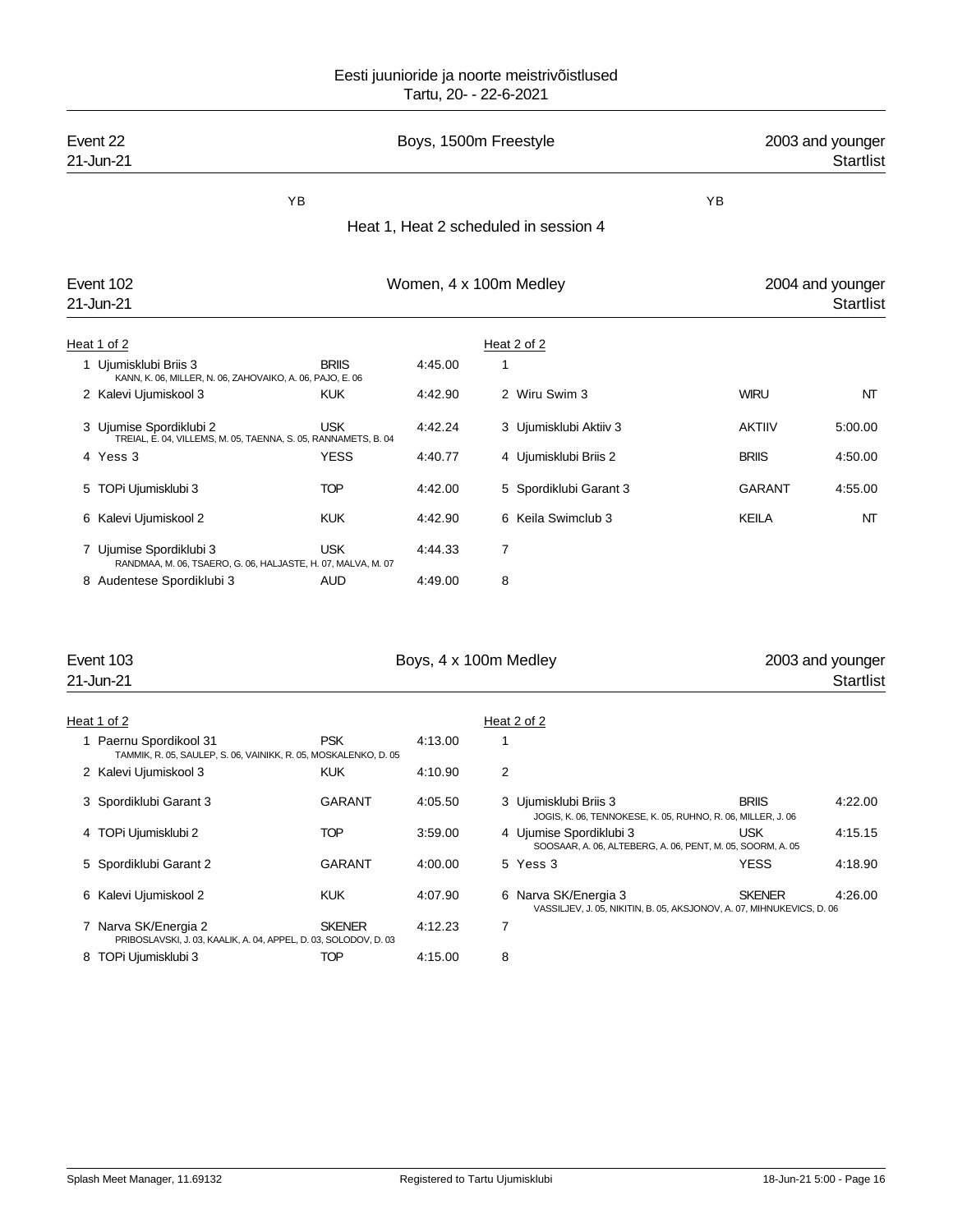Eesti juunioride ja noorte meistrivõistlused
Tartu, 20- - 22-6-2021

**Event 22** — Boys, 1500m Freestyle — 2003 and younger
21-Jun-21 — Startlist

YB YB

Heat 1, Heat 2 scheduled in session 4

**Event 102** — Women, 4 x 100m Medley — 2004 and younger
21-Jun-21 — Startlist

| Heat 1 of 2 | | | Heat 2 of 2 | | |
|---|---|---|---|---|---|
| 1 Ujumisklubi Briis 3<br>KANN, K. 06, MILLER, N. 06, ZAHOVAIKO, A. 06, PAJO, E. 06 | BRIIS | 4:45.00 | 1 | | |
| 2 Kalevi Ujumiskool 3 | KUK | 4:42.90 | 2 Wiru Swim 3 | WIRU | NT |
| 3 Ujumise Spordiklubi 2<br>TREIAL, E. 04, VILLEMS, M. 05, TAENNA, S. 05, RANNAMETS, B. 04 | USK | 4:42.24 | 3 Ujumisklubi Aktiiv 3 | AKTIIV | 5:00.00 |
| 4 Yess 3 | YESS | 4:40.77 | 4 Ujumisklubi Briis 2 | BRIIS | 4:50.00 |
| 5 TOPi Ujumisklubi 3 | TOP | 4:42.00 | 5 Spordiklubi Garant 3 | GARANT | 4:55.00 |
| 6 Kalevi Ujumiskool 2 | KUK | 4:42.90 | 6 Keila Swimclub 3 | KEILA | NT |
| 7 Ujumise Spordiklubi 3<br>RANDMAA, M. 06, TSAERO, G. 06, HALJASTE, H. 07, MALVA, M. 07 | USK | 4:44.33 | 7 | | |
| 8 Audentese Spordiklubi 3 | AUD | 4:49.00 | 8 | | |

**Event 103** — Boys, 4 x 100m Medley — 2003 and younger
21-Jun-21 — Startlist

| Heat 1 of 2 | | | Heat 2 of 2 | | |
|---|---|---|---|---|---|
| 1 Paernu Spordikool 31<br>TAMMIK, R. 05, SAULEP, S. 06, VAINIKK, R. 05, MOSKALENKO, D. 05 | PSK | 4:13.00 | 1 | | |
| 2 Kalevi Ujumiskool 3 | KUK | 4:10.90 | 2 | | |
| 3 Spordiklubi Garant 3 | GARANT | 4:05.50 | 3 Ujumisklubi Briis 3<br>JOGIS, K. 06, TENNOKESE, K. 05, RUHNO, R. 06, MILLER, J. 06 | BRIIS | 4:22.00 |
| 4 TOPi Ujumisklubi 2 | TOP | 3:59.00 | 4 Ujumise Spordiklubi 3<br>SOOSAAR, A. 06, ALTEBERG, A. 06, PENT, M. 05, SOORM, A. 05 | USK | 4:15.15 |
| 5 Spordiklubi Garant 2 | GARANT | 4:00.00 | 5 Yess 3 | YESS | 4:18.90 |
| 6 Kalevi Ujumiskool 2 | KUK | 4:07.90 | 6 Narva SK/Energia 3<br>VASSILJEV, J. 05, NIKITIN, B. 05, AKSJONOV, A. 07, MIHNUKEVICS, D. 06 | SKENER | 4:26.00 |
| 7 Narva SK/Energia 2<br>PRIBOSLAVSKI, J. 03, KAALIK, A. 04, APPEL, D. 03, SOLODOV, D. 03 | SKENER | 4:12.23 | 7 | | |
| 8 TOPi Ujumisklubi 3 | TOP | 4:15.00 | 8 | | |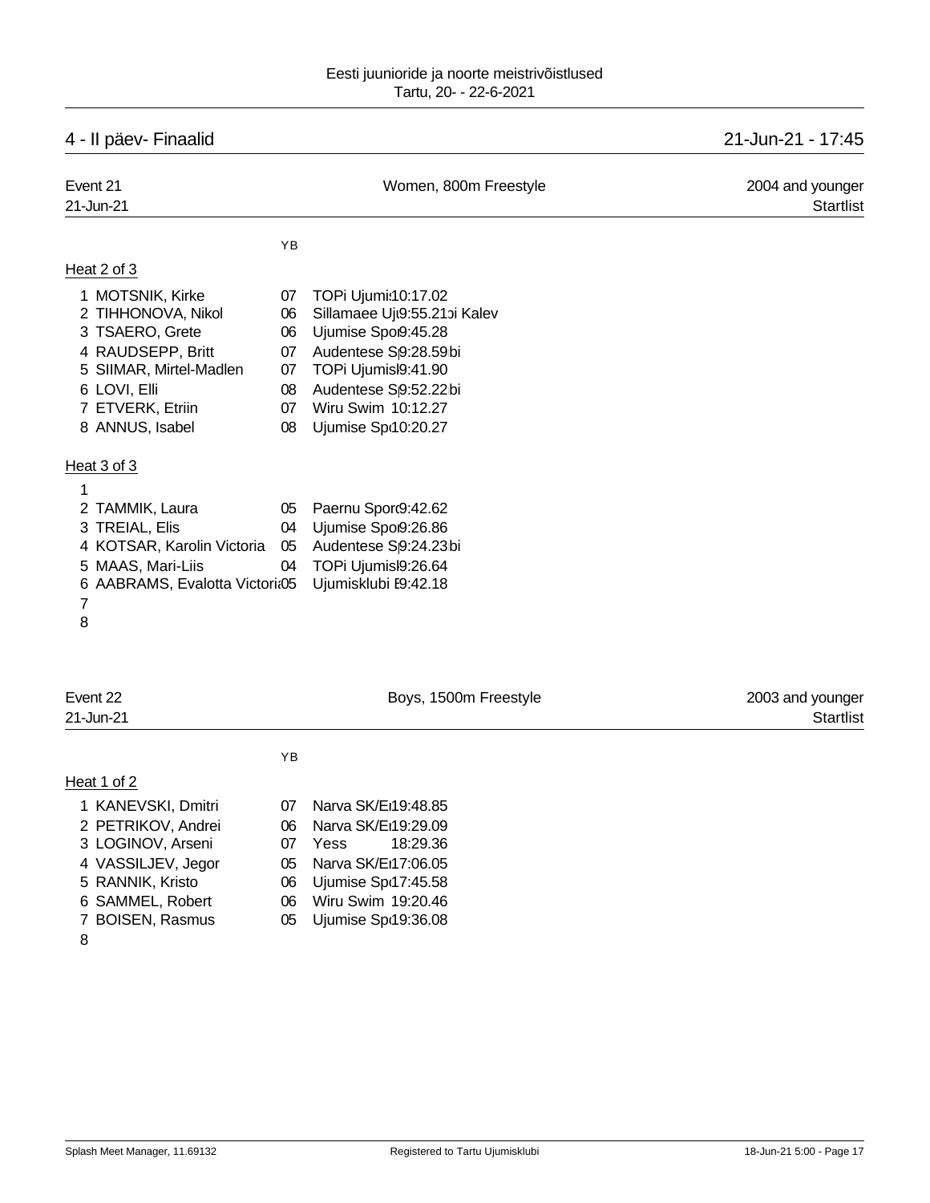Eesti juunioride ja noorte meistrivõistlused
Tartu, 20- - 22-6-2021

## 4 - II päev- Finaalid — 21-Jun-21 - 17:45

### Event 21 — Women, 800m Freestyle — 2004 and younger

21-Jun-21 — Startlist

**Heat 2 of 3**

| Lane | Name | YB | Club / Entry time |
|---|---|---|---|
| 1 | MOTSNIK, Kirke | 07 | TOPi Ujumi10:17.02 |
| 2 | TIHHONOVA, Nikol | 06 | Sillamaee Uj9:55.21 Kalev |
| 3 | TSAERO, Grete | 06 | Ujumise Spo9:45.28 |
| 4 | RAUDSEPP, Britt | 07 | Audentese S9:28.59 |
| 5 | SIIMAR, Mirtel-Madlen | 07 | TOPi Ujumis9:41.90 |
| 6 | LOVI, Elli | 08 | Audentese S9:52.22 |
| 7 | ETVERK, Etriin | 07 | Wiru Swim 10:12.27 |
| 8 | ANNUS, Isabel | 08 | Ujumise Sp10:20.27 |

**Heat 3 of 3**

| Lane | Name | YB | Club / Entry time |
|---|---|---|---|
| 1 | | | |
| 2 | TAMMIK, Laura | 05 | Paernu Spor9:42.62 |
| 3 | TREIAL, Elis | 04 | Ujumise Spo9:26.86 |
| 4 | KOTSAR, Karolin Victoria | 05 | Audentese S9:24.23 |
| 5 | MAAS, Mari-Liis | 04 | TOPi Ujumis9:26.64 |
| 6 | AABRAMS, Evalotta Victori | 05 | Ujumisklubi E9:42.18 |
| 7 | | | |
| 8 | | | |

### Event 22 — Boys, 1500m Freestyle — 2003 and younger

21-Jun-21 — Startlist

**Heat 1 of 2**

| Lane | Name | YB | Club / Entry time |
|---|---|---|---|
| 1 | KANEVSKI, Dmitri | 07 | Narva SK/E19:48.85 |
| 2 | PETRIKOV, Andrei | 06 | Narva SK/E19:29.09 |
| 3 | LOGINOV, Arseni | 07 | Yess 18:29.36 |
| 4 | VASSILJEV, Jegor | 05 | Narva SK/E17:06.05 |
| 5 | RANNIK, Kristo | 06 | Ujumise Sp17:45.58 |
| 6 | SAMMEL, Robert | 06 | Wiru Swim 19:20.46 |
| 7 | BOISEN, Rasmus | 05 | Ujumise Sp19:36.08 |
| 8 | | | |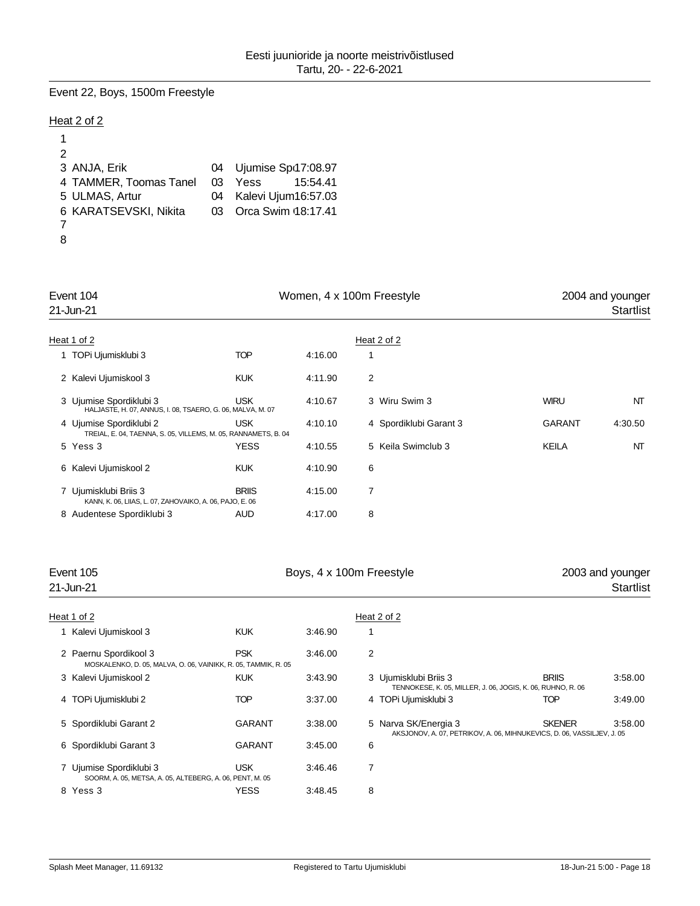# Eesti juunioride ja noorte meistrivõistlused
Tartu, 20- - 22-6-2021

## Event 22, Boys, 1500m Freestyle

Heat 2 of 2

| Lane | Name | YOB | Club | Entry time |
|---|---|---|---|---|
| 1 | | | | |
| 2 | | | | |
| 3 | ANJA, Erik | 04 | Ujumise Sp | 17:08.97 |
| 4 | TAMMER, Toomas Tanel | 03 | Yess | 15:54.41 |
| 5 | ULMAS, Artur | 04 | Kalevi Ujum | 16:57.03 |
| 6 | KARATSEVSKI, Nikita | 03 | Orca Swim | 18:17.41 |
| 7 | | | | |
| 8 | | | | |

## Event 104 — Women, 4 x 100m Freestyle — 2004 and younger

21-Jun-21 — Startlist

Heat 1 of 2

| Lane | Team | Code | Entry time |
|---|---|---|---|
| 1 | TOPi Ujumisklubi 3 | TOP | 4:16.00 |
| 2 | Kalevi Ujumiskool 3 | KUK | 4:11.90 |
| 3 | Ujumise Spordiklubi 3<br>HALJASTE, H. 07, ANNUS, I. 08, TSAERO, G. 06, MALVA, M. 07 | USK | 4:10.67 |
| 4 | Ujumise Spordiklubi 2<br>TREIAL, E. 04, TAENNA, S. 05, VILLEMS, M. 05, RANNAMETS, B. 04 | USK | 4:10.10 |
| 5 | Yess 3 | YESS | 4:10.55 |
| 6 | Kalevi Ujumiskool 2 | KUK | 4:10.90 |
| 7 | Ujumisklubi Briis 3<br>KANN, K. 06, LIIAS, L. 07, ZAHOVAIKO, A. 06, PAJO, E. 06 | BRIIS | 4:15.00 |
| 8 | Audentese Spordiklubi 3 | AUD | 4:17.00 |

Heat 2 of 2

| Lane | Team | Code | Entry time |
|---|---|---|---|
| 1 | | | |
| 2 | | | |
| 3 | Wiru Swim 3 | WIRU | NT |
| 4 | Spordiklubi Garant 3 | GARANT | 4:30.50 |
| 5 | Keila Swimclub 3 | KEILA | NT |
| 6 | | | |
| 7 | | | |
| 8 | | | |

## Event 105 — Boys, 4 x 100m Freestyle — 2003 and younger

21-Jun-21 — Startlist

Heat 1 of 2

| Lane | Team | Code | Entry time |
|---|---|---|---|
| 1 | Kalevi Ujumiskool 3 | KUK | 3:46.90 |
| 2 | Paernu Spordikool 3<br>MOSKALENKO, D. 05, MALVA, O. 06, VAINIKK, R. 05, TAMMIK, R. 05 | PSK | 3:46.00 |
| 3 | Kalevi Ujumiskool 2 | KUK | 3:43.90 |
| 4 | TOPi Ujumisklubi 2 | TOP | 3:37.00 |
| 5 | Spordiklubi Garant 2 | GARANT | 3:38.00 |
| 6 | Spordiklubi Garant 3 | GARANT | 3:45.00 |
| 7 | Ujumise Spordiklubi 3<br>SOORM, A. 05, METSA, A. 05, ALTEBERG, A. 06, PENT, M. 05 | USK | 3:46.46 |
| 8 | Yess 3 | YESS | 3:48.45 |

Heat 2 of 2

| Lane | Team | Code | Entry time |
|---|---|---|---|
| 1 | | | |
| 2 | | | |
| 3 | Ujumisklubi Briis 3<br>TENNOKESE, K. 05, MILLER, J. 06, JOGIS, K. 06, RUHNO, R. 06 | BRIIS | 3:58.00 |
| 4 | TOPi Ujumisklubi 3 | TOP | 3:49.00 |
| 5 | Narva SK/Energia 3<br>AKSJONOV, A. 07, PETRIKOV, A. 06, MIHNUKEVICS, D. 06, VASSILJEV, J. 05 | SKENER | 3:58.00 |
| 6 | | | |
| 7 | | | |
| 8 | | | |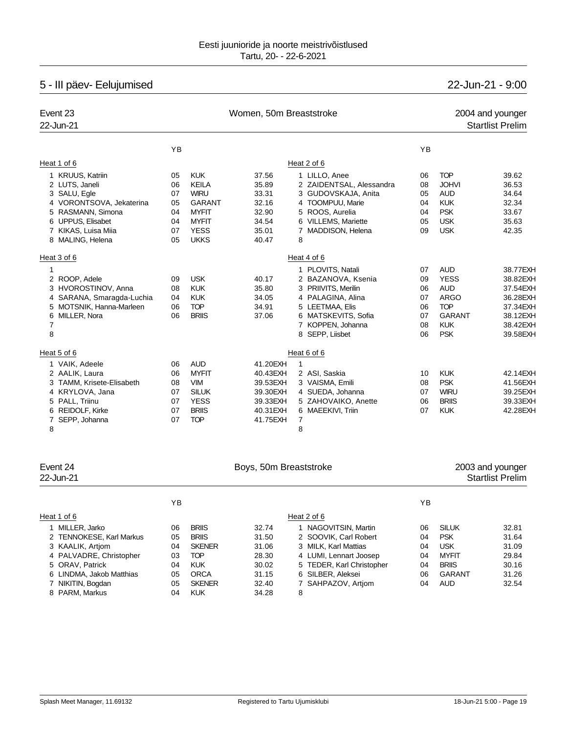Eesti juunioride ja noorte meistrivõistlused
Tartu, 20- - 22-6-2021

## 5 - III päev- Eelujumised — 22-Jun-21 - 9:00

### Event 23 — Women, 50m Breaststroke — 2004 and younger
22-Jun-21 — Startlist Prelim

**Heat 1 of 6**

| Lane | Name | YB | Club | Time |
|---|---|---|---|---|
| 1 | KRUUS, Katriin | 05 | KUK | 37.56 |
| 2 | LUTS, Janeli | 06 | KEILA | 35.89 |
| 3 | SALU, Egle | 07 | WIRU | 33.31 |
| 4 | VORONTSOVA, Jekaterina | 05 | GARANT | 32.16 |
| 5 | RASMANN, Simona | 04 | MYFIT | 32.90 |
| 6 | UPPUS, Elisabet | 04 | MYFIT | 34.54 |
| 7 | KIKAS, Luisa Miia | 07 | YESS | 35.01 |
| 8 | MALING, Helena | 05 | UKKS | 40.47 |

**Heat 2 of 6**

| Lane | Name | YB | Club | Time |
|---|---|---|---|---|
| 1 | LILLO, Anee | 06 | TOP | 39.62 |
| 2 | ZAIDENTSAL, Alessandra | 08 | JOHVI | 36.53 |
| 3 | GUDOVSKAJA, Anita | 05 | AUD | 34.64 |
| 4 | TOOMPUU, Marie | 04 | KUK | 32.34 |
| 5 | ROOS, Aurelia | 04 | PSK | 33.67 |
| 6 | VILLEMS, Mariette | 05 | USK | 35.63 |
| 7 | MADDISON, Helena | 09 | USK | 42.35 |
| 8 | | | | |

**Heat 3 of 6**

| Lane | Name | YB | Club | Time |
|---|---|---|---|---|
| 1 | | | | |
| 2 | ROOP, Adele | 09 | USK | 40.17 |
| 3 | HVOROSTINOV, Anna | 08 | KUK | 35.80 |
| 4 | SARANA, Smaragda-Luchia | 04 | KUK | 34.05 |
| 5 | MOTSNIK, Hanna-Marleen | 06 | TOP | 34.91 |
| 6 | MILLER, Nora | 06 | BRIIS | 37.06 |
| 7 | | | | |
| 8 | | | | |

**Heat 4 of 6**

| Lane | Name | YB | Club | Time |
|---|---|---|---|---|
| 1 | PLOVITS, Natali | 07 | AUD | 38.77EXH |
| 2 | BAZANOVA, Ksenia | 09 | YESS | 38.82EXH |
| 3 | PRIIVITS, Merilin | 06 | AUD | 37.54EXH |
| 4 | PALAGINA, Alina | 07 | ARGO | 36.28EXH |
| 5 | LEETMAA, Elis | 06 | TOP | 37.34EXH |
| 6 | MATSKEVITS, Sofia | 07 | GARANT | 38.12EXH |
| 7 | KOPPEN, Johanna | 08 | KUK | 38.42EXH |
| 8 | SEPP, Liisbet | 06 | PSK | 39.58EXH |

**Heat 5 of 6**

| Lane | Name | YB | Club | Time |
|---|---|---|---|---|
| 1 | VAIK, Adeele | 06 | AUD | 41.20EXH |
| 2 | AALIK, Laura | 06 | MYFIT | 40.43EXH |
| 3 | TAMM, Krisete-Elisabeth | 08 | VIM | 39.53EXH |
| 4 | KRYLOVA, Jana | 07 | SILUK | 39.30EXH |
| 5 | PALL, Triinu | 07 | YESS | 39.33EXH |
| 6 | REIDOLF, Kirke | 07 | BRIIS | 40.31EXH |
| 7 | SEPP, Johanna | 07 | TOP | 41.75EXH |
| 8 | | | | |

**Heat 6 of 6**

| Lane | Name | YB | Club | Time |
|---|---|---|---|---|
| 1 | | | | |
| 2 | ASI, Saskia | 10 | KUK | 42.14EXH |
| 3 | VAISMA, Emili | 08 | PSK | 41.56EXH |
| 4 | SUEDA, Johanna | 07 | WIRU | 39.25EXH |
| 5 | ZAHOVAIKO, Anette | 06 | BRIIS | 39.33EXH |
| 6 | MAEEKIVI, Triin | 07 | KUK | 42.28EXH |
| 7 | | | | |
| 8 | | | | |

### Event 24 — Boys, 50m Breaststroke — 2003 and younger
22-Jun-21 — Startlist Prelim

**Heat 1 of 6**

| Lane | Name | YB | Club | Time |
|---|---|---|---|---|
| 1 | MILLER, Jarko | 06 | BRIIS | 32.74 |
| 2 | TENNOKESE, Karl Markus | 05 | BRIIS | 31.50 |
| 3 | KAALIK, Artjom | 04 | SKENER | 31.06 |
| 4 | PALVADRE, Christopher | 03 | TOP | 28.30 |
| 5 | ORAV, Patrick | 04 | KUK | 30.02 |
| 6 | LINDMA, Jakob Matthias | 05 | ORCA | 31.15 |
| 7 | NIKITIN, Bogdan | 05 | SKENER | 32.40 |
| 8 | PARM, Markus | 04 | KUK | 34.28 |

**Heat 2 of 6**

| Lane | Name | YB | Club | Time |
|---|---|---|---|---|
| 1 | NAGOVITSIN, Martin | 06 | SILUK | 32.81 |
| 2 | SOOVIK, Carl Robert | 04 | PSK | 31.64 |
| 3 | MILK, Karl Mattias | 04 | USK | 31.09 |
| 4 | LUMI, Lennart Joosep | 04 | MYFIT | 29.84 |
| 5 | TEDER, Karl Christopher | 04 | BRIIS | 30.16 |
| 6 | SILBER, Aleksei | 06 | GARANT | 31.26 |
| 7 | SAHPAZOV, Artjom | 04 | AUD | 32.54 |
| 8 | | | | |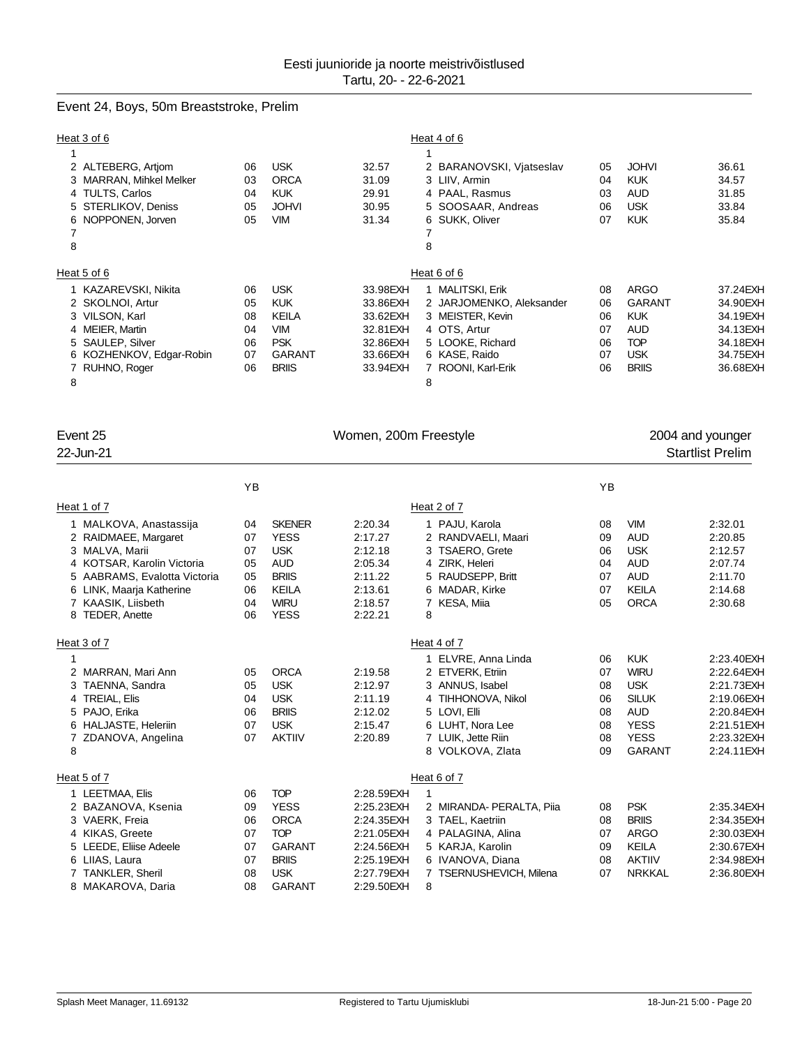# Eesti juunioride ja noorte meistrivõistlused

Tartu, 20- - 22-6-2021

## Event 24, Boys, 50m Breaststroke, Prelim

**Heat 3 of 6**

| Lane | Name | YB | Club | Time |
|---|---|---|---|---|
| 1 | | | | |
| 2 | ALTEBERG, Artjom | 06 | USK | 32.57 |
| 3 | MARRAN, Mihkel Melker | 03 | ORCA | 31.09 |
| 4 | TULTS, Carlos | 04 | KUK | 29.91 |
| 5 | STERLIKOV, Deniss | 05 | JOHVI | 30.95 |
| 6 | NOPPONEN, Jorven | 05 | VIM | 31.34 |
| 7 | | | | |
| 8 | | | | |

**Heat 4 of 6**

| Lane | Name | YB | Club | Time |
|---|---|---|---|---|
| 1 | | | | |
| 2 | BARANOVSKI, Vjatseslav | 05 | JOHVI | 36.61 |
| 3 | LIIV, Armin | 04 | KUK | 34.57 |
| 4 | PAAL, Rasmus | 03 | AUD | 31.85 |
| 5 | SOOSAAR, Andreas | 06 | USK | 33.84 |
| 6 | SUKK, Oliver | 07 | KUK | 35.84 |
| 7 | | | | |
| 8 | | | | |

**Heat 5 of 6**

| Lane | Name | YB | Club | Time |
|---|---|---|---|---|
| 1 | KAZAREVSKI, Nikita | 06 | USK | 33.98EXH |
| 2 | SKOLNOI, Artur | 05 | KUK | 33.86EXH |
| 3 | VILSON, Karl | 08 | KEILA | 33.62EXH |
| 4 | MEIER, Martin | 04 | VIM | 32.81EXH |
| 5 | SAULEP, Silver | 06 | PSK | 32.86EXH |
| 6 | KOZHENKOV, Edgar-Robin | 07 | GARANT | 33.66EXH |
| 7 | RUHNO, Roger | 06 | BRIIS | 33.94EXH |
| 8 | | | | |

**Heat 6 of 6**

| Lane | Name | YB | Club | Time |
|---|---|---|---|---|
| 1 | MALITSKI, Erik | 08 | ARGO | 37.24EXH |
| 2 | JARJOMENKO, Aleksander | 06 | GARANT | 34.90EXH |
| 3 | MEISTER, Kevin | 06 | KUK | 34.19EXH |
| 4 | OTS, Artur | 07 | AUD | 34.13EXH |
| 5 | LOOKE, Richard | 06 | TOP | 34.18EXH |
| 6 | KASE, Raido | 07 | USK | 34.75EXH |
| 7 | ROONI, Karl-Erik | 06 | BRIIS | 36.68EXH |
| 8 | | | | |

## Event 25 — Women, 200m Freestyle — 2004 and younger

22-Jun-21 — Startlist Prelim

**Heat 1 of 7**

| Lane | Name | YB | Club | Time |
|---|---|---|---|---|
| 1 | MALKOVA, Anastassija | 04 | SKENER | 2:20.34 |
| 2 | RAIDMAEE, Margaret | 07 | YESS | 2:17.27 |
| 3 | MALVA, Marii | 07 | USK | 2:12.18 |
| 4 | KOTSAR, Karolin Victoria | 05 | AUD | 2:05.34 |
| 5 | AABRAMS, Evalotta Victoria | 05 | BRIIS | 2:11.22 |
| 6 | LINK, Maarja Katherine | 06 | KEILA | 2:13.61 |
| 7 | KAASIK, Liisbeth | 04 | WIRU | 2:18.57 |
| 8 | TEDER, Anette | 06 | YESS | 2:22.21 |

**Heat 2 of 7**

| Lane | Name | YB | Club | Time |
|---|---|---|---|---|
| 1 | PAJU, Karola | 08 | VIM | 2:32.01 |
| 2 | RANDVAELI, Maari | 09 | AUD | 2:20.85 |
| 3 | TSAERO, Grete | 06 | USK | 2:12.57 |
| 4 | ZIRK, Heleri | 04 | AUD | 2:07.74 |
| 5 | RAUDSEPP, Britt | 07 | AUD | 2:11.70 |
| 6 | MADAR, Kirke | 07 | KEILA | 2:14.68 |
| 7 | KESA, Miia | 05 | ORCA | 2:30.68 |
| 8 | | | | |

**Heat 3 of 7**

| Lane | Name | YB | Club | Time |
|---|---|---|---|---|
| 1 | | | | |
| 2 | MARRAN, Mari Ann | 05 | ORCA | 2:19.58 |
| 3 | TAENNA, Sandra | 05 | USK | 2:12.97 |
| 4 | TREIAL, Elis | 04 | USK | 2:11.19 |
| 5 | PAJO, Erika | 06 | BRIIS | 2:12.02 |
| 6 | HALJASTE, Heleriin | 07 | USK | 2:15.47 |
| 7 | ZDANOVA, Angelina | 07 | AKTIIV | 2:20.89 |
| 8 | | | | |

**Heat 4 of 7**

| Lane | Name | YB | Club | Time |
|---|---|---|---|---|
| 1 | ELVRE, Anna Linda | 06 | KUK | 2:23.40EXH |
| 2 | ETVERK, Etriin | 07 | WIRU | 2:22.64EXH |
| 3 | ANNUS, Isabel | 08 | USK | 2:21.73EXH |
| 4 | TIHHONOVA, Nikol | 06 | SILUK | 2:19.06EXH |
| 5 | LOVI, Elli | 08 | AUD | 2:20.84EXH |
| 6 | LUHT, Nora Lee | 08 | YESS | 2:21.51EXH |
| 7 | LUIK, Jette Riin | 08 | YESS | 2:23.32EXH |
| 8 | VOLKOVA, Zlata | 09 | GARANT | 2:24.11EXH |

**Heat 5 of 7**

| Lane | Name | YB | Club | Time |
|---|---|---|---|---|
| 1 | LEETMAA, Elis | 06 | TOP | 2:28.59EXH |
| 2 | BAZANOVA, Ksenia | 09 | YESS | 2:25.23EXH |
| 3 | VAERK, Freia | 06 | ORCA | 2:24.35EXH |
| 4 | KIKAS, Greete | 07 | TOP | 2:21.05EXH |
| 5 | LEEDE, Eliise Adeele | 07 | GARANT | 2:24.56EXH |
| 6 | LIIAS, Laura | 07 | BRIIS | 2:25.19EXH |
| 7 | TANKLER, Sheril | 08 | USK | 2:27.79EXH |
| 8 | MAKAROVA, Daria | 08 | GARANT | 2:29.50EXH |

**Heat 6 of 7**

| Lane | Name | YB | Club | Time |
|---|---|---|---|---|
| 1 | | | | |
| 2 | MIRANDA- PERALTA, Piia | 08 | PSK | 2:35.34EXH |
| 3 | TAEL, Kaetriin | 08 | BRIIS | 2:34.35EXH |
| 4 | PALAGINA, Alina | 07 | ARGO | 2:30.03EXH |
| 5 | KARJA, Karolin | 09 | KEILA | 2:30.67EXH |
| 6 | IVANOVA, Diana | 08 | AKTIIV | 2:34.98EXH |
| 7 | TSERNUSHEVICH, Milena | 07 | NRKKAL | 2:36.80EXH |
| 8 | | | | |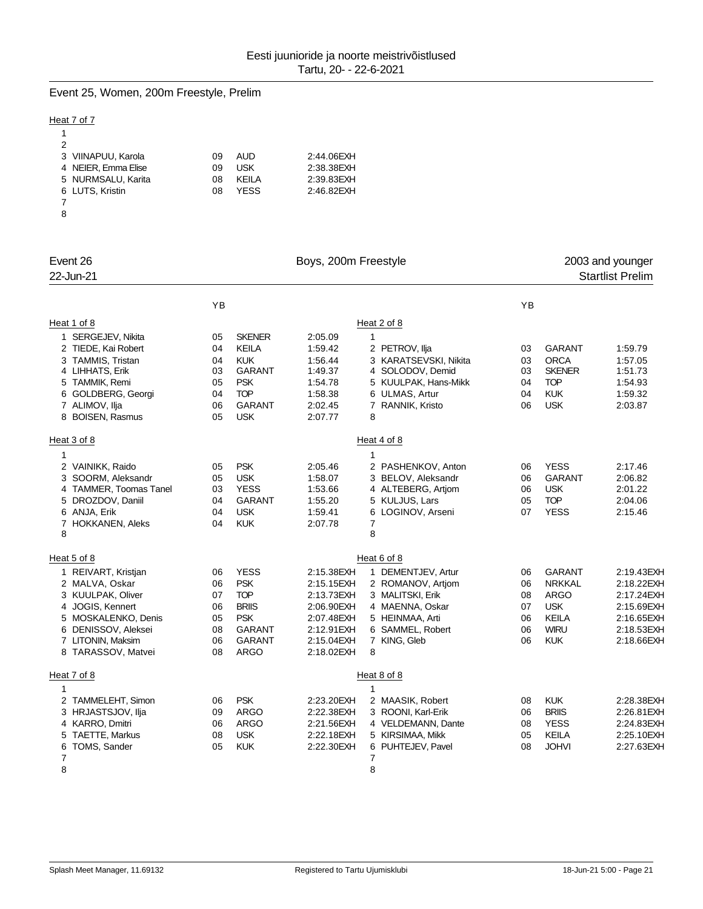Eesti juunioride ja noorte meistrivõistlused
Tartu, 20- - 22-6-2021

## Event 25, Women, 200m Freestyle, Prelim

Heat 7 of 7

| Lane | Name | YB | Club | Time |
|---|---|---|---|---|
| 1 | | | | |
| 2 | | | | |
| 3 | VIINAPUU, Karola | 09 | AUD | 2:44.06EXH |
| 4 | NEIER, Emma Elise | 09 | USK | 2:38.38EXH |
| 5 | NURMSALU, Karita | 08 | KEILA | 2:39.83EXH |
| 6 | LUTS, Kristin | 08 | YESS | 2:46.82EXH |
| 7 | | | | |
| 8 | | | | |

## Event 26 — Boys, 200m Freestyle — 2003 and younger

22-Jun-21 — Startlist Prelim

Heat 1 of 8

| Lane | Name | YB | Club | Time |
|---|---|---|---|---|
| 1 | SERGEJEV, Nikita | 05 | SKENER | 2:05.09 |
| 2 | TIEDE, Kai Robert | 04 | KEILA | 1:59.42 |
| 3 | TAMMIS, Tristan | 04 | KUK | 1:56.44 |
| 4 | LIHHATS, Erik | 03 | GARANT | 1:49.37 |
| 5 | TAMMIK, Remi | 05 | PSK | 1:54.78 |
| 6 | GOLDBERG, Georgi | 04 | TOP | 1:58.38 |
| 7 | ALIMOV, Ilja | 06 | GARANT | 2:02.45 |
| 8 | BOISEN, Rasmus | 05 | USK | 2:07.77 |

Heat 2 of 8

| Lane | Name | YB | Club | Time |
|---|---|---|---|---|
| 1 | | | | |
| 2 | PETROV, Ilja | 03 | GARANT | 1:59.79 |
| 3 | KARATSEVSKI, Nikita | 03 | ORCA | 1:57.05 |
| 4 | SOLODOV, Demid | 03 | SKENER | 1:51.73 |
| 5 | KUULPAK, Hans-Mikk | 04 | TOP | 1:54.93 |
| 6 | ULMAS, Artur | 04 | KUK | 1:59.32 |
| 7 | RANNIK, Kristo | 06 | USK | 2:03.87 |
| 8 | | | | |

Heat 3 of 8

| Lane | Name | YB | Club | Time |
|---|---|---|---|---|
| 1 | | | | |
| 2 | VAINIKK, Raido | 05 | PSK | 2:05.46 |
| 3 | SOORM, Aleksandr | 05 | USK | 1:58.07 |
| 4 | TAMMER, Toomas Tanel | 03 | YESS | 1:53.66 |
| 5 | DROZDOV, Daniil | 04 | GARANT | 1:55.20 |
| 6 | ANJA, Erik | 04 | USK | 1:59.41 |
| 7 | HOKKANEN, Aleks | 04 | KUK | 2:07.78 |
| 8 | | | | |

Heat 4 of 8

| Lane | Name | YB | Club | Time |
|---|---|---|---|---|
| 1 | | | | |
| 2 | PASHENKOV, Anton | 06 | YESS | 2:17.46 |
| 3 | BELOV, Aleksandr | 06 | GARANT | 2:06.82 |
| 4 | ALTEBERG, Artjom | 06 | USK | 2:01.22 |
| 5 | KULJUS, Lars | 05 | TOP | 2:04.06 |
| 6 | LOGINOV, Arseni | 07 | YESS | 2:15.46 |
| 7 | | | | |
| 8 | | | | |

Heat 5 of 8

| Lane | Name | YB | Club | Time |
|---|---|---|---|---|
| 1 | REIVART, Kristjan | 06 | YESS | 2:15.38EXH |
| 2 | MALVA, Oskar | 06 | PSK | 2:15.15EXH |
| 3 | KUULPAK, Oliver | 07 | TOP | 2:13.73EXH |
| 4 | JOGIS, Kennert | 06 | BRIIS | 2:06.90EXH |
| 5 | MOSKALENKO, Denis | 05 | PSK | 2:07.48EXH |
| 6 | DENISSOV, Aleksei | 08 | GARANT | 2:12.91EXH |
| 7 | LITONIN, Maksim | 06 | GARANT | 2:15.04EXH |
| 8 | TARASSOV, Matvei | 08 | ARGO | 2:18.02EXH |

Heat 6 of 8

| Lane | Name | YB | Club | Time |
|---|---|---|---|---|
| 1 | DEMENTJEV, Artur | 06 | GARANT | 2:19.43EXH |
| 2 | ROMANOV, Artjom | 06 | NRKKAL | 2:18.22EXH |
| 3 | MALITSKI, Erik | 08 | ARGO | 2:17.24EXH |
| 4 | MAENNA, Oskar | 07 | USK | 2:15.69EXH |
| 5 | HEINMAA, Arti | 06 | KEILA | 2:16.65EXH |
| 6 | SAMMEL, Robert | 06 | WIRU | 2:18.53EXH |
| 7 | KING, Gleb | 06 | KUK | 2:18.66EXH |
| 8 | | | | |

Heat 7 of 8

| Lane | Name | YB | Club | Time |
|---|---|---|---|---|
| 1 | | | | |
| 2 | TAMMELEHT, Simon | 06 | PSK | 2:23.20EXH |
| 3 | HRJASTSJOV, Ilja | 09 | ARGO | 2:22.38EXH |
| 4 | KARRO, Dmitri | 06 | ARGO | 2:21.56EXH |
| 5 | TAETTE, Markus | 08 | USK | 2:22.18EXH |
| 6 | TOMS, Sander | 05 | KUK | 2:22.30EXH |
| 7 | | | | |
| 8 | | | | |

Heat 8 of 8

| Lane | Name | YB | Club | Time |
|---|---|---|---|---|
| 1 | | | | |
| 2 | MAASIK, Robert | 08 | KUK | 2:28.38EXH |
| 3 | ROONI, Karl-Erik | 06 | BRIIS | 2:26.81EXH |
| 4 | VELDEMANN, Dante | 08 | YESS | 2:24.83EXH |
| 5 | KIRSIMAA, Mikk | 05 | KEILA | 2:25.10EXH |
| 6 | PUHTEJEV, Pavel | 08 | JOHVI | 2:27.63EXH |
| 7 | | | | |
| 8 | | | | |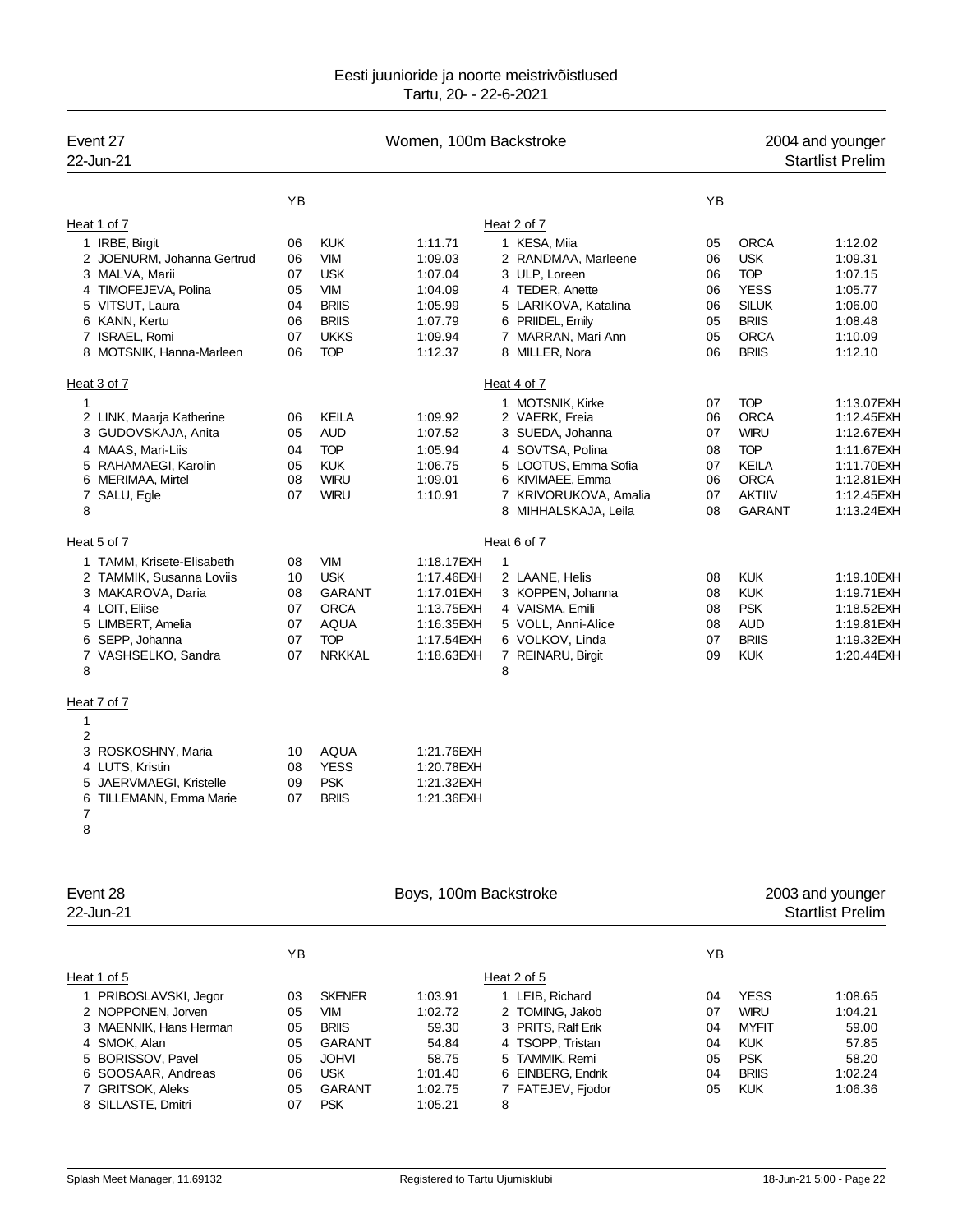Eesti juunioride ja noorte meistrivõistlused
Tartu, 20- - 22-6-2021

## Event 27 — Women, 100m Backstroke — 2004 and younger
22-Jun-21 — Startlist Prelim

**Heat 1 of 7**

| Lane | Name | YB | Club | Time |
|---|---|---|---|---|
| 1 | IRBE, Birgit | 06 | KUK | 1:11.71 |
| 2 | JOENURM, Johanna Gertrud | 06 | VIM | 1:09.03 |
| 3 | MALVA, Marii | 07 | USK | 1:07.04 |
| 4 | TIMOFEJEVA, Polina | 05 | VIM | 1:04.09 |
| 5 | VITSUT, Laura | 04 | BRIIS | 1:05.99 |
| 6 | KANN, Kertu | 06 | BRIIS | 1:07.79 |
| 7 | ISRAEL, Romi | 07 | UKKS | 1:09.94 |
| 8 | MOTSNIK, Hanna-Marleen | 06 | TOP | 1:12.37 |

**Heat 2 of 7**

| Lane | Name | YB | Club | Time |
|---|---|---|---|---|
| 1 | KESA, Miia | 05 | ORCA | 1:12.02 |
| 2 | RANDMAA, Marleene | 06 | USK | 1:09.31 |
| 3 | ULP, Loreen | 06 | TOP | 1:07.15 |
| 4 | TEDER, Anette | 06 | YESS | 1:05.77 |
| 5 | LARIKOVA, Katalina | 06 | SILUK | 1:06.00 |
| 6 | PRIIDEL, Emily | 05 | BRIIS | 1:08.48 |
| 7 | MARRAN, Mari Ann | 05 | ORCA | 1:10.09 |
| 8 | MILLER, Nora | 06 | BRIIS | 1:12.10 |

**Heat 3 of 7**

| Lane | Name | YB | Club | Time |
|---|---|---|---|---|
| 1 | | | | |
| 2 | LINK, Maarja Katherine | 06 | KEILA | 1:09.92 |
| 3 | GUDOVSKAJA, Anita | 05 | AUD | 1:07.52 |
| 4 | MAAS, Mari-Liis | 04 | TOP | 1:05.94 |
| 5 | RAHAMAEGI, Karolin | 05 | KUK | 1:06.75 |
| 6 | MERIMAA, Mirtel | 08 | WIRU | 1:09.01 |
| 7 | SALU, Egle | 07 | WIRU | 1:10.91 |
| 8 | | | | |

**Heat 4 of 7**

| Lane | Name | YB | Club | Time |
|---|---|---|---|---|
| 1 | MOTSNIK, Kirke | 07 | TOP | 1:13.07EXH |
| 2 | VAERK, Freia | 06 | ORCA | 1:12.45EXH |
| 3 | SUEDA, Johanna | 07 | WIRU | 1:12.67EXH |
| 4 | SOVTSA, Polina | 08 | TOP | 1:11.67EXH |
| 5 | LOOTUS, Emma Sofia | 07 | KEILA | 1:11.70EXH |
| 6 | KIVIMAEE, Emma | 06 | ORCA | 1:12.81EXH |
| 7 | KRIVORUKOVA, Amalia | 07 | AKTIIV | 1:12.45EXH |
| 8 | MIHHALSKAJA, Leila | 08 | GARANT | 1:13.24EXH |

**Heat 5 of 7**

| Lane | Name | YB | Club | Time |
|---|---|---|---|---|
| 1 | TAMM, Krisete-Elisabeth | 08 | VIM | 1:18.17EXH |
| 2 | TAMMIK, Susanna Loviis | 10 | USK | 1:17.46EXH |
| 3 | MAKAROVA, Daria | 08 | GARANT | 1:17.01EXH |
| 4 | LOIT, Eliise | 07 | ORCA | 1:13.75EXH |
| 5 | LIMBERT, Amelia | 07 | AQUA | 1:16.35EXH |
| 6 | SEPP, Johanna | 07 | TOP | 1:17.54EXH |
| 7 | VASHSELKO, Sandra | 07 | NRKKAL | 1:18.63EXH |
| 8 | | | | |

**Heat 6 of 7**

| Lane | Name | YB | Club | Time |
|---|---|---|---|---|
| 1 | | | | |
| 2 | LAANE, Helis | 08 | KUK | 1:19.10EXH |
| 3 | KOPPEN, Johanna | 08 | KUK | 1:19.71EXH |
| 4 | VAISMA, Emili | 08 | PSK | 1:18.52EXH |
| 5 | VOLL, Anni-Alice | 08 | AUD | 1:19.81EXH |
| 6 | VOLKOV, Linda | 07 | BRIIS | 1:19.32EXH |
| 7 | REINARU, Birgit | 09 | KUK | 1:20.44EXH |
| 8 | | | | |

**Heat 7 of 7**

| Lane | Name | YB | Club | Time |
|---|---|---|---|---|
| 1 | | | | |
| 2 | | | | |
| 3 | ROSKOSHNY, Maria | 10 | AQUA | 1:21.76EXH |
| 4 | LUTS, Kristin | 08 | YESS | 1:20.78EXH |
| 5 | JAERVMAEGI, Kristelle | 09 | PSK | 1:21.32EXH |
| 6 | TILLEMANN, Emma Marie | 07 | BRIIS | 1:21.36EXH |
| 7 | | | | |
| 8 | | | | |

## Event 28 — Boys, 100m Backstroke — 2003 and younger
22-Jun-21 — Startlist Prelim

**Heat 1 of 5**

| Lane | Name | YB | Club | Time |
|---|---|---|---|---|
| 1 | PRIBOSLAVSKI, Jegor | 03 | SKENER | 1:03.91 |
| 2 | NOPPONEN, Jorven | 05 | VIM | 1:02.72 |
| 3 | MAENNIK, Hans Herman | 05 | BRIIS | 59.30 |
| 4 | SMOK, Alan | 05 | GARANT | 54.84 |
| 5 | BORISSOV, Pavel | 05 | JOHVI | 58.75 |
| 6 | SOOSAAR, Andreas | 06 | USK | 1:01.40 |
| 7 | GRITSOK, Aleks | 05 | GARANT | 1:02.75 |
| 8 | SILLASTE, Dmitri | 07 | PSK | 1:05.21 |

**Heat 2 of 5**

| Lane | Name | YB | Club | Time |
|---|---|---|---|---|
| 1 | LEIB, Richard | 04 | YESS | 1:08.65 |
| 2 | TOMING, Jakob | 07 | WIRU | 1:04.21 |
| 3 | PRITS, Ralf Erik | 04 | MYFIT | 59.00 |
| 4 | TSOPP, Tristan | 04 | KUK | 57.85 |
| 5 | TAMMIK, Remi | 05 | PSK | 58.20 |
| 6 | EINBERG, Endrik | 04 | BRIIS | 1:02.24 |
| 7 | FATEJEV, Fjodor | 05 | KUK | 1:06.36 |
| 8 | | | | |

Splash Meet Manager, 11.69132 — Registered to Tartu Ujumisklubi — 18-Jun-21 5:00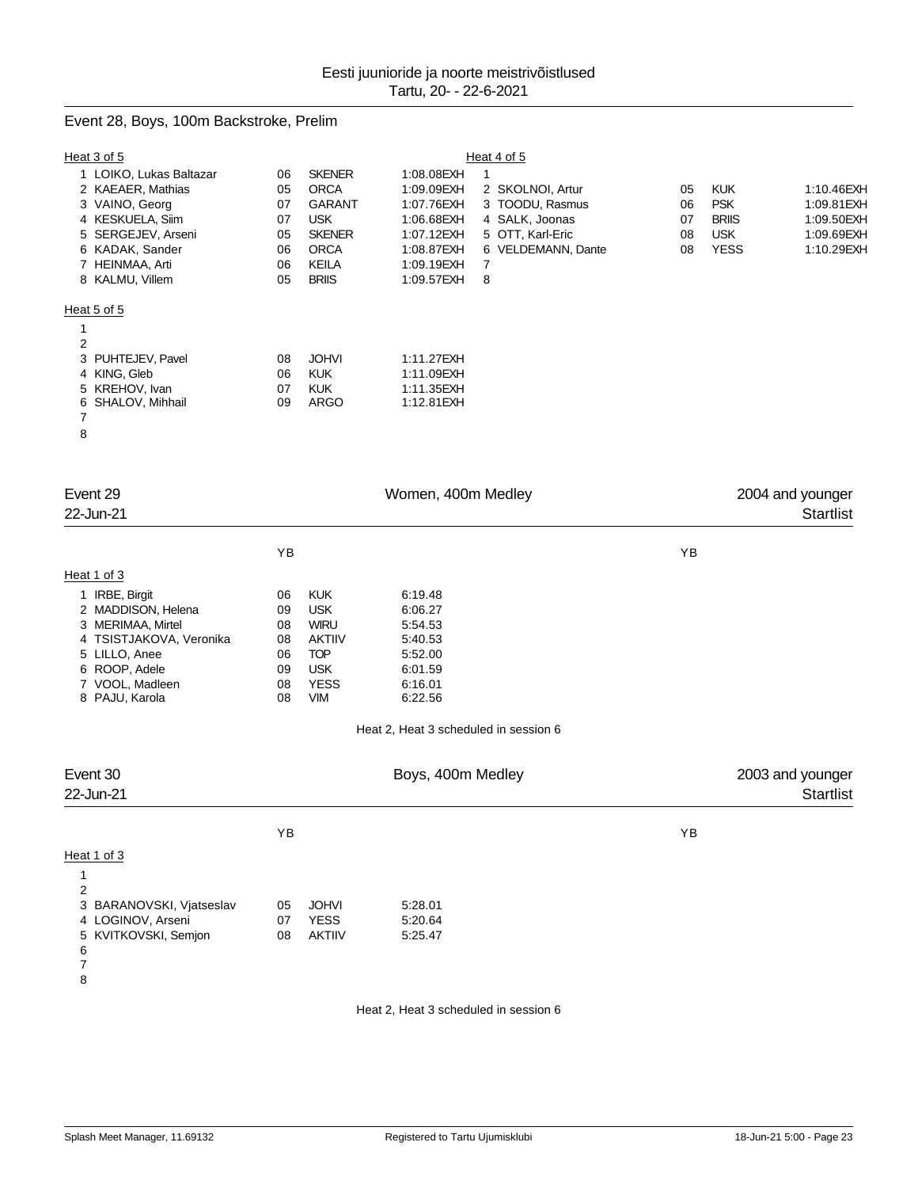Eesti juunioride ja noorte meistrivõistlused
Tartu, 20- - 22-6-2021

## Event 28, Boys, 100m Backstroke, Prelim

Heat 3 of 5

| Lane | Name | YB | Club | Time |
|---|---|---|---|---|
| 1 | LOIKO, Lukas Baltazar | 06 | SKENER | 1:08.08EXH |
| 2 | KAEAER, Mathias | 05 | ORCA | 1:09.09EXH |
| 3 | VAINO, Georg | 07 | GARANT | 1:07.76EXH |
| 4 | KESKUELA, Siim | 07 | USK | 1:06.68EXH |
| 5 | SERGEJEV, Arseni | 05 | SKENER | 1:07.12EXH |
| 6 | KADAK, Sander | 06 | ORCA | 1:08.87EXH |
| 7 | HEINMAA, Arti | 06 | KEILA | 1:09.19EXH |
| 8 | KALMU, Villem | 05 | BRIIS | 1:09.57EXH |

Heat 4 of 5

| Lane | Name | YB | Club | Time |
|---|---|---|---|---|
| 1 | | | | |
| 2 | SKOLNOI, Artur | 05 | KUK | 1:10.46EXH |
| 3 | TOODU, Rasmus | 06 | PSK | 1:09.81EXH |
| 4 | SALK, Joonas | 07 | BRIIS | 1:09.50EXH |
| 5 | OTT, Karl-Eric | 08 | USK | 1:09.69EXH |
| 6 | VELDEMANN, Dante | 08 | YESS | 1:10.29EXH |
| 7 | | | | |
| 8 | | | | |

Heat 5 of 5

| Lane | Name | YB | Club | Time |
|---|---|---|---|---|
| 1 | | | | |
| 2 | | | | |
| 3 | PUHTEJEV, Pavel | 08 | JOHVI | 1:11.27EXH |
| 4 | KING, Gleb | 06 | KUK | 1:11.09EXH |
| 5 | KREHOV, Ivan | 07 | KUK | 1:11.35EXH |
| 6 | SHALOV, Mihhail | 09 | ARGO | 1:12.81EXH |
| 7 | | | | |
| 8 | | | | |

## Event 29 — Women, 400m Medley — 2004 and younger

22-Jun-21 — Startlist

Heat 1 of 3

| Lane | Name | YB | Club | Time |
|---|---|---|---|---|
| 1 | IRBE, Birgit | 06 | KUK | 6:19.48 |
| 2 | MADDISON, Helena | 09 | USK | 6:06.27 |
| 3 | MERIMAA, Mirtel | 08 | WIRU | 5:54.53 |
| 4 | TSISTJAKOVA, Veronika | 08 | AKTIIV | 5:40.53 |
| 5 | LILLO, Anee | 06 | TOP | 5:52.00 |
| 6 | ROOP, Adele | 09 | USK | 6:01.59 |
| 7 | VOOL, Madleen | 08 | YESS | 6:16.01 |
| 8 | PAJU, Karola | 08 | VIM | 6:22.56 |

Heat 2, Heat 3 scheduled in session 6

## Event 30 — Boys, 400m Medley — 2003 and younger

22-Jun-21 — Startlist

Heat 1 of 3

| Lane | Name | YB | Club | Time |
|---|---|---|---|---|
| 1 | | | | |
| 2 | | | | |
| 3 | BARANOVSKI, Vjatseslav | 05 | JOHVI | 5:28.01 |
| 4 | LOGINOV, Arseni | 07 | YESS | 5:20.64 |
| 5 | KVITKOVSKI, Semjon | 08 | AKTIIV | 5:25.47 |
| 6 | | | | |
| 7 | | | | |
| 8 | | | | |

Heat 2, Heat 3 scheduled in session 6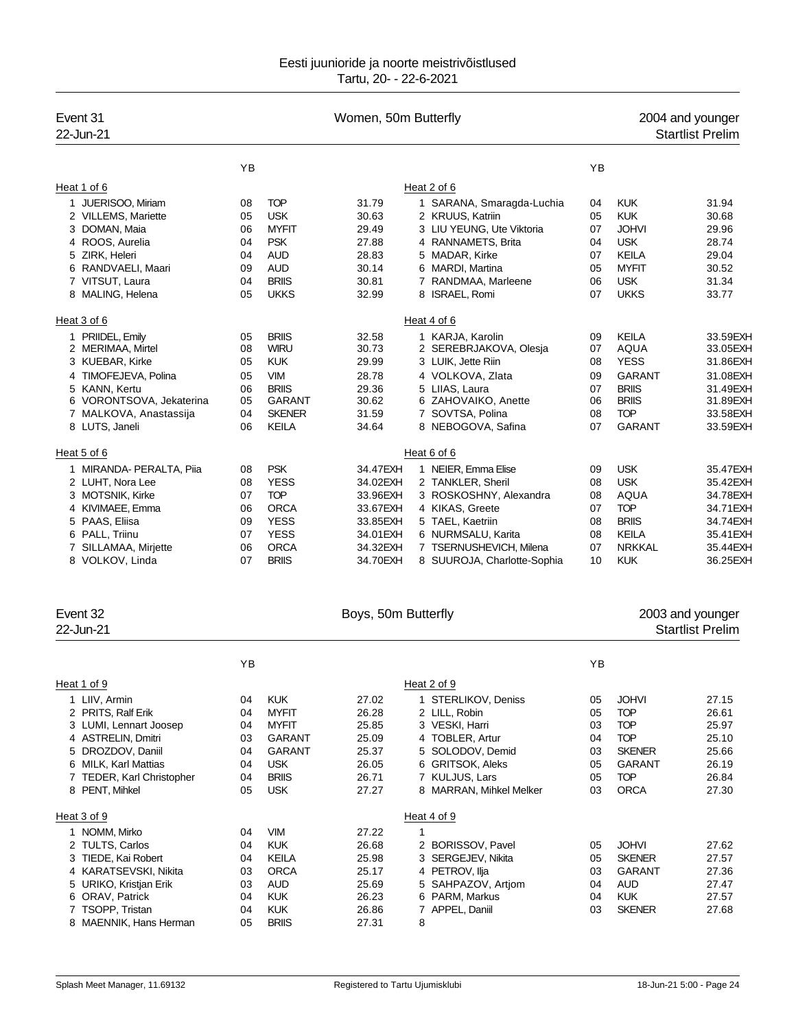Eesti juunioride ja noorte meistrivõistlused
Tartu, 20- - 22-6-2021

## Event 31 — Women, 50m Butterfly — 2004 and younger

22-Jun-21 — Startlist Prelim

### Heat 1 of 6

| | Name | YB | Club | Time |
|---|---|---|---|---|
| 1 | JUERISOO, Miriam | 08 | TOP | 31.79 |
| 2 | VILLEMS, Mariette | 05 | USK | 30.63 |
| 3 | DOMAN, Maia | 06 | MYFIT | 29.49 |
| 4 | ROOS, Aurelia | 04 | PSK | 27.88 |
| 5 | ZIRK, Heleri | 04 | AUD | 28.83 |
| 6 | RANDVAELI, Maari | 09 | AUD | 30.14 |
| 7 | VITSUT, Laura | 04 | BRIIS | 30.81 |
| 8 | MALING, Helena | 05 | UKKS | 32.99 |

### Heat 2 of 6

| | Name | YB | Club | Time |
|---|---|---|---|---|
| 1 | SARANA, Smaragda-Luchia | 04 | KUK | 31.94 |
| 2 | KRUUS, Katriin | 05 | KUK | 30.68 |
| 3 | LIU YEUNG, Ute Viktoria | 07 | JOHVI | 29.96 |
| 4 | RANNAMETS, Brita | 04 | USK | 28.74 |
| 5 | MADAR, Kirke | 07 | KEILA | 29.04 |
| 6 | MARDI, Martina | 05 | MYFIT | 30.52 |
| 7 | RANDMAA, Marleene | 06 | USK | 31.34 |
| 8 | ISRAEL, Romi | 07 | UKKS | 33.77 |

### Heat 3 of 6

| | Name | YB | Club | Time |
|---|---|---|---|---|
| 1 | PRIIDEL, Emily | 05 | BRIIS | 32.58 |
| 2 | MERIMAA, Mirtel | 08 | WIRU | 30.73 |
| 3 | KUEBAR, Kirke | 05 | KUK | 29.99 |
| 4 | TIMOFEJEVA, Polina | 05 | VIM | 28.78 |
| 5 | KANN, Kertu | 06 | BRIIS | 29.36 |
| 6 | VORONTSOVA, Jekaterina | 05 | GARANT | 30.62 |
| 7 | MALKOVA, Anastassija | 04 | SKENER | 31.59 |
| 8 | LUTS, Janeli | 06 | KEILA | 34.64 |

### Heat 4 of 6

| | Name | YB | Club | Time |
|---|---|---|---|---|
| 1 | KARJA, Karolin | 09 | KEILA | 33.59EXH |
| 2 | SEREBRJAKOVA, Olesja | 07 | AQUA | 33.05EXH |
| 3 | LUIK, Jette Riin | 08 | YESS | 31.86EXH |
| 4 | VOLKOVA, Zlata | 09 | GARANT | 31.08EXH |
| 5 | LIIAS, Laura | 07 | BRIIS | 31.49EXH |
| 6 | ZAHOVAIKO, Anette | 06 | BRIIS | 31.89EXH |
| 7 | SOVTSA, Polina | 08 | TOP | 33.58EXH |
| 8 | NEBOGOVA, Safina | 07 | GARANT | 33.59EXH |

### Heat 5 of 6

| | Name | YB | Club | Time |
|---|---|---|---|---|
| 1 | MIRANDA- PERALTA, Piia | 08 | PSK | 34.47EXH |
| 2 | LUHT, Nora Lee | 08 | YESS | 34.02EXH |
| 3 | MOTSNIK, Kirke | 07 | TOP | 33.96EXH |
| 4 | KIVIMAEE, Emma | 06 | ORCA | 33.67EXH |
| 5 | PAAS, Eliisa | 09 | YESS | 33.85EXH |
| 6 | PALL, Triinu | 07 | YESS | 34.01EXH |
| 7 | SILLAMAA, Mirjette | 06 | ORCA | 34.32EXH |
| 8 | VOLKOV, Linda | 07 | BRIIS | 34.70EXH |

### Heat 6 of 6

| | Name | YB | Club | Time |
|---|---|---|---|---|
| 1 | NEIER, Emma Elise | 09 | USK | 35.47EXH |
| 2 | TANKLER, Sheril | 08 | USK | 35.42EXH |
| 3 | ROSKOSHNY, Alexandra | 08 | AQUA | 34.78EXH |
| 4 | KIKAS, Greete | 07 | TOP | 34.71EXH |
| 5 | TAEL, Kaetriin | 08 | BRIIS | 34.74EXH |
| 6 | NURMSALU, Karita | 08 | KEILA | 35.41EXH |
| 7 | TSERNUSHEVICH, Milena | 07 | NRKKAL | 35.44EXH |
| 8 | SUUROJA, Charlotte-Sophia | 10 | KUK | 36.25EXH |

## Event 32 — Boys, 50m Butterfly — 2003 and younger

22-Jun-21 — Startlist Prelim

### Heat 1 of 9

| | Name | YB | Club | Time |
|---|---|---|---|---|
| 1 | LIIV, Armin | 04 | KUK | 27.02 |
| 2 | PRITS, Ralf Erik | 04 | MYFIT | 26.28 |
| 3 | LUMI, Lennart Joosep | 04 | MYFIT | 25.85 |
| 4 | ASTRELIN, Dmitri | 03 | GARANT | 25.09 |
| 5 | DROZDOV, Daniil | 04 | GARANT | 25.37 |
| 6 | MILK, Karl Mattias | 04 | USK | 26.05 |
| 7 | TEDER, Karl Christopher | 04 | BRIIS | 26.71 |
| 8 | PENT, Mihkel | 05 | USK | 27.27 |

### Heat 2 of 9

| | Name | YB | Club | Time |
|---|---|---|---|---|
| 1 | STERLIKOV, Deniss | 05 | JOHVI | 27.15 |
| 2 | LILL, Robin | 05 | TOP | 26.61 |
| 3 | VESKI, Harri | 03 | TOP | 25.97 |
| 4 | TOBLER, Artur | 04 | TOP | 25.10 |
| 5 | SOLODOV, Demid | 03 | SKENER | 25.66 |
| 6 | GRITSOK, Aleks | 05 | GARANT | 26.19 |
| 7 | KULJUS, Lars | 05 | TOP | 26.84 |
| 8 | MARRAN, Mihkel Melker | 03 | ORCA | 27.30 |

### Heat 3 of 9

| | Name | YB | Club | Time |
|---|---|---|---|---|
| 1 | NOMM, Mirko | 04 | VIM | 27.22 |
| 2 | TULTS, Carlos | 04 | KUK | 26.68 |
| 3 | TIEDE, Kai Robert | 04 | KEILA | 25.98 |
| 4 | KARATSEVSKI, Nikita | 03 | ORCA | 25.17 |
| 5 | URIKO, Kristjan Erik | 03 | AUD | 25.69 |
| 6 | ORAV, Patrick | 04 | KUK | 26.23 |
| 7 | TSOPP, Tristan | 04 | KUK | 26.86 |
| 8 | MAENNIK, Hans Herman | 05 | BRIIS | 27.31 |

### Heat 4 of 9

| | Name | YB | Club | Time |
|---|---|---|---|---|
| 1 | | | | |
| 2 | BORISSOV, Pavel | 05 | JOHVI | 27.62 |
| 3 | SERGEJEV, Nikita | 05 | SKENER | 27.57 |
| 4 | PETROV, Ilja | 03 | GARANT | 27.36 |
| 5 | SAHPAZOV, Artjom | 04 | AUD | 27.47 |
| 6 | PARM, Markus | 04 | KUK | 27.57 |
| 7 | APPEL, Daniil | 03 | SKENER | 27.68 |
| 8 | | | | |

Splash Meet Manager, 11.69132 — Registered to Tartu Ujumisklubi — 18-Jun-21 5:00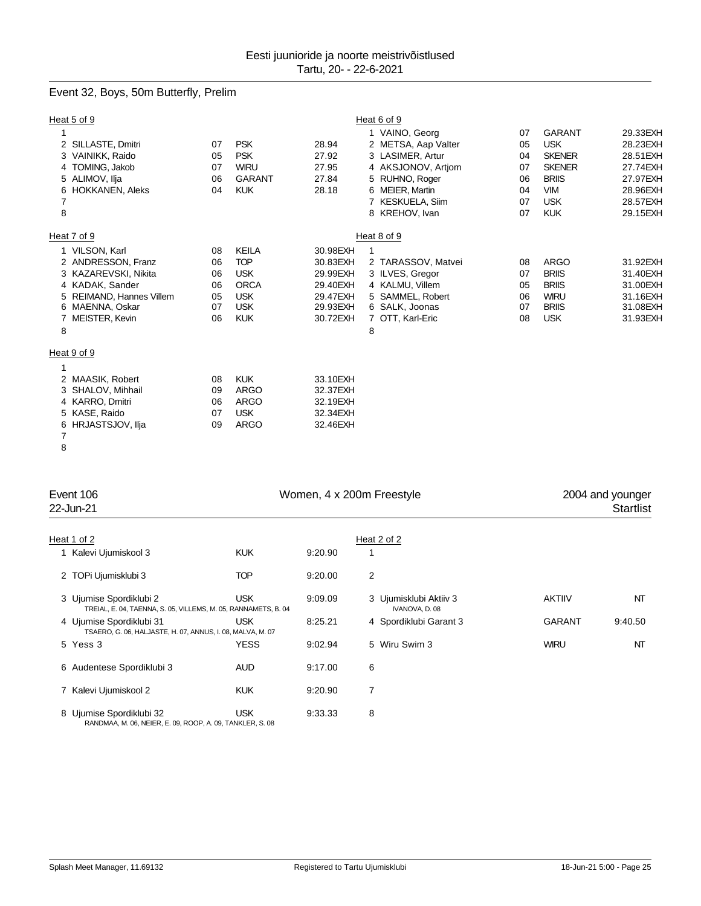Eesti juunioride ja noorte meistrivõistlused
Tartu, 20- - 22-6-2021

## Event 32, Boys, 50m Butterfly, Prelim

### Heat 5 of 9

| Lane | Name | YoB | Club | Time |
|---|---|---|---|---|
| 1 | | | | |
| 2 | SILLASTE, Dmitri | 07 | PSK | 28.94 |
| 3 | VAINIKK, Raido | 05 | PSK | 27.92 |
| 4 | TOMING, Jakob | 07 | WIRU | 27.95 |
| 5 | ALIMOV, Ilja | 06 | GARANT | 27.84 |
| 6 | HOKKANEN, Aleks | 04 | KUK | 28.18 |
| 7 | | | | |
| 8 | | | | |

### Heat 6 of 9

| Lane | Name | YoB | Club | Time |
|---|---|---|---|---|
| 1 | VAINO, Georg | 07 | GARANT | 29.33EXH |
| 2 | METSA, Aap Valter | 05 | USK | 28.23EXH |
| 3 | LASIMER, Artur | 04 | SKENER | 28.51EXH |
| 4 | AKSJONOV, Artjom | 07 | SKENER | 27.74EXH |
| 5 | RUHNO, Roger | 06 | BRIIS | 27.97EXH |
| 6 | MEIER, Martin | 04 | VIM | 28.96EXH |
| 7 | KESKUELA, Siim | 07 | USK | 28.57EXH |
| 8 | KREHOV, Ivan | 07 | KUK | 29.15EXH |

### Heat 7 of 9

| Lane | Name | YoB | Club | Time |
|---|---|---|---|---|
| 1 | VILSON, Karl | 08 | KEILA | 30.98EXH |
| 2 | ANDRESSON, Franz | 06 | TOP | 30.83EXH |
| 3 | KAZAREVSKI, Nikita | 06 | USK | 29.99EXH |
| 4 | KADAK, Sander | 06 | ORCA | 29.40EXH |
| 5 | REIMAND, Hannes Villem | 05 | USK | 29.47EXH |
| 6 | MAENNA, Oskar | 07 | USK | 29.93EXH |
| 7 | MEISTER, Kevin | 06 | KUK | 30.72EXH |
| 8 | | | | |

### Heat 8 of 9

| Lane | Name | YoB | Club | Time |
|---|---|---|---|---|
| 1 | | | | |
| 2 | TARASSOV, Matvei | 08 | ARGO | 31.92EXH |
| 3 | ILVES, Gregor | 07 | BRIIS | 31.40EXH |
| 4 | KALMU, Villem | 05 | BRIIS | 31.00EXH |
| 5 | SAMMEL, Robert | 06 | WIRU | 31.16EXH |
| 6 | SALK, Joonas | 07 | BRIIS | 31.08EXH |
| 7 | OTT, Karl-Eric | 08 | USK | 31.93EXH |
| 8 | | | | |

### Heat 9 of 9

| Lane | Name | YoB | Club | Time |
|---|---|---|---|---|
| 1 | | | | |
| 2 | MAASIK, Robert | 08 | KUK | 33.10EXH |
| 3 | SHALOV, Mihhail | 09 | ARGO | 32.37EXH |
| 4 | KARRO, Dmitri | 06 | ARGO | 32.19EXH |
| 5 | KASE, Raido | 07 | USK | 32.34EXH |
| 6 | HRJASTSJOV, Ilja | 09 | ARGO | 32.46EXH |
| 7 | | | | |
| 8 | | | | |

## Event 106 — Women, 4 x 200m Freestyle — 2004 and younger

22-Jun-21 — Startlist

### Heat 1 of 2

| Lane | Team | Club | Time |
|---|---|---|---|
| 1 | Kalevi Ujumiskool 3 | KUK | 9:20.90 |
| 2 | TOPi Ujumisklubi 3 | TOP | 9:20.00 |
| 3 | Ujumise Spordiklubi 2<br>TREIAL, E. 04, TAENNA, S. 05, VILLEMS, M. 05, RANNAMETS, B. 04 | USK | 9:09.09 |
| 4 | Ujumise Spordiklubi 31<br>TSAERO, G. 06, HALJASTE, H. 07, ANNUS, I. 08, MALVA, M. 07 | USK | 8:25.21 |
| 5 | Yess 3 | YESS | 9:02.94 |
| 6 | Audentese Spordiklubi 3 | AUD | 9:17.00 |
| 7 | Kalevi Ujumiskool 2 | KUK | 9:20.90 |
| 8 | Ujumise Spordiklubi 32<br>RANDMAA, M. 06, NEIER, E. 09, ROOP, A. 09, TANKLER, S. 08 | USK | 9:33.33 |

### Heat 2 of 2

| Lane | Team | Club | Time |
|---|---|---|---|
| 1 | | | |
| 2 | | | |
| 3 | Ujumisklubi Aktiiv 3<br>IVANOVA, D. 08 | AKTIIV | NT |
| 4 | Spordiklubi Garant 3 | GARANT | 9:40.50 |
| 5 | Wiru Swim 3 | WIRU | NT |
| 6 | | | |
| 7 | | | |
| 8 | | | |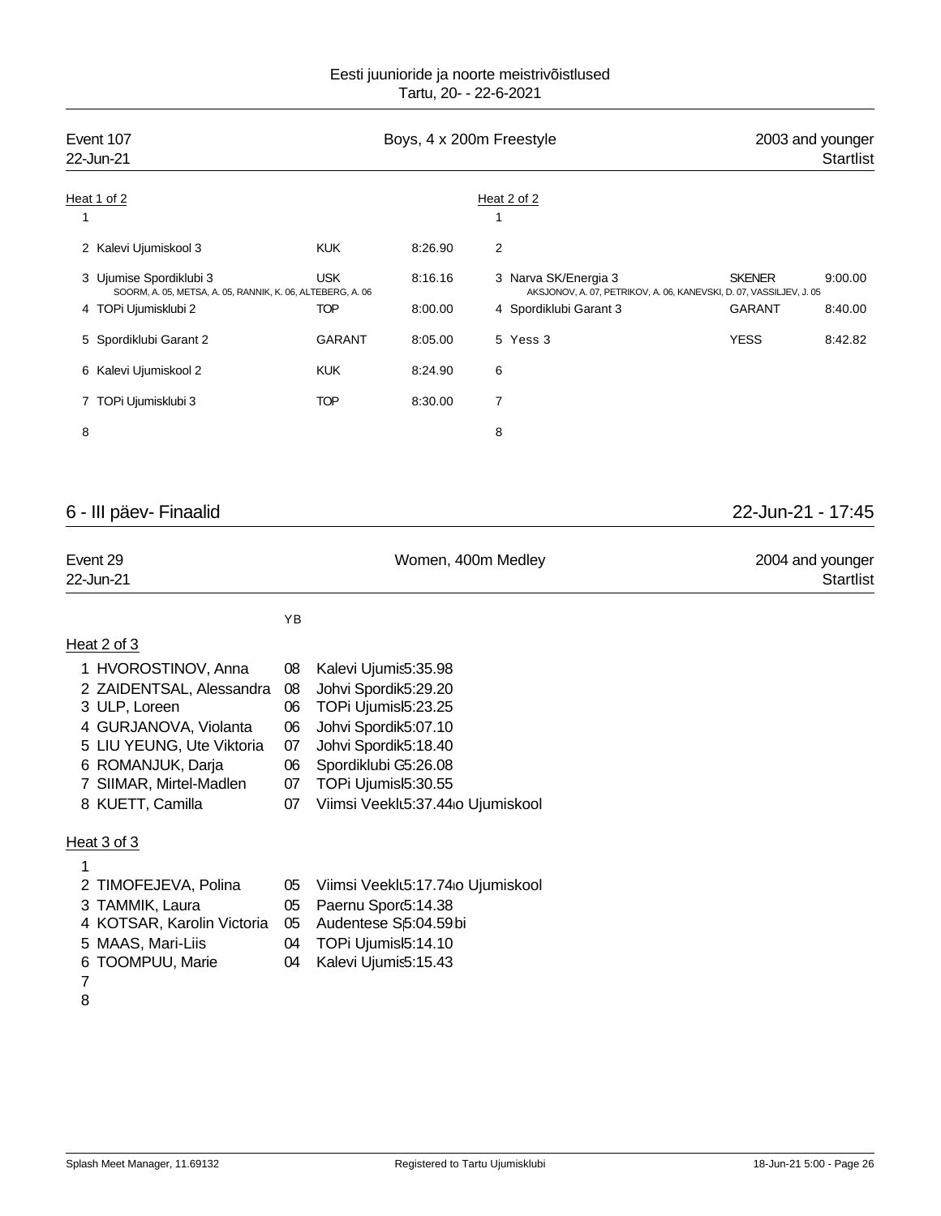Eesti juunioride ja noorte meistrivõistlused
Tartu, 20- - 22-6-2021

| Event 107 | Boys, 4 x 200m Freestyle | 2003 and younger |
|---|---|---|
| 22-Jun-21 | | Startlist |

**Heat 1 of 2**

| Lane | Team | Code | Time |
|---|---|---|---|
| 1 | | | |
| 2 | Kalevi Ujumiskool 3 | KUK | 8:26.90 |
| 3 | Ujumise Spordiklubi 3<br>SOORM, A. 05, METSA, A. 05, RANNIK, K. 06, ALTEBERG, A. 06 | USK | 8:16.16 |
| 4 | TOPi Ujumisklubi 2 | TOP | 8:00.00 |
| 5 | Spordiklubi Garant 2 | GARANT | 8:05.00 |
| 6 | Kalevi Ujumiskool 2 | KUK | 8:24.90 |
| 7 | TOPi Ujumisklubi 3 | TOP | 8:30.00 |
| 8 | | | |

**Heat 2 of 2**

| Lane | Team | Code | Time |
|---|---|---|---|
| 1 | | | |
| 2 | | | |
| 3 | Narva SK/Energia 3<br>AKSJONOV, A. 07, PETRIKOV, A. 06, KANEVSKI, D. 07, VASSILJEV, J. 05 | SKENER | 9:00.00 |
| 4 | Spordiklubi Garant 3 | GARANT | 8:40.00 |
| 5 | Yess 3 | YESS | 8:42.82 |
| 6 | | | |
| 7 | | | |
| 8 | | | |

## 6 - III päev- Finaalid

22-Jun-21 - 17:45

| Event 29 | Women, 400m Medley | 2004 and younger |
|---|---|---|
| 22-Jun-21 | | Startlist |

**Heat 2 of 3**

| Lane | Name | YB | Club | Time |
|---|---|---|---|---|
| 1 | HVOROSTINOV, Anna | 08 | Kalevi Ujumis | 5:35.98 |
| 2 | ZAIDENTSAL, Alessandra | 08 | Johvi Spordik | 5:29.20 |
| 3 | ULP, Loreen | 06 | TOPi Ujumisl | 5:23.25 |
| 4 | GURJANOVA, Violanta | 06 | Johvi Spordik | 5:07.10 |
| 5 | LIU YEUNG, Ute Viktoria | 07 | Johvi Spordik | 5:18.40 |
| 6 | ROMANJUK, Darja | 06 | Spordiklubi G | 5:26.08 |
| 7 | SIIMAR, Mirtel-Madlen | 07 | TOPi Ujumisl | 5:30.55 |
| 8 | KUETT, Camilla | 07 | Viimsi Veeklubio Ujumiskool | 5:37.44 |

**Heat 3 of 3**

| Lane | Name | YB | Club | Time |
|---|---|---|---|---|
| 1 | | | | |
| 2 | TIMOFEJEVA, Polina | 05 | Viimsi Veeklubio Ujumiskool | 5:17.74 |
| 3 | TAMMIK, Laura | 05 | Paernu Spor | 5:14.38 |
| 4 | KOTSAR, Karolin Victoria | 05 | Audentese Spbi | 5:04.59 |
| 5 | MAAS, Mari-Liis | 04 | TOPi Ujumisl | 5:14.10 |
| 6 | TOOMPUU, Marie | 04 | Kalevi Ujumis | 5:15.43 |
| 7 | | | | |
| 8 | | | | |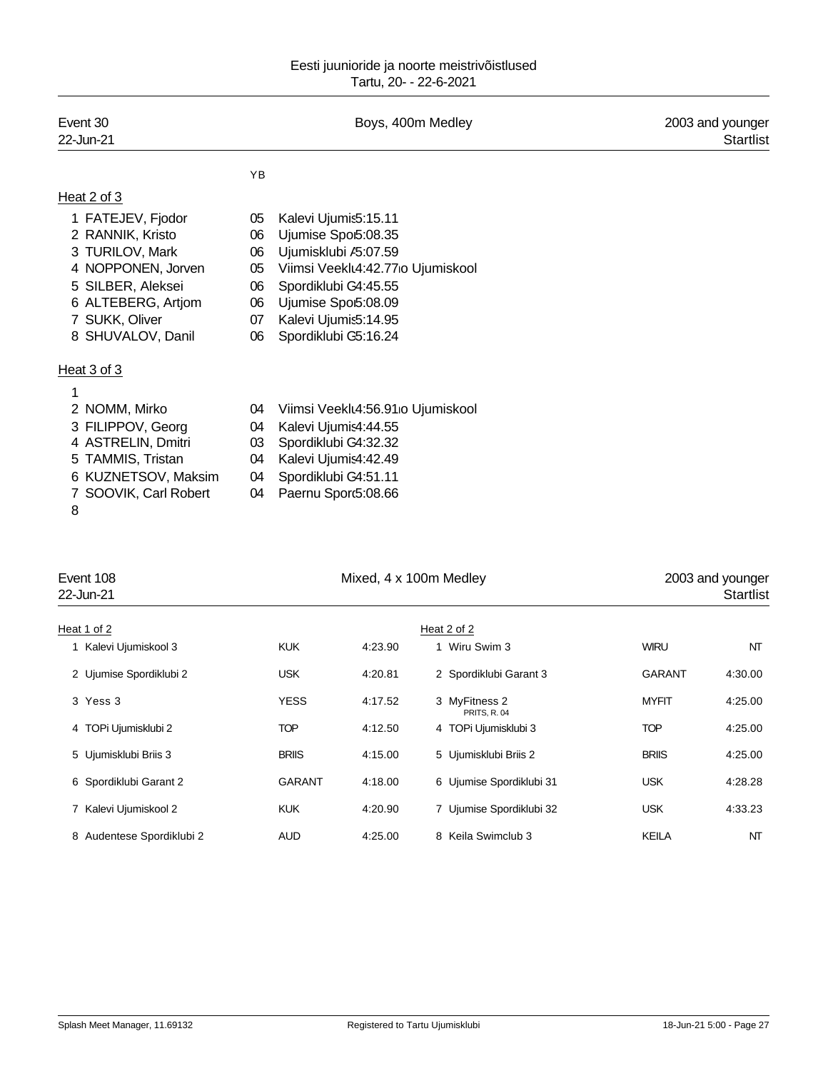Eesti juunioride ja noorte meistrivõistlused
Tartu, 20- - 22-6-2021

| Event 30 | Boys, 400m Medley | 2003 and younger |
|---|---|---|
| 22-Jun-21 | | Startlist |

### Heat 2 of 3

| | | YB | |
|---|---|---|---|
| 1 | FATEJEV, Fjodor | 05 | Kalevi Ujumis 5:15.11 |
| 2 | RANNIK, Kristo | 06 | Ujumise Spor 5:08.35 |
| 3 | TURILOV, Mark | 06 | Ujumisklubi A 5:07.59 |
| 4 | NOPPONEN, Jorven | 05 | Viimsi Veeklu 4:42.77 io Ujumiskool |
| 5 | SILBER, Aleksei | 06 | Spordiklubi G 4:45.55 |
| 6 | ALTEBERG, Artjom | 06 | Ujumise Spor 5:08.09 |
| 7 | SUKK, Oliver | 07 | Kalevi Ujumis 5:14.95 |
| 8 | SHUVALOV, Danil | 06 | Spordiklubi G 5:16.24 |

### Heat 3 of 3

| | | YB | |
|---|---|---|---|
| 1 | | | |
| 2 | NOMM, Mirko | 04 | Viimsi Veeklu 4:56.91 io Ujumiskool |
| 3 | FILIPPOV, Georg | 04 | Kalevi Ujumis 4:44.55 |
| 4 | ASTRELIN, Dmitri | 03 | Spordiklubi G 4:32.32 |
| 5 | TAMMIS, Tristan | 04 | Kalevi Ujumis 4:42.49 |
| 6 | KUZNETSOV, Maksim | 04 | Spordiklubi G 4:51.11 |
| 7 | SOOVIK, Carl Robert | 04 | Paernu Spor 5:08.66 |
| 8 | | | |

| Event 108 | Mixed, 4 x 100m Medley | 2003 and younger |
|---|---|---|
| 22-Jun-21 | | Startlist |

### Heat 1 of 2

| | | | |
|---|---|---|---|
| 1 | Kalevi Ujumiskool 3 | KUK | 4:23.90 |
| 2 | Ujumise Spordiklubi 2 | USK | 4:20.81 |
| 3 | Yess 3 | YESS | 4:17.52 |
| 4 | TOPi Ujumisklubi 2 | TOP | 4:12.50 |
| 5 | Ujumisklubi Briis 3 | BRIIS | 4:15.00 |
| 6 | Spordiklubi Garant 2 | GARANT | 4:18.00 |
| 7 | Kalevi Ujumiskool 2 | KUK | 4:20.90 |
| 8 | Audentese Spordiklubi 2 | AUD | 4:25.00 |

### Heat 2 of 2

| | | | |
|---|---|---|---|
| 1 | Wiru Swim 3 | WIRU | NT |
| 2 | Spordiklubi Garant 3 | GARANT | 4:30.00 |
| 3 | MyFitness 2<br>PRITS, R. 04 | MYFIT | 4:25.00 |
| 4 | TOPi Ujumisklubi 3 | TOP | 4:25.00 |
| 5 | Ujumisklubi Briis 2 | BRIIS | 4:25.00 |
| 6 | Ujumise Spordiklubi 31 | USK | 4:28.28 |
| 7 | Ujumise Spordiklubi 32 | USK | 4:33.23 |
| 8 | Keila Swimclub 3 | KEILA | NT |